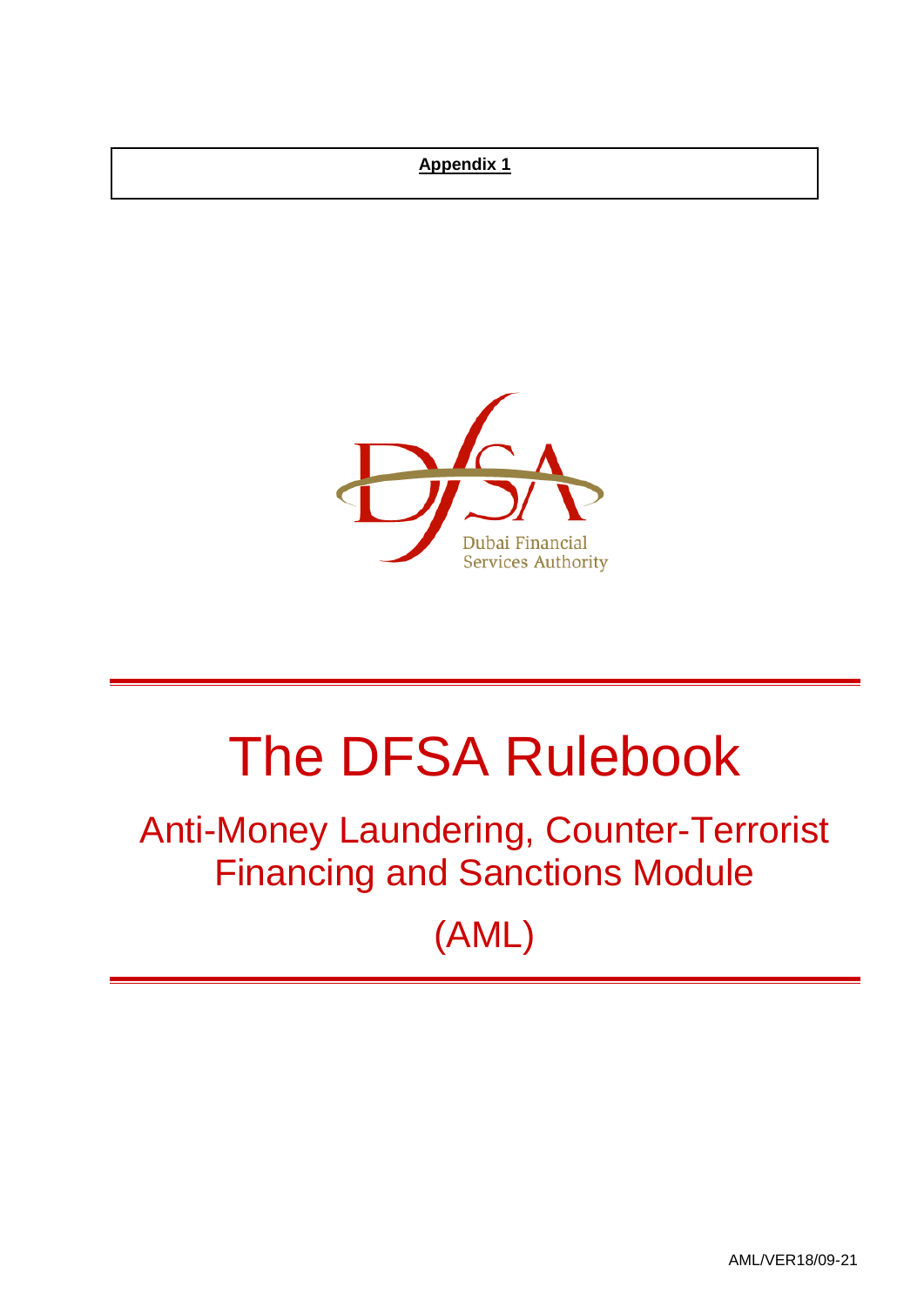**Appendix 1**

Dubai Financial Services Authority

# The DFSA Rulebook

## Anti-Money Laundering, Counter-Terrorist Financing and Sanctions Module

## (AML)

AML/VER18/09-21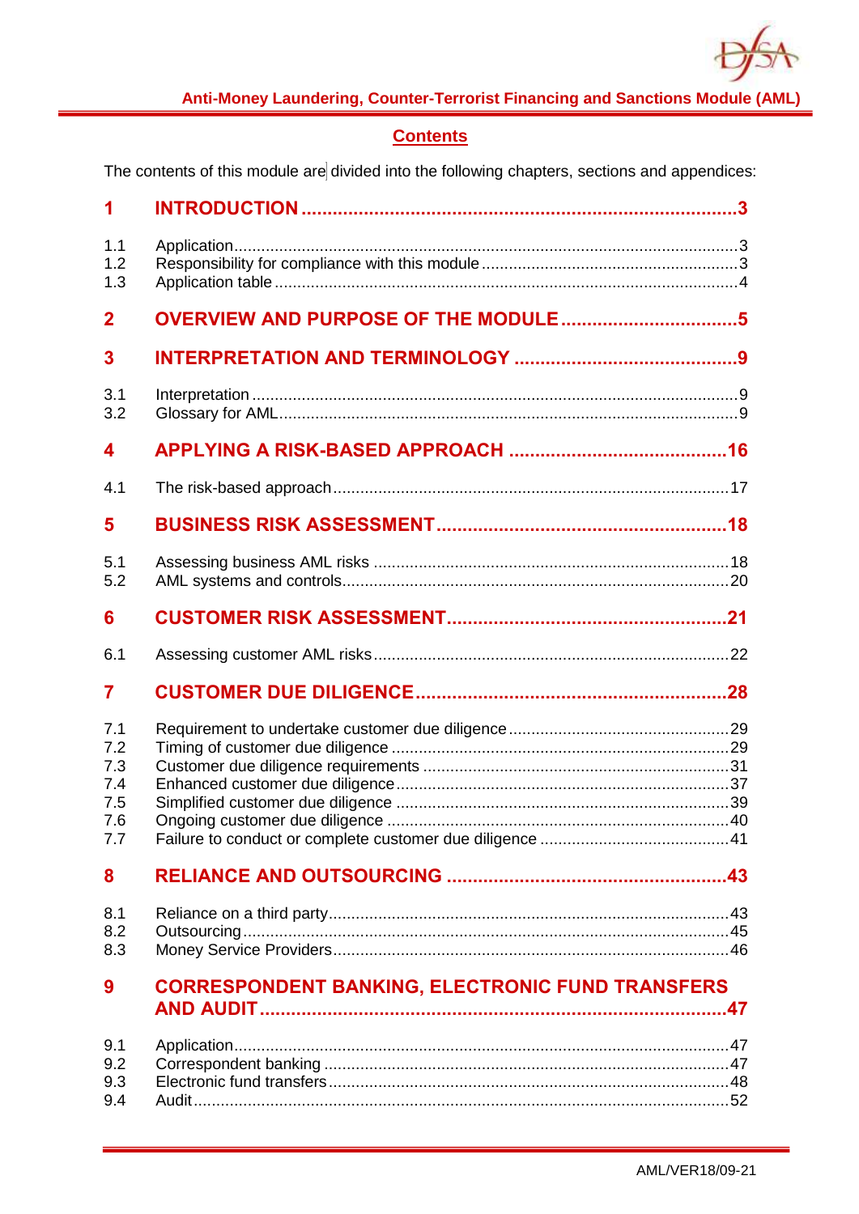## Contents

The contents of this module are divided into the following chapters, sections and appendices:

| | | |
|---|---|---|
| **1** | **INTRODUCTION** | **3** |
| 1.1 | Application | 3 |
| 1.2 | Responsibility for compliance with this module | 3 |
| 1.3 | Application table | 4 |
| **2** | **OVERVIEW AND PURPOSE OF THE MODULE** | **5** |
| **3** | **INTERPRETATION AND TERMINOLOGY** | **9** |
| 3.1 | Interpretation | 9 |
| 3.2 | Glossary for AML | 9 |
| **4** | **APPLYING A RISK-BASED APPROACH** | **16** |
| 4.1 | The risk-based approach | 17 |
| **5** | **BUSINESS RISK ASSESSMENT** | **18** |
| 5.1 | Assessing business AML risks | 18 |
| 5.2 | AML systems and controls | 20 |
| **6** | **CUSTOMER RISK ASSESSMENT** | **21** |
| 6.1 | Assessing customer AML risks | 22 |
| **7** | **CUSTOMER DUE DILIGENCE** | **28** |
| 7.1 | Requirement to undertake customer due diligence | 29 |
| 7.2 | Timing of customer due diligence | 29 |
| 7.3 | Customer due diligence requirements | 31 |
| 7.4 | Enhanced customer due diligence | 37 |
| 7.5 | Simplified customer due diligence | 39 |
| 7.6 | Ongoing customer due diligence | 40 |
| 7.7 | Failure to conduct or complete customer due diligence | 41 |
| **8** | **RELIANCE AND OUTSOURCING** | **43** |
| 8.1 | Reliance on a third party | 43 |
| 8.2 | Outsourcing | 45 |
| 8.3 | Money Service Providers | 46 |
| **9** | **CORRESPONDENT BANKING, ELECTRONIC FUND TRANSFERS AND AUDIT** | **47** |
| 9.1 | Application | 47 |
| 9.2 | Correspondent banking | 47 |
| 9.3 | Electronic fund transfers | 48 |
| 9.4 | Audit | 52 |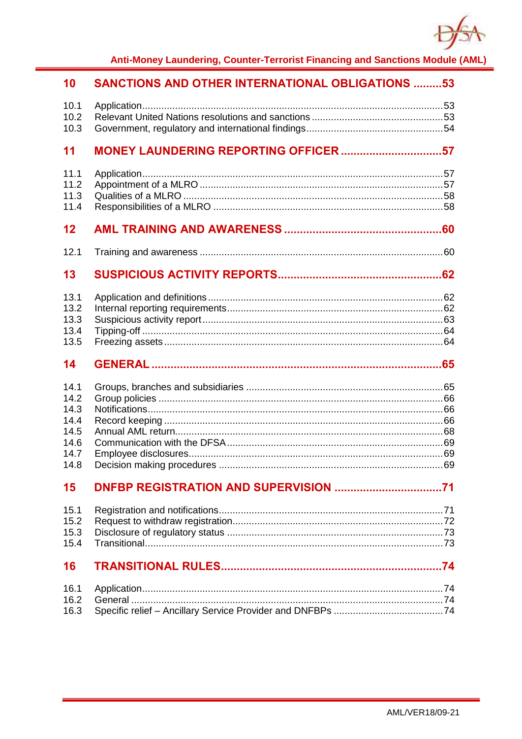| | | |
|---|---|---|
| **10** | **SANCTIONS AND OTHER INTERNATIONAL OBLIGATIONS** | **53** |
| 10.1 | Application | 53 |
| 10.2 | Relevant United Nations resolutions and sanctions | 53 |
| 10.3 | Government, regulatory and international findings | 54 |
| **11** | **MONEY LAUNDERING REPORTING OFFICER** | **57** |
| 11.1 | Application | 57 |
| 11.2 | Appointment of a MLRO | 57 |
| 11.3 | Qualities of a MLRO | 58 |
| 11.4 | Responsibilities of a MLRO | 58 |
| **12** | **AML TRAINING AND AWARENESS** | **60** |
| 12.1 | Training and awareness | 60 |
| **13** | **SUSPICIOUS ACTIVITY REPORTS** | **62** |
| 13.1 | Application and definitions | 62 |
| 13.2 | Internal reporting requirements | 62 |
| 13.3 | Suspicious activity report | 63 |
| 13.4 | Tipping-off | 64 |
| 13.5 | Freezing assets | 64 |
| **14** | **GENERAL** | **65** |
| 14.1 | Groups, branches and subsidiaries | 65 |
| 14.2 | Group policies | 66 |
| 14.3 | Notifications | 66 |
| 14.4 | Record keeping | 66 |
| 14.5 | Annual AML return | 68 |
| 14.6 | Communication with the DFSA | 69 |
| 14.7 | Employee disclosures | 69 |
| 14.8 | Decision making procedures | 69 |
| **15** | **DNFBP REGISTRATION AND SUPERVISION** | **71** |
| 15.1 | Registration and notifications | 71 |
| 15.2 | Request to withdraw registration | 72 |
| 15.3 | Disclosure of regulatory status | 73 |
| 15.4 | Transitional | 73 |
| **16** | **TRANSITIONAL RULES** | **74** |
| 16.1 | Application | 74 |
| 16.2 | General | 74 |
| 16.3 | Specific relief – Ancillary Service Provider and DNFBPs | 74 |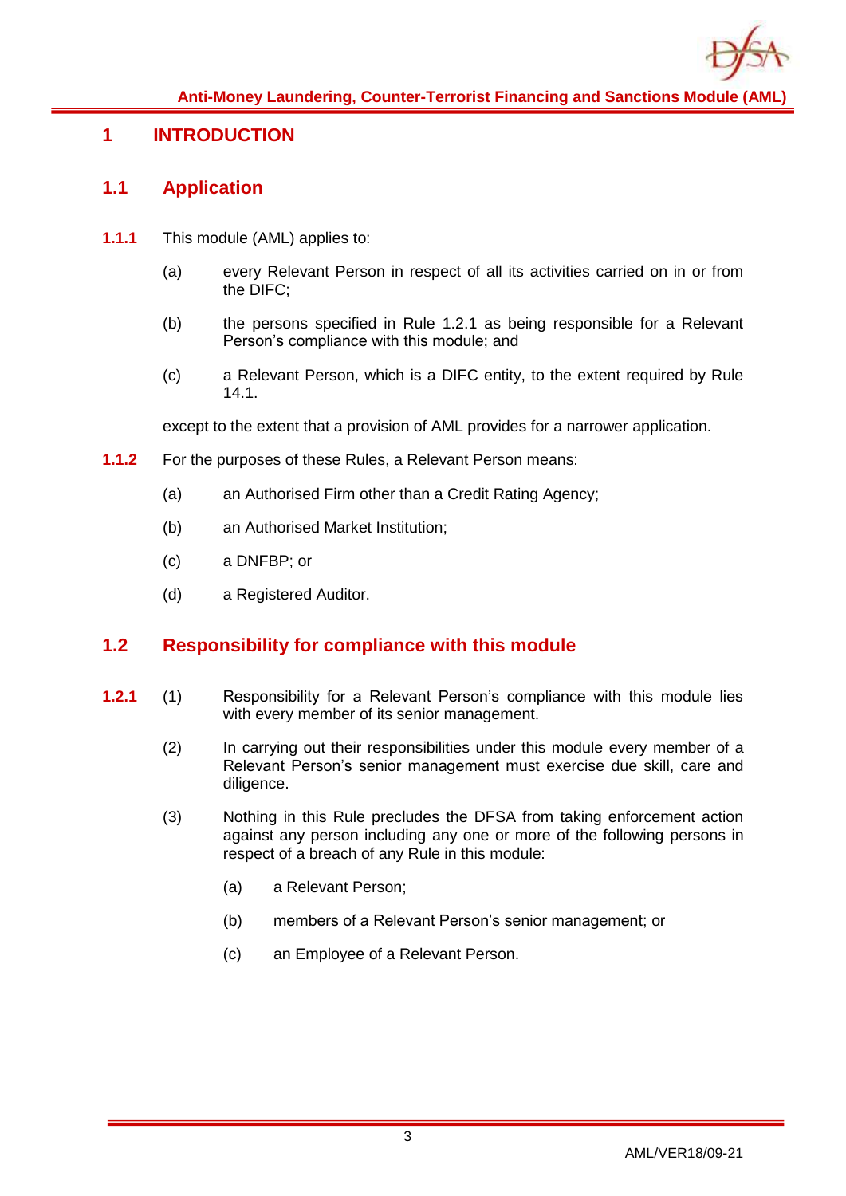# 1 INTRODUCTION

## 1.1 Application

**1.1.1** This module (AML) applies to:

(a) every Relevant Person in respect of all its activities carried on in or from the DIFC;

(b) the persons specified in Rule 1.2.1 as being responsible for a Relevant Person's compliance with this module; and

(c) a Relevant Person, which is a DIFC entity, to the extent required by Rule 14.1.

except to the extent that a provision of AML provides for a narrower application.

**1.1.2** For the purposes of these Rules, a Relevant Person means:

(a) an Authorised Firm other than a Credit Rating Agency;

(b) an Authorised Market Institution;

(c) a DNFBP; or

(d) a Registered Auditor.

## 1.2 Responsibility for compliance with this module

**1.2.1** (1) Responsibility for a Relevant Person's compliance with this module lies with every member of its senior management.

(2) In carrying out their responsibilities under this module every member of a Relevant Person's senior management must exercise due skill, care and diligence.

(3) Nothing in this Rule precludes the DFSA from taking enforcement action against any person including any one or more of the following persons in respect of a breach of any Rule in this module:

(a) a Relevant Person;

(b) members of a Relevant Person's senior management; or

(c) an Employee of a Relevant Person.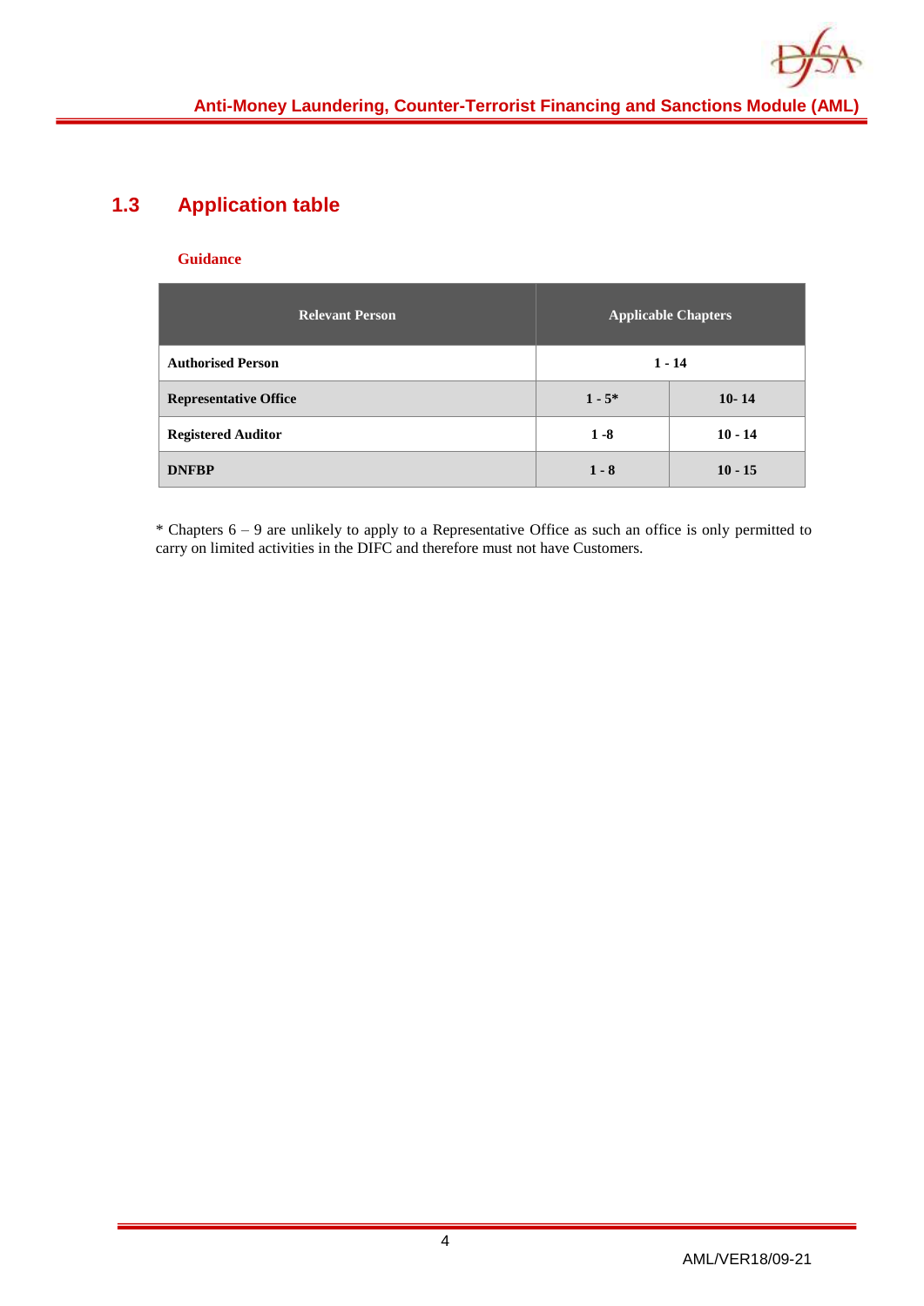## 1.3 Application table

**Guidance**

| Relevant Person | Applicable Chapters | |
|---|---|---|
| **Authorised Person** | **1 - 14** | |
| **Representative Office** | **1 - 5*** | **10- 14** |
| **Registered Auditor** | **1 -8** | **10 - 14** |
| **DNFBP** | **1 - 8** | **10 - 15** |

* Chapters 6 – 9 are unlikely to apply to a Representative Office as such an office is only permitted to carry on limited activities in the DIFC and therefore must not have Customers.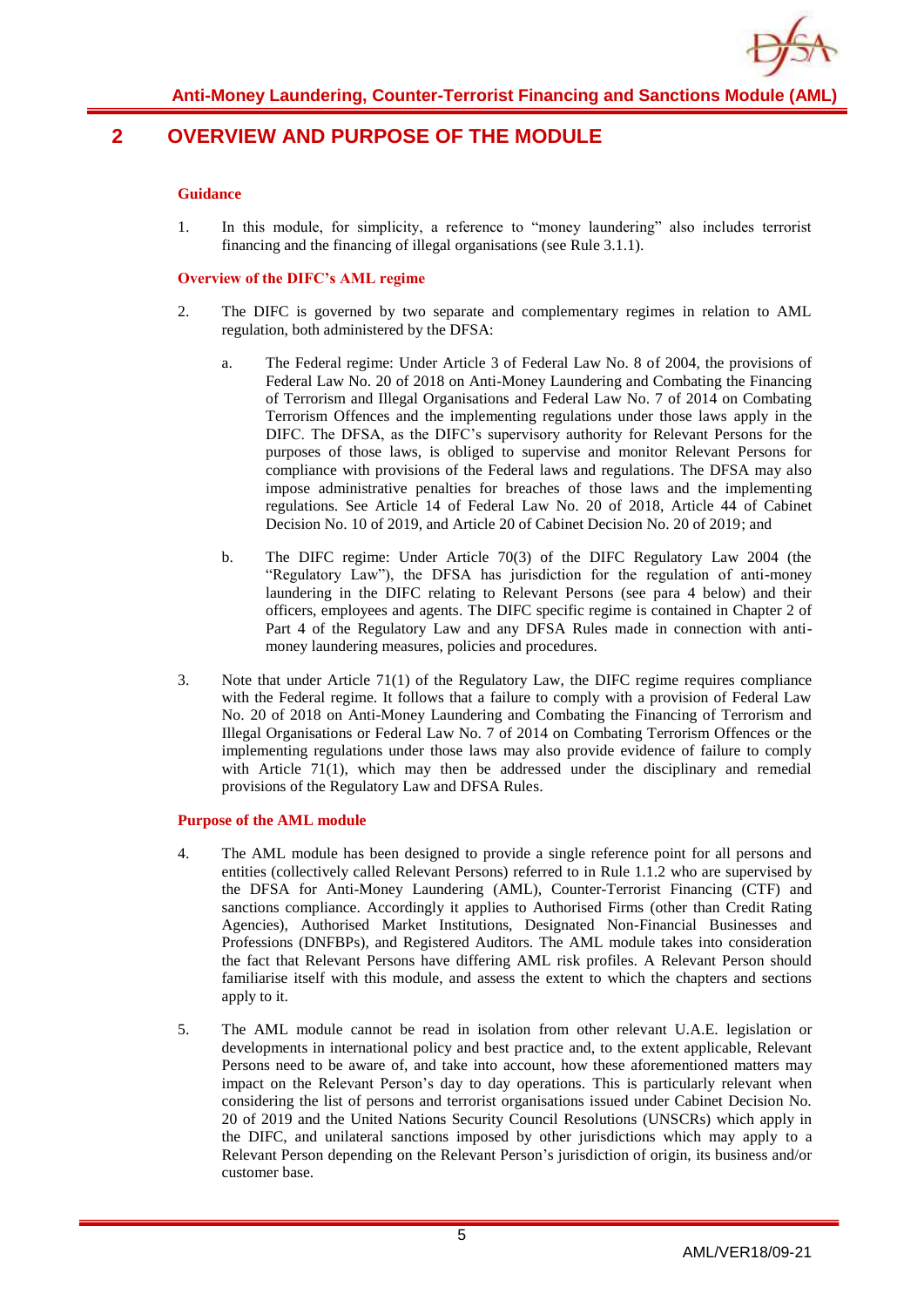# 2 OVERVIEW AND PURPOSE OF THE MODULE

### Guidance

1. In this module, for simplicity, a reference to "money laundering" also includes terrorist financing and the financing of illegal organisations (see Rule 3.1.1).

### Overview of the DIFC's AML regime

2. The DIFC is governed by two separate and complementary regimes in relation to AML regulation, both administered by the DFSA:

   a. The Federal regime: Under Article 3 of Federal Law No. 8 of 2004, the provisions of Federal Law No. 20 of 2018 on Anti-Money Laundering and Combating the Financing of Terrorism and Illegal Organisations and Federal Law No. 7 of 2014 on Combating Terrorism Offences and the implementing regulations under those laws apply in the DIFC. The DFSA, as the DIFC's supervisory authority for Relevant Persons for the purposes of those laws, is obliged to supervise and monitor Relevant Persons for compliance with provisions of the Federal laws and regulations. The DFSA may also impose administrative penalties for breaches of those laws and the implementing regulations. See Article 14 of Federal Law No. 20 of 2018, Article 44 of Cabinet Decision No. 10 of 2019, and Article 20 of Cabinet Decision No. 20 of 2019; and

   b. The DIFC regime: Under Article 70(3) of the DIFC Regulatory Law 2004 (the "Regulatory Law"), the DFSA has jurisdiction for the regulation of anti-money laundering in the DIFC relating to Relevant Persons (see para 4 below) and their officers, employees and agents. The DIFC specific regime is contained in Chapter 2 of Part 4 of the Regulatory Law and any DFSA Rules made in connection with anti-money laundering measures, policies and procedures.

3. Note that under Article 71(1) of the Regulatory Law, the DIFC regime requires compliance with the Federal regime. It follows that a failure to comply with a provision of Federal Law No. 20 of 2018 on Anti-Money Laundering and Combating the Financing of Terrorism and Illegal Organisations or Federal Law No. 7 of 2014 on Combating Terrorism Offences or the implementing regulations under those laws may also provide evidence of failure to comply with Article 71(1), which may then be addressed under the disciplinary and remedial provisions of the Regulatory Law and DFSA Rules.

### Purpose of the AML module

4. The AML module has been designed to provide a single reference point for all persons and entities (collectively called Relevant Persons) referred to in Rule 1.1.2 who are supervised by the DFSA for Anti-Money Laundering (AML), Counter-Terrorist Financing (CTF) and sanctions compliance. Accordingly it applies to Authorised Firms (other than Credit Rating Agencies), Authorised Market Institutions, Designated Non-Financial Businesses and Professions (DNFBPs), and Registered Auditors. The AML module takes into consideration the fact that Relevant Persons have differing AML risk profiles. A Relevant Person should familiarise itself with this module, and assess the extent to which the chapters and sections apply to it.

5. The AML module cannot be read in isolation from other relevant U.A.E. legislation or developments in international policy and best practice and, to the extent applicable, Relevant Persons need to be aware of, and take into account, how these aforementioned matters may impact on the Relevant Person's day to day operations. This is particularly relevant when considering the list of persons and terrorist organisations issued under Cabinet Decision No. 20 of 2019 and the United Nations Security Council Resolutions (UNSCRs) which apply in the DIFC, and unilateral sanctions imposed by other jurisdictions which may apply to a Relevant Person depending on the Relevant Person's jurisdiction of origin, its business and/or customer base.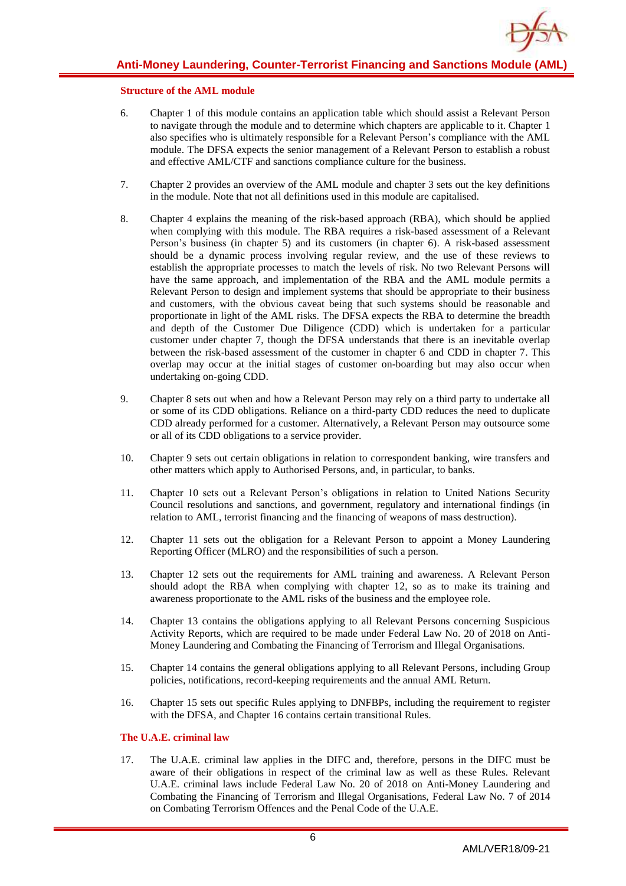#### Structure of the AML module

6. Chapter 1 of this module contains an application table which should assist a Relevant Person to navigate through the module and to determine which chapters are applicable to it. Chapter 1 also specifies who is ultimately responsible for a Relevant Person's compliance with the AML module. The DFSA expects the senior management of a Relevant Person to establish a robust and effective AML/CTF and sanctions compliance culture for the business.

7. Chapter 2 provides an overview of the AML module and chapter 3 sets out the key definitions in the module. Note that not all definitions used in this module are capitalised.

8. Chapter 4 explains the meaning of the risk-based approach (RBA), which should be applied when complying with this module. The RBA requires a risk-based assessment of a Relevant Person's business (in chapter 5) and its customers (in chapter 6). A risk-based assessment should be a dynamic process involving regular review, and the use of these reviews to establish the appropriate processes to match the levels of risk. No two Relevant Persons will have the same approach, and implementation of the RBA and the AML module permits a Relevant Person to design and implement systems that should be appropriate to their business and customers, with the obvious caveat being that such systems should be reasonable and proportionate in light of the AML risks. The DFSA expects the RBA to determine the breadth and depth of the Customer Due Diligence (CDD) which is undertaken for a particular customer under chapter 7, though the DFSA understands that there is an inevitable overlap between the risk-based assessment of the customer in chapter 6 and CDD in chapter 7. This overlap may occur at the initial stages of customer on-boarding but may also occur when undertaking on-going CDD.

9. Chapter 8 sets out when and how a Relevant Person may rely on a third party to undertake all or some of its CDD obligations. Reliance on a third-party CDD reduces the need to duplicate CDD already performed for a customer. Alternatively, a Relevant Person may outsource some or all of its CDD obligations to a service provider.

10. Chapter 9 sets out certain obligations in relation to correspondent banking, wire transfers and other matters which apply to Authorised Persons, and, in particular, to banks.

11. Chapter 10 sets out a Relevant Person's obligations in relation to United Nations Security Council resolutions and sanctions, and government, regulatory and international findings (in relation to AML, terrorist financing and the financing of weapons of mass destruction).

12. Chapter 11 sets out the obligation for a Relevant Person to appoint a Money Laundering Reporting Officer (MLRO) and the responsibilities of such a person.

13. Chapter 12 sets out the requirements for AML training and awareness. A Relevant Person should adopt the RBA when complying with chapter 12, so as to make its training and awareness proportionate to the AML risks of the business and the employee role.

14. Chapter 13 contains the obligations applying to all Relevant Persons concerning Suspicious Activity Reports, which are required to be made under Federal Law No. 20 of 2018 on Anti-Money Laundering and Combating the Financing of Terrorism and Illegal Organisations.

15. Chapter 14 contains the general obligations applying to all Relevant Persons, including Group policies, notifications, record-keeping requirements and the annual AML Return.

16. Chapter 15 sets out specific Rules applying to DNFBPs, including the requirement to register with the DFSA, and Chapter 16 contains certain transitional Rules.

#### The U.A.E. criminal law

17. The U.A.E. criminal law applies in the DIFC and, therefore, persons in the DIFC must be aware of their obligations in respect of the criminal law as well as these Rules. Relevant U.A.E. criminal laws include Federal Law No. 20 of 2018 on Anti-Money Laundering and Combating the Financing of Terrorism and Illegal Organisations, Federal Law No. 7 of 2014 on Combating Terrorism Offences and the Penal Code of the U.A.E.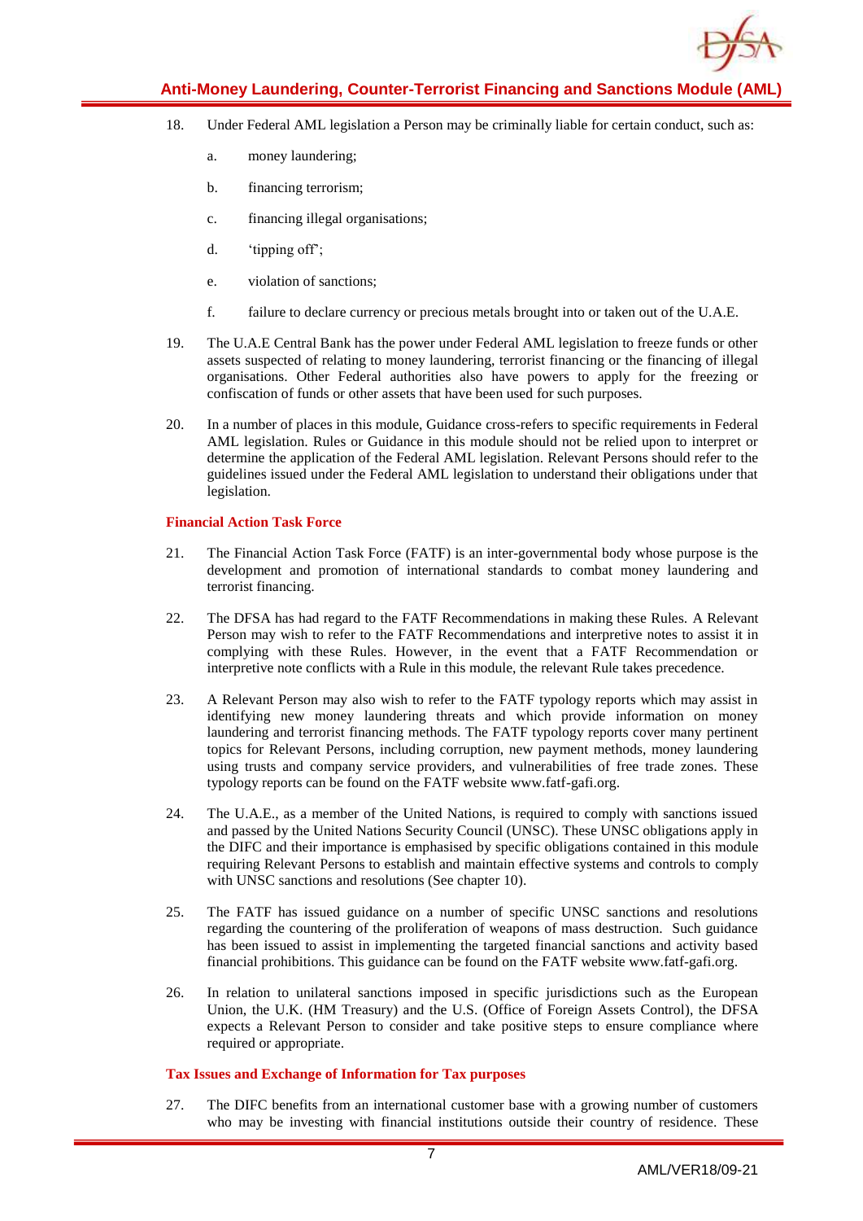18. Under Federal AML legislation a Person may be criminally liable for certain conduct, such as:

    a. money laundering;

    b. financing terrorism;

    c. financing illegal organisations;

    d. 'tipping off';

    e. violation of sanctions;

    f. failure to declare currency or precious metals brought into or taken out of the U.A.E.

19. The U.A.E Central Bank has the power under Federal AML legislation to freeze funds or other assets suspected of relating to money laundering, terrorist financing or the financing of illegal organisations. Other Federal authorities also have powers to apply for the freezing or confiscation of funds or other assets that have been used for such purposes.

20. In a number of places in this module, Guidance cross-refers to specific requirements in Federal AML legislation. Rules or Guidance in this module should not be relied upon to interpret or determine the application of the Federal AML legislation. Relevant Persons should refer to the guidelines issued under the Federal AML legislation to understand their obligations under that legislation.

**Financial Action Task Force**

21. The Financial Action Task Force (FATF) is an inter-governmental body whose purpose is the development and promotion of international standards to combat money laundering and terrorist financing.

22. The DFSA has had regard to the FATF Recommendations in making these Rules. A Relevant Person may wish to refer to the FATF Recommendations and interpretive notes to assist it in complying with these Rules. However, in the event that a FATF Recommendation or interpretive note conflicts with a Rule in this module, the relevant Rule takes precedence.

23. A Relevant Person may also wish to refer to the FATF typology reports which may assist in identifying new money laundering threats and which provide information on money laundering and terrorist financing methods. The FATF typology reports cover many pertinent topics for Relevant Persons, including corruption, new payment methods, money laundering using trusts and company service providers, and vulnerabilities of free trade zones. These typology reports can be found on the FATF website www.fatf-gafi.org.

24. The U.A.E., as a member of the United Nations, is required to comply with sanctions issued and passed by the United Nations Security Council (UNSC). These UNSC obligations apply in the DIFC and their importance is emphasised by specific obligations contained in this module requiring Relevant Persons to establish and maintain effective systems and controls to comply with UNSC sanctions and resolutions (See chapter 10).

25. The FATF has issued guidance on a number of specific UNSC sanctions and resolutions regarding the countering of the proliferation of weapons of mass destruction. Such guidance has been issued to assist in implementing the targeted financial sanctions and activity based financial prohibitions. This guidance can be found on the FATF website www.fatf-gafi.org.

26. In relation to unilateral sanctions imposed in specific jurisdictions such as the European Union, the U.K. (HM Treasury) and the U.S. (Office of Foreign Assets Control), the DFSA expects a Relevant Person to consider and take positive steps to ensure compliance where required or appropriate.

**Tax Issues and Exchange of Information for Tax purposes**

27. The DIFC benefits from an international customer base with a growing number of customers who may be investing with financial institutions outside their country of residence. These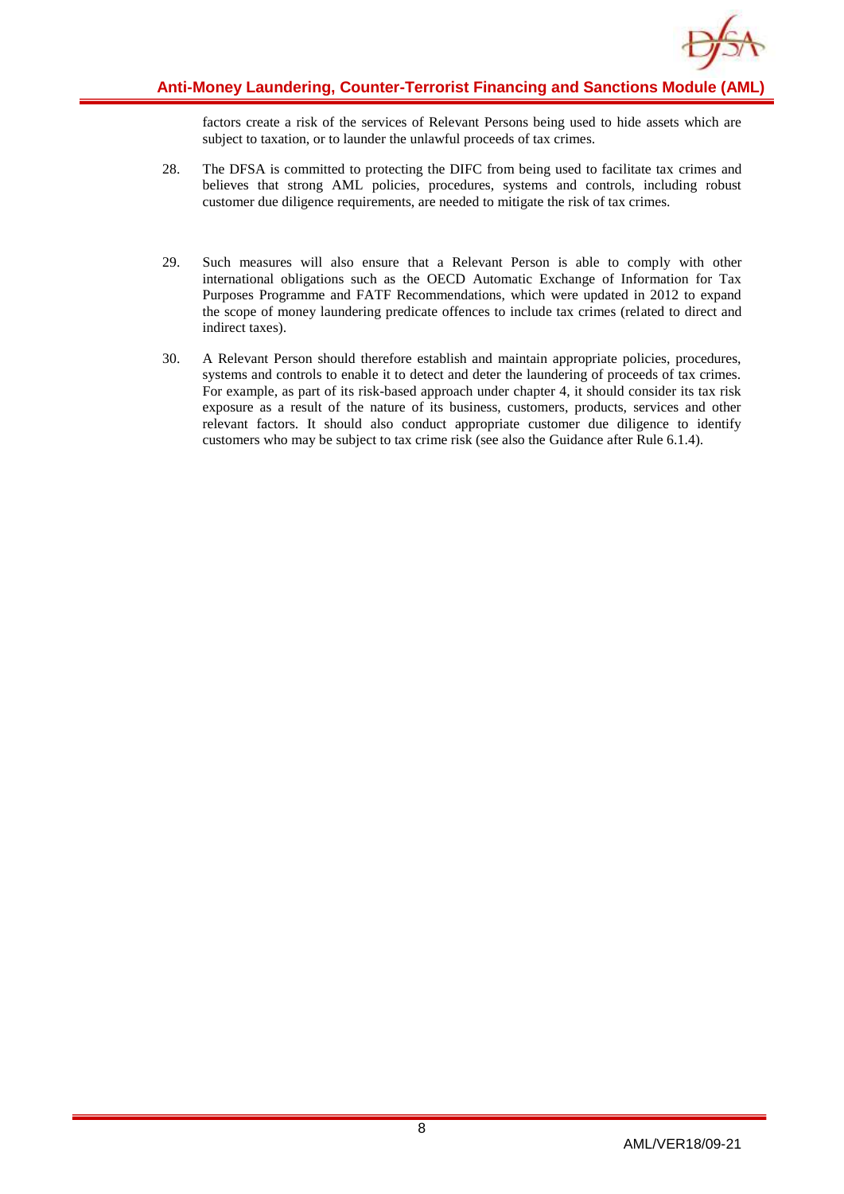factors create a risk of the services of Relevant Persons being used to hide assets which are subject to taxation, or to launder the unlawful proceeds of tax crimes.

28. The DFSA is committed to protecting the DIFC from being used to facilitate tax crimes and believes that strong AML policies, procedures, systems and controls, including robust customer due diligence requirements, are needed to mitigate the risk of tax crimes.

29. Such measures will also ensure that a Relevant Person is able to comply with other international obligations such as the OECD Automatic Exchange of Information for Tax Purposes Programme and FATF Recommendations, which were updated in 2012 to expand the scope of money laundering predicate offences to include tax crimes (related to direct and indirect taxes).

30. A Relevant Person should therefore establish and maintain appropriate policies, procedures, systems and controls to enable it to detect and deter the laundering of proceeds of tax crimes. For example, as part of its risk-based approach under chapter 4, it should consider its tax risk exposure as a result of the nature of its business, customers, products, services and other relevant factors. It should also conduct appropriate customer due diligence to identify customers who may be subject to tax crime risk (see also the Guidance after Rule 6.1.4).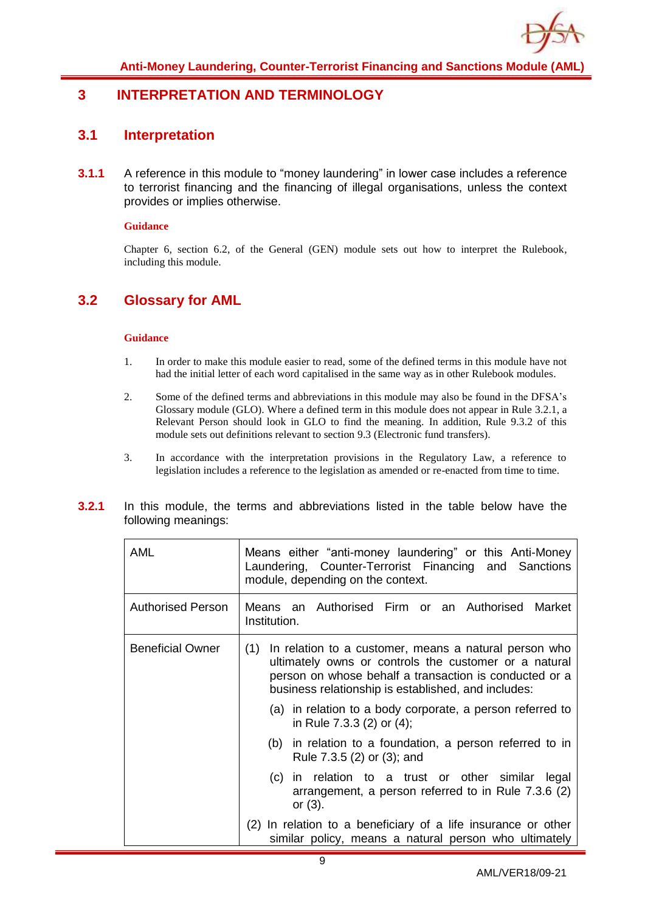# 3 INTERPRETATION AND TERMINOLOGY

## 3.1 Interpretation

**3.1.1** A reference in this module to "money laundering" in lower case includes a reference to terrorist financing and the financing of illegal organisations, unless the context provides or implies otherwise.

**Guidance**

Chapter 6, section 6.2, of the General (GEN) module sets out how to interpret the Rulebook, including this module.

## 3.2 Glossary for AML

**Guidance**

1. In order to make this module easier to read, some of the defined terms in this module have not had the initial letter of each word capitalised in the same way as in other Rulebook modules.

2. Some of the defined terms and abbreviations in this module may also be found in the DFSA's Glossary module (GLO). Where a defined term in this module does not appear in Rule 3.2.1, a Relevant Person should look in GLO to find the meaning. In addition, Rule 9.3.2 of this module sets out definitions relevant to section 9.3 (Electronic fund transfers).

3. In accordance with the interpretation provisions in the Regulatory Law, a reference to legislation includes a reference to the legislation as amended or re-enacted from time to time.

**3.2.1** In this module, the terms and abbreviations listed in the table below have the following meanings:

| | |
|---|---|
| AML | Means either "anti-money laundering" or this Anti-Money Laundering, Counter-Terrorist Financing and Sanctions module, depending on the context. |
| Authorised Person | Means an Authorised Firm or an Authorised Market Institution. |
| Beneficial Owner | (1) In relation to a customer, means a natural person who ultimately owns or controls the customer or a natural person on whose behalf a transaction is conducted or a business relationship is established, and includes:<br>(a) in relation to a body corporate, a person referred to in Rule 7.3.3 (2) or (4);<br>(b) in relation to a foundation, a person referred to in Rule 7.3.5 (2) or (3); and<br>(c) in relation to a trust or other similar legal arrangement, a person referred to in Rule 7.3.6 (2) or (3).<br>(2) In relation to a beneficiary of a life insurance or other similar policy, means a natural person who ultimately |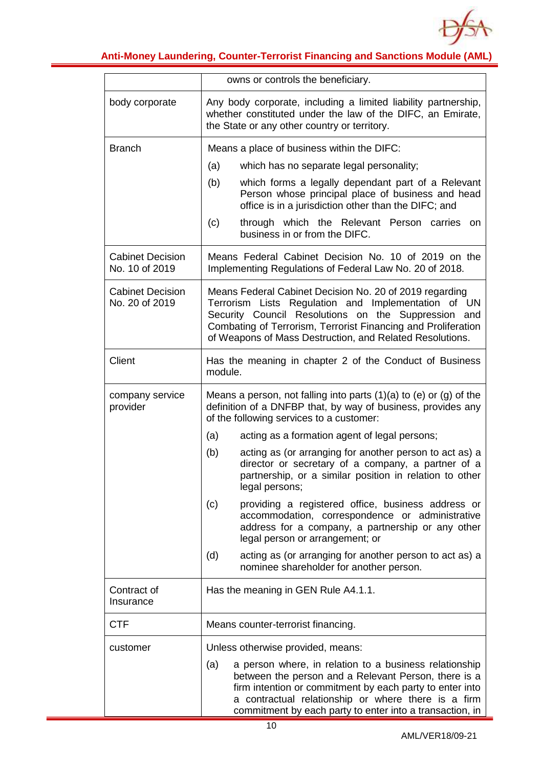| | |
|---|---|
| | owns or controls the beneficiary. |
| body corporate | Any body corporate, including a limited liability partnership, whether constituted under the law of the DIFC, an Emirate, the State or any other country or territory. |
| Branch | Means a place of business within the DIFC:<br>(a) which has no separate legal personality;<br>(b) which forms a legally dependant part of a Relevant Person whose principal place of business and head office is in a jurisdiction other than the DIFC; and<br>(c) through which the Relevant Person carries on business in or from the DIFC. |
| Cabinet Decision No. 10 of 2019 | Means Federal Cabinet Decision No. 10 of 2019 on the Implementing Regulations of Federal Law No. 20 of 2018. |
| Cabinet Decision No. 20 of 2019 | Means Federal Cabinet Decision No. 20 of 2019 regarding Terrorism Lists Regulation and Implementation of UN Security Council Resolutions on the Suppression and Combating of Terrorism, Terrorist Financing and Proliferation of Weapons of Mass Destruction, and Related Resolutions. |
| Client | Has the meaning in chapter 2 of the Conduct of Business module. |
| company service provider | Means a person, not falling into parts (1)(a) to (e) or (g) of the definition of a DNFBP that, by way of business, provides any of the following services to a customer:<br>(a) acting as a formation agent of legal persons;<br>(b) acting as (or arranging for another person to act as) a director or secretary of a company, a partner of a partnership, or a similar position in relation to other legal persons;<br>(c) providing a registered office, business address or accommodation, correspondence or administrative address for a company, a partnership or any other legal person or arrangement; or<br>(d) acting as (or arranging for another person to act as) a nominee shareholder for another person. |
| Contract of Insurance | Has the meaning in GEN Rule A4.1.1. |
| CTF | Means counter-terrorist financing. |
| customer | Unless otherwise provided, means:<br>(a) a person where, in relation to a business relationship between the person and a Relevant Person, there is a firm intention or commitment by each party to enter into a contractual relationship or where there is a firm commitment by each party to enter into a transaction, in |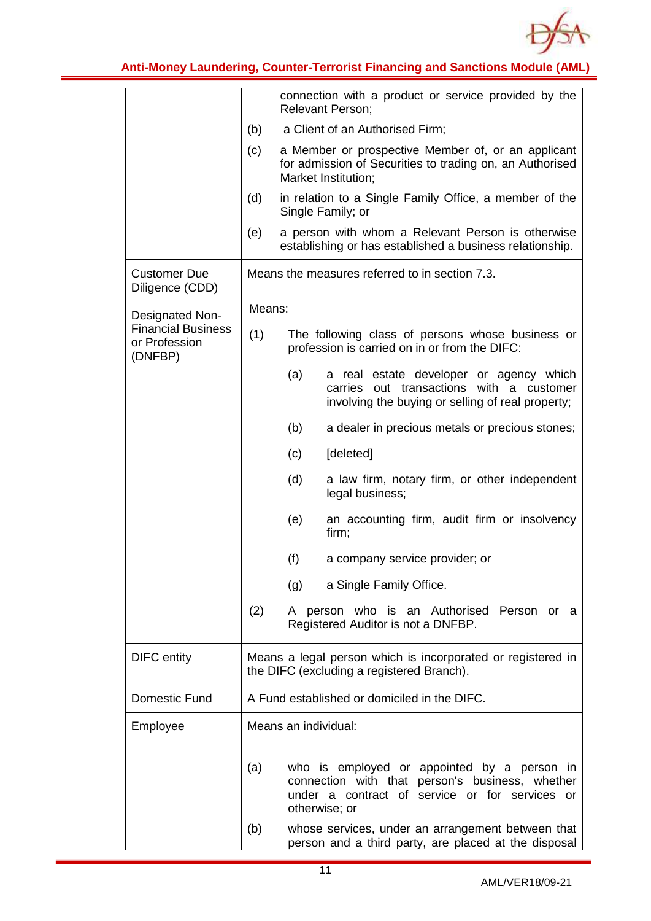| | |
|---|---|
| | connection with a product or service provided by the Relevant Person;<br>(b) a Client of an Authorised Firm;<br>(c) a Member or prospective Member of, or an applicant for admission of Securities to trading on, an Authorised Market Institution;<br>(d) in relation to a Single Family Office, a member of the Single Family; or<br>(e) a person with whom a Relevant Person is otherwise establishing or has established a business relationship. |
| Customer Due Diligence (CDD) | Means the measures referred to in section 7.3. |
| Designated Non-Financial Business or Profession (DNFBP) | Means:<br>(1) The following class of persons whose business or profession is carried on in or from the DIFC:<br>(a) a real estate developer or agency which carries out transactions with a customer involving the buying or selling of real property;<br>(b) a dealer in precious metals or precious stones;<br>(c) [deleted]<br>(d) a law firm, notary firm, or other independent legal business;<br>(e) an accounting firm, audit firm or insolvency firm;<br>(f) a company service provider; or<br>(g) a Single Family Office.<br>(2) A person who is an Authorised Person or a Registered Auditor is not a DNFBP. |
| DIFC entity | Means a legal person which is incorporated or registered in the DIFC (excluding a registered Branch). |
| Domestic Fund | A Fund established or domiciled in the DIFC. |
| Employee | Means an individual:<br>(a) who is employed or appointed by a person in connection with that person's business, whether under a contract of service or for services or otherwise; or<br>(b) whose services, under an arrangement between that person and a third party, are placed at the disposal |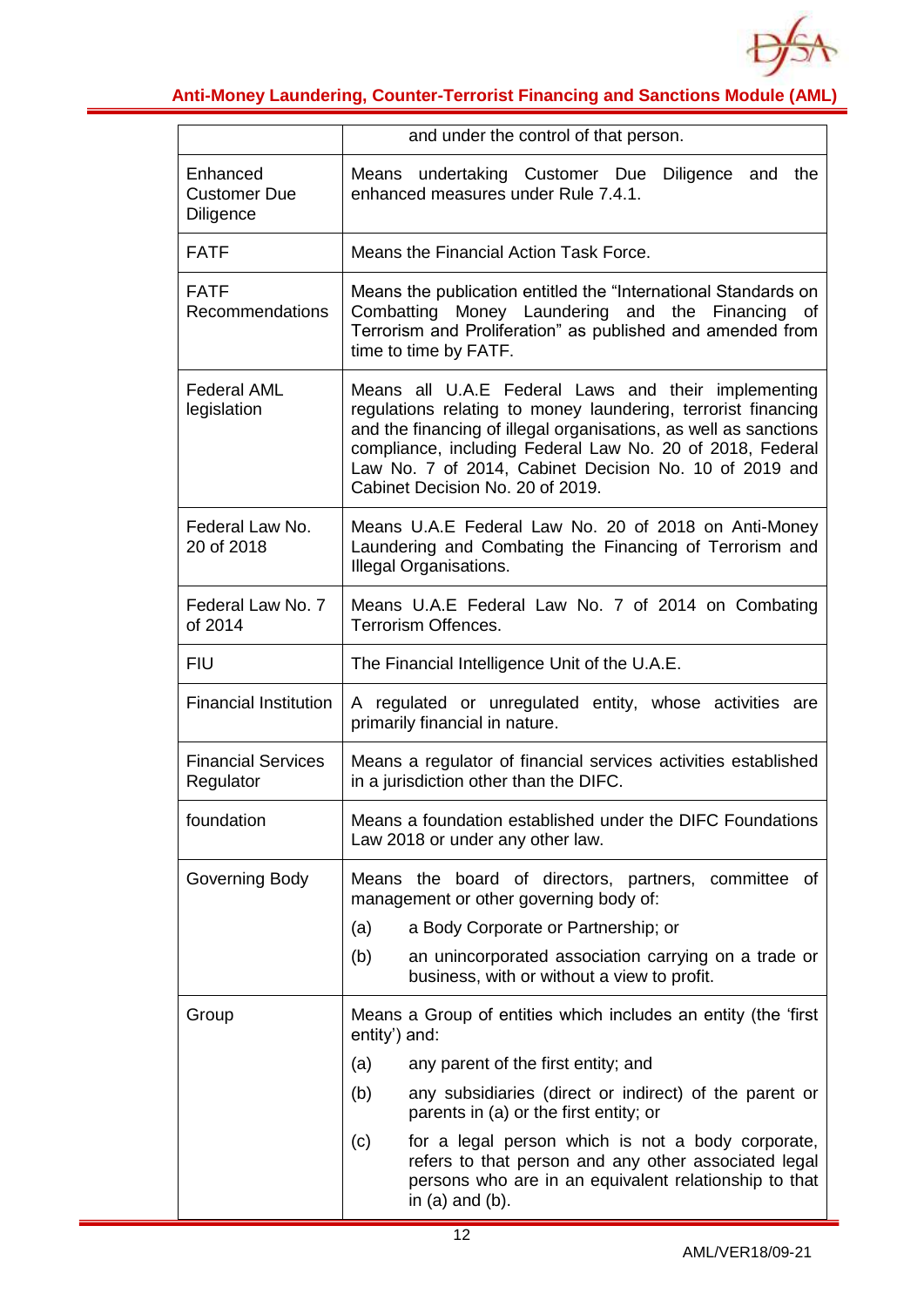| | |
|---|---|
| | and under the control of that person. |
| Enhanced Customer Due Diligence | Means undertaking Customer Due Diligence and the enhanced measures under Rule 7.4.1. |
| FATF | Means the Financial Action Task Force. |
| FATF Recommendations | Means the publication entitled the "International Standards on Combatting Money Laundering and the Financing of Terrorism and Proliferation" as published and amended from time to time by FATF. |
| Federal AML legislation | Means all U.A.E Federal Laws and their implementing regulations relating to money laundering, terrorist financing and the financing of illegal organisations, as well as sanctions compliance, including Federal Law No. 20 of 2018, Federal Law No. 7 of 2014, Cabinet Decision No. 10 of 2019 and Cabinet Decision No. 20 of 2019. |
| Federal Law No. 20 of 2018 | Means U.A.E Federal Law No. 20 of 2018 on Anti-Money Laundering and Combating the Financing of Terrorism and Illegal Organisations. |
| Federal Law No. 7 of 2014 | Means U.A.E Federal Law No. 7 of 2014 on Combating Terrorism Offences. |
| FIU | The Financial Intelligence Unit of the U.A.E. |
| Financial Institution | A regulated or unregulated entity, whose activities are primarily financial in nature. |
| Financial Services Regulator | Means a regulator of financial services activities established in a jurisdiction other than the DIFC. |
| foundation | Means a foundation established under the DIFC Foundations Law 2018 or under any other law. |
| Governing Body | Means the board of directors, partners, committee of management or other governing body of: (a) a Body Corporate or Partnership; or (b) an unincorporated association carrying on a trade or business, with or without a view to profit. |
| Group | Means a Group of entities which includes an entity (the 'first entity') and: (a) any parent of the first entity; and (b) any subsidiaries (direct or indirect) of the parent or parents in (a) or the first entity; or (c) for a legal person which is not a body corporate, refers to that person and any other associated legal persons who are in an equivalent relationship to that in (a) and (b). |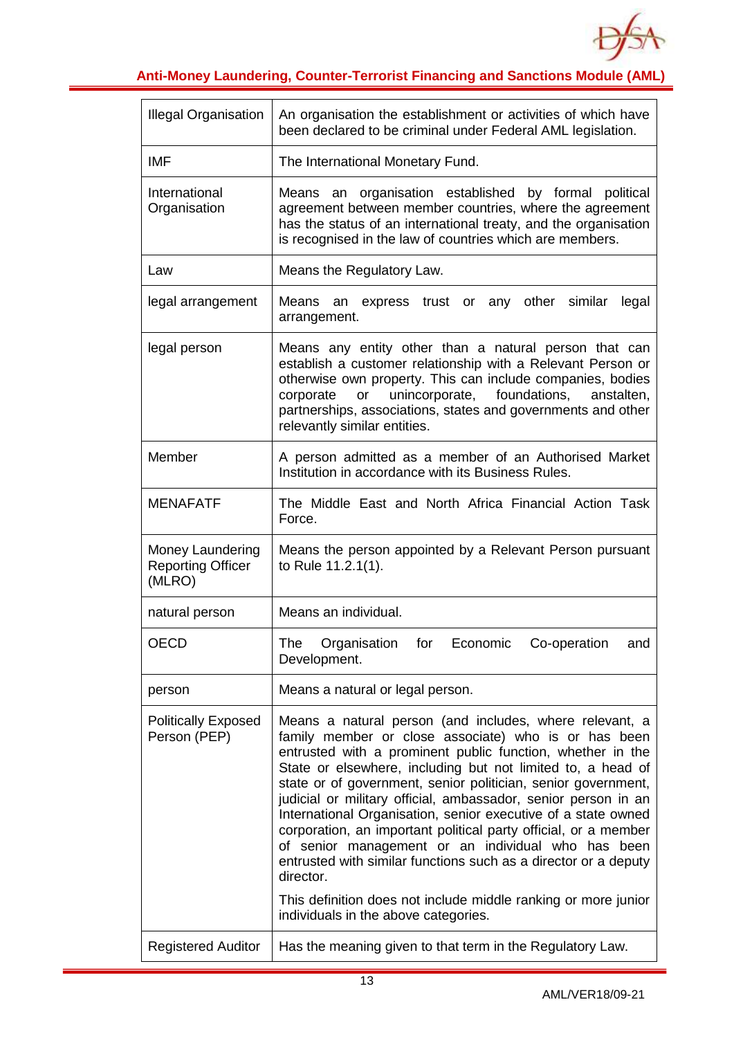| | |
|---|---|
| Illegal Organisation | An organisation the establishment or activities of which have been declared to be criminal under Federal AML legislation. |
| IMF | The International Monetary Fund. |
| International Organisation | Means an organisation established by formal political agreement between member countries, where the agreement has the status of an international treaty, and the organisation is recognised in the law of countries which are members. |
| Law | Means the Regulatory Law. |
| legal arrangement | Means an express trust or any other similar legal arrangement. |
| legal person | Means any entity other than a natural person that can establish a customer relationship with a Relevant Person or otherwise own property. This can include companies, bodies corporate or unincorporate, foundations, anstalten, partnerships, associations, states and governments and other relevantly similar entities. |
| Member | A person admitted as a member of an Authorised Market Institution in accordance with its Business Rules. |
| MENAFATF | The Middle East and North Africa Financial Action Task Force. |
| Money Laundering Reporting Officer (MLRO) | Means the person appointed by a Relevant Person pursuant to Rule 11.2.1(1). |
| natural person | Means an individual. |
| OECD | The Organisation for Economic Co-operation and Development. |
| person | Means a natural or legal person. |
| Politically Exposed Person (PEP) | Means a natural person (and includes, where relevant, a family member or close associate) who is or has been entrusted with a prominent public function, whether in the State or elsewhere, including but not limited to, a head of state or of government, senior politician, senior government, judicial or military official, ambassador, senior person in an International Organisation, senior executive of a state owned corporation, an important political party official, or a member of senior management or an individual who has been entrusted with similar functions such as a director or a deputy director.<br><br>This definition does not include middle ranking or more junior individuals in the above categories. |
| Registered Auditor | Has the meaning given to that term in the Regulatory Law. |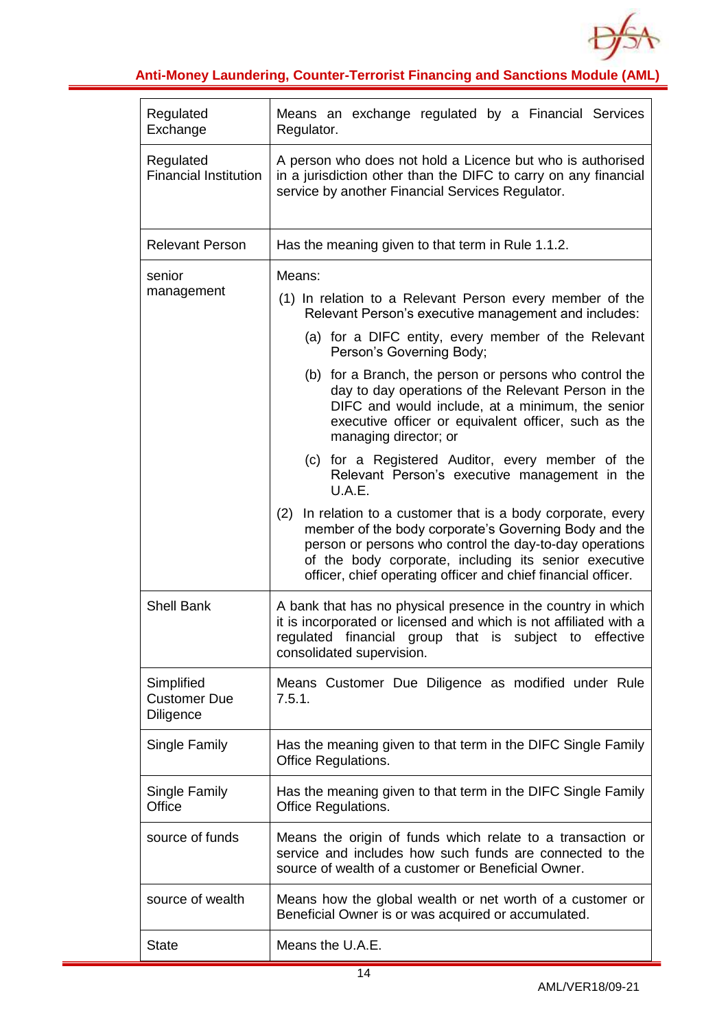| | |
|---|---|
| Regulated Exchange | Means an exchange regulated by a Financial Services Regulator. |
| Regulated Financial Institution | A person who does not hold a Licence but who is authorised in a jurisdiction other than the DIFC to carry on any financial service by another Financial Services Regulator. |
| Relevant Person | Has the meaning given to that term in Rule 1.1.2. |
| senior management | Means:<br>(1) In relation to a Relevant Person every member of the Relevant Person's executive management and includes:<br>(a) for a DIFC entity, every member of the Relevant Person's Governing Body;<br>(b) for a Branch, the person or persons who control the day to day operations of the Relevant Person in the DIFC and would include, at a minimum, the senior executive officer or equivalent officer, such as the managing director; or<br>(c) for a Registered Auditor, every member of the Relevant Person's executive management in the U.A.E.<br>(2) In relation to a customer that is a body corporate, every member of the body corporate's Governing Body and the person or persons who control the day-to-day operations of the body corporate, including its senior executive officer, chief operating officer and chief financial officer. |
| Shell Bank | A bank that has no physical presence in the country in which it is incorporated or licensed and which is not affiliated with a regulated financial group that is subject to effective consolidated supervision. |
| Simplified Customer Due Diligence | Means Customer Due Diligence as modified under Rule 7.5.1. |
| Single Family | Has the meaning given to that term in the DIFC Single Family Office Regulations. |
| Single Family Office | Has the meaning given to that term in the DIFC Single Family Office Regulations. |
| source of funds | Means the origin of funds which relate to a transaction or service and includes how such funds are connected to the source of wealth of a customer or Beneficial Owner. |
| source of wealth | Means how the global wealth or net worth of a customer or Beneficial Owner is or was acquired or accumulated. |
| State | Means the U.A.E. |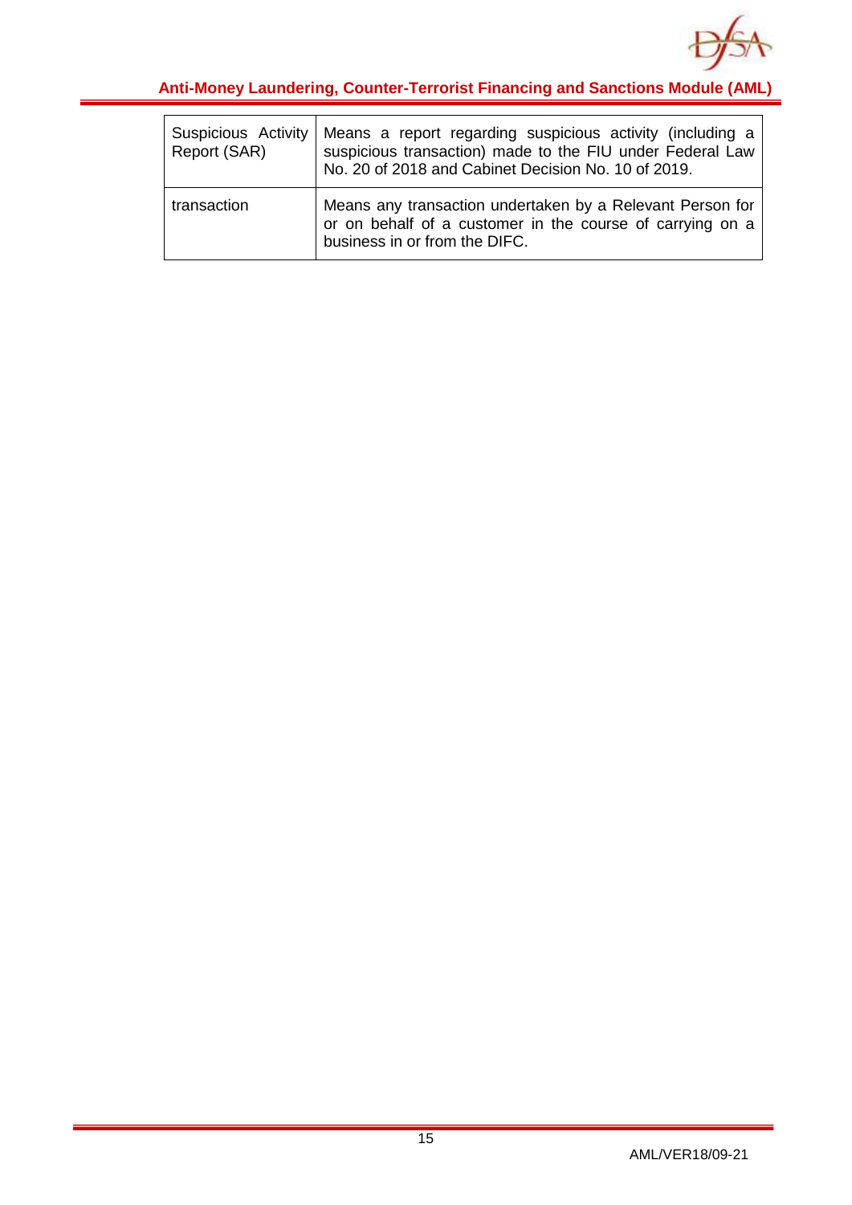| | |
|---|---|
| Suspicious Activity Report (SAR) | Means a report regarding suspicious activity (including a suspicious transaction) made to the FIU under Federal Law No. 20 of 2018 and Cabinet Decision No. 10 of 2019. |
| transaction | Means any transaction undertaken by a Relevant Person for or on behalf of a customer in the course of carrying on a business in or from the DIFC. |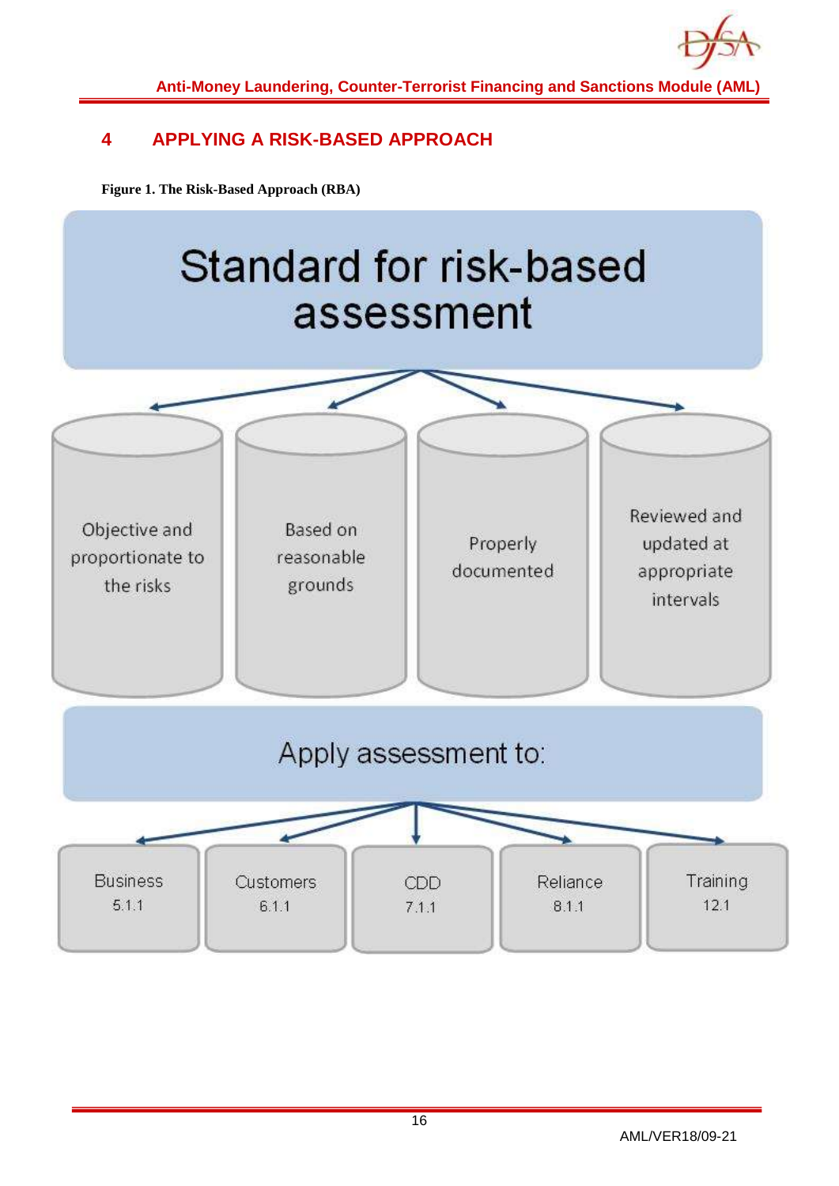# 4 APPLYING A RISK-BASED APPROACH

**Figure 1. The Risk-Based Approach (RBA)**

Standard for risk-based assessment

- Objective and proportionate to the risks
- Based on reasonable grounds
- Properly documented
- Reviewed and updated at appropriate intervals

Apply assessment to:

| Business | Customers | CDD | Reliance | Training |
|---|---|---|---|---|
| 5.1.1 | 6.1.1 | 7.1.1 | 8.1.1 | 12.1 |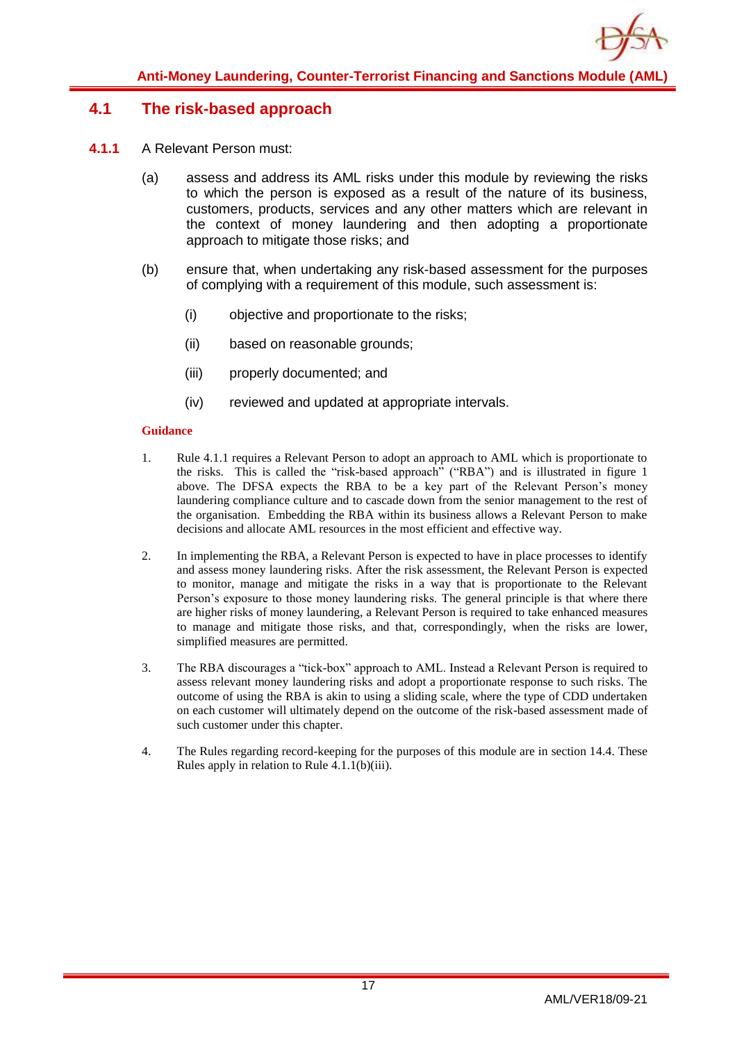## 4.1 The risk-based approach

**4.1.1** A Relevant Person must:

(a) assess and address its AML risks under this module by reviewing the risks to which the person is exposed as a result of the nature of its business, customers, products, services and any other matters which are relevant in the context of money laundering and then adopting a proportionate approach to mitigate those risks; and

(b) ensure that, when undertaking any risk-based assessment for the purposes of complying with a requirement of this module, such assessment is:

(i) objective and proportionate to the risks;

(ii) based on reasonable grounds;

(iii) properly documented; and

(iv) reviewed and updated at appropriate intervals.

**Guidance**

1. Rule 4.1.1 requires a Relevant Person to adopt an approach to AML which is proportionate to the risks. This is called the "risk-based approach" ("RBA") and is illustrated in figure 1 above. The DFSA expects the RBA to be a key part of the Relevant Person's money laundering compliance culture and to cascade down from the senior management to the rest of the organisation. Embedding the RBA within its business allows a Relevant Person to make decisions and allocate AML resources in the most efficient and effective way.

2. In implementing the RBA, a Relevant Person is expected to have in place processes to identify and assess money laundering risks. After the risk assessment, the Relevant Person is expected to monitor, manage and mitigate the risks in a way that is proportionate to the Relevant Person's exposure to those money laundering risks. The general principle is that where there are higher risks of money laundering, a Relevant Person is required to take enhanced measures to manage and mitigate those risks, and that, correspondingly, when the risks are lower, simplified measures are permitted.

3. The RBA discourages a "tick-box" approach to AML. Instead a Relevant Person is required to assess relevant money laundering risks and adopt a proportionate response to such risks. The outcome of using the RBA is akin to using a sliding scale, where the type of CDD undertaken on each customer will ultimately depend on the outcome of the risk-based assessment made of such customer under this chapter.

4. The Rules regarding record-keeping for the purposes of this module are in section 14.4. These Rules apply in relation to Rule 4.1.1(b)(iii).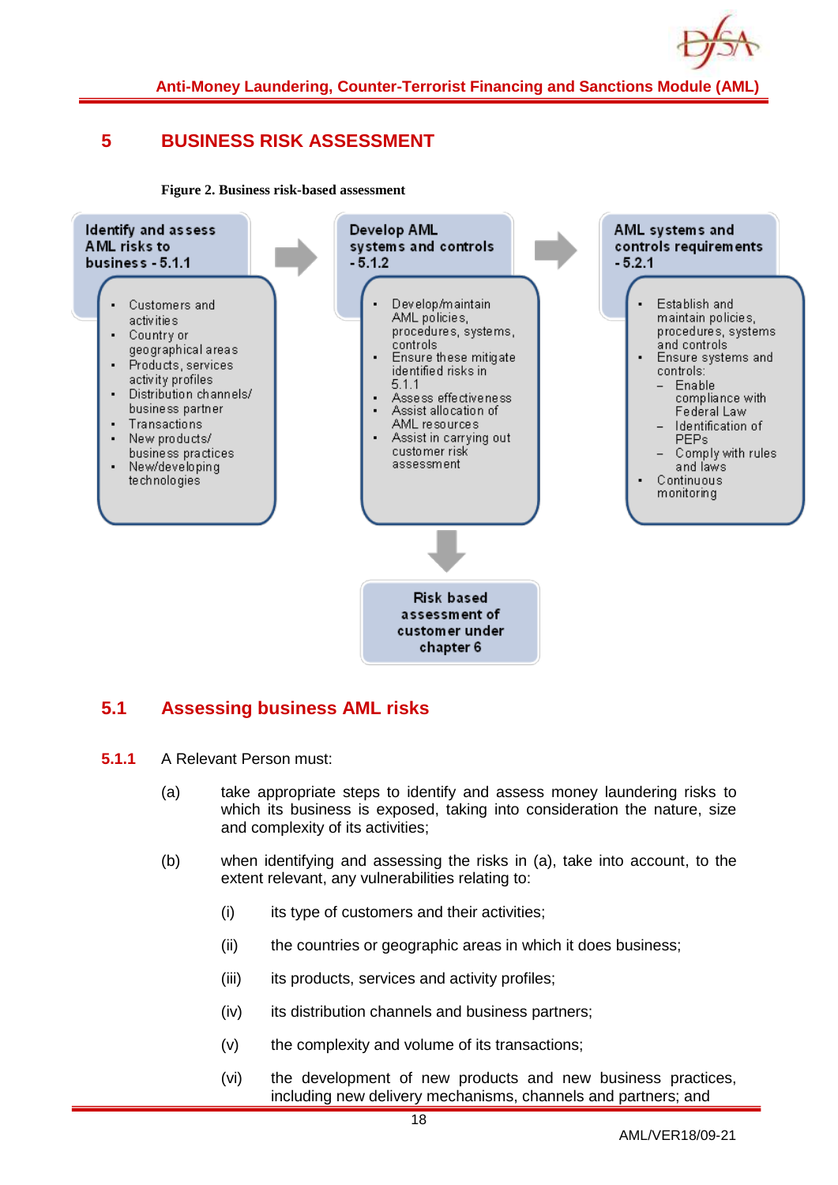# 5 BUSINESS RISK ASSESSMENT

**Figure 2. Business risk-based assessment**

**Identify and assess AML risks to business - 5.1.1**

- Customers and activities
- Country or geographical areas
- Products, services activity profiles
- Distribution channels/ business partner
- Transactions
- New products/ business practices
- New/developing technologies

**Develop AML systems and controls - 5.1.2**

- Develop/maintain AML policies, procedures, systems, controls
- Ensure these mitigate identified risks in 5.1.1
- Assess effectiveness
- Assist allocation of AML resources
- Assist in carrying out customer risk assessment

**AML systems and controls requirements - 5.2.1**

- Establish and maintain policies, procedures, systems and controls
- Ensure systems and controls:
  - Enable compliance with Federal Law
  - Identification of PEPs
  - Comply with rules and laws
- Continuous monitoring

**Risk based assessment of customer under chapter 6**

## 5.1 Assessing business AML risks

**5.1.1** A Relevant Person must:

(a) take appropriate steps to identify and assess money laundering risks to which its business is exposed, taking into consideration the nature, size and complexity of its activities;

(b) when identifying and assessing the risks in (a), take into account, to the extent relevant, any vulnerabilities relating to:

(i) its type of customers and their activities;

(ii) the countries or geographic areas in which it does business;

(iii) its products, services and activity profiles;

(iv) its distribution channels and business partners;

(v) the complexity and volume of its transactions;

(vi) the development of new products and new business practices, including new delivery mechanisms, channels and partners; and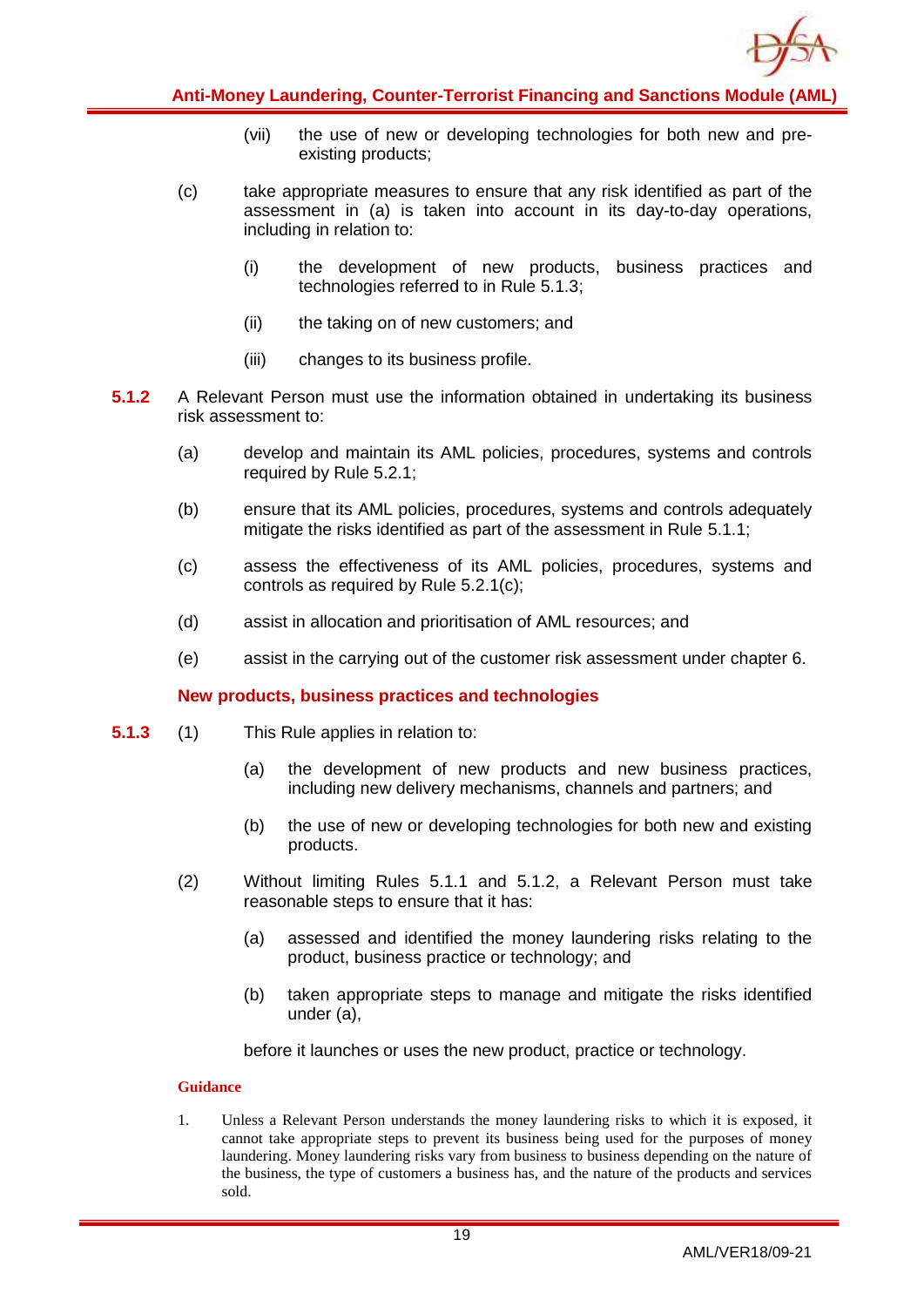(vii) the use of new or developing technologies for both new and pre-existing products;

(c) take appropriate measures to ensure that any risk identified as part of the assessment in (a) is taken into account in its day-to-day operations, including in relation to:

(i) the development of new products, business practices and technologies referred to in Rule 5.1.3;

(ii) the taking on of new customers; and

(iii) changes to its business profile.

**5.1.2** A Relevant Person must use the information obtained in undertaking its business risk assessment to:

(a) develop and maintain its AML policies, procedures, systems and controls required by Rule 5.2.1;

(b) ensure that its AML policies, procedures, systems and controls adequately mitigate the risks identified as part of the assessment in Rule 5.1.1;

(c) assess the effectiveness of its AML policies, procedures, systems and controls as required by Rule 5.2.1(c);

(d) assist in allocation and prioritisation of AML resources; and

(e) assist in the carrying out of the customer risk assessment under chapter 6.

### New products, business practices and technologies

**5.1.3** (1) This Rule applies in relation to:

(a) the development of new products and new business practices, including new delivery mechanisms, channels and partners; and

(b) the use of new or developing technologies for both new and existing products.

(2) Without limiting Rules 5.1.1 and 5.1.2, a Relevant Person must take reasonable steps to ensure that it has:

(a) assessed and identified the money laundering risks relating to the product, business practice or technology; and

(b) taken appropriate steps to manage and mitigate the risks identified under (a),

before it launches or uses the new product, practice or technology.

#### Guidance

1. Unless a Relevant Person understands the money laundering risks to which it is exposed, it cannot take appropriate steps to prevent its business being used for the purposes of money laundering. Money laundering risks vary from business to business depending on the nature of the business, the type of customers a business has, and the nature of the products and services sold.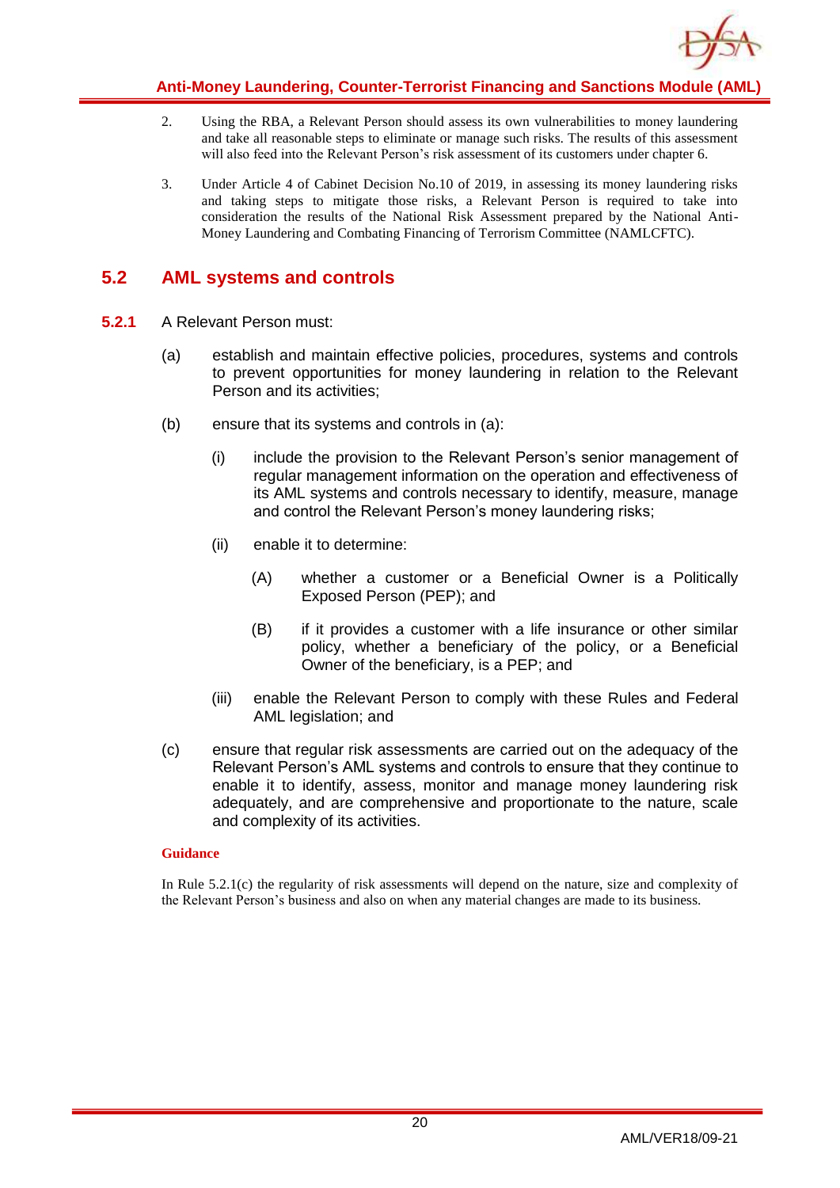2. Using the RBA, a Relevant Person should assess its own vulnerabilities to money laundering and take all reasonable steps to eliminate or manage such risks. The results of this assessment will also feed into the Relevant Person's risk assessment of its customers under chapter 6.

3. Under Article 4 of Cabinet Decision No.10 of 2019, in assessing its money laundering risks and taking steps to mitigate those risks, a Relevant Person is required to take into consideration the results of the National Risk Assessment prepared by the National Anti-Money Laundering and Combating Financing of Terrorism Committee (NAMLCFTC).

## 5.2 AML systems and controls

**5.2.1** A Relevant Person must:

(a) establish and maintain effective policies, procedures, systems and controls to prevent opportunities for money laundering in relation to the Relevant Person and its activities;

(b) ensure that its systems and controls in (a):

  (i) include the provision to the Relevant Person's senior management of regular management information on the operation and effectiveness of its AML systems and controls necessary to identify, measure, manage and control the Relevant Person's money laundering risks;

  (ii) enable it to determine:

    (A) whether a customer or a Beneficial Owner is a Politically Exposed Person (PEP); and

    (B) if it provides a customer with a life insurance or other similar policy, whether a beneficiary of the policy, or a Beneficial Owner of the beneficiary, is a PEP; and

  (iii) enable the Relevant Person to comply with these Rules and Federal AML legislation; and

(c) ensure that regular risk assessments are carried out on the adequacy of the Relevant Person's AML systems and controls to ensure that they continue to enable it to identify, assess, monitor and manage money laundering risk adequately, and are comprehensive and proportionate to the nature, scale and complexity of its activities.

**Guidance**

In Rule 5.2.1(c) the regularity of risk assessments will depend on the nature, size and complexity of the Relevant Person's business and also on when any material changes are made to its business.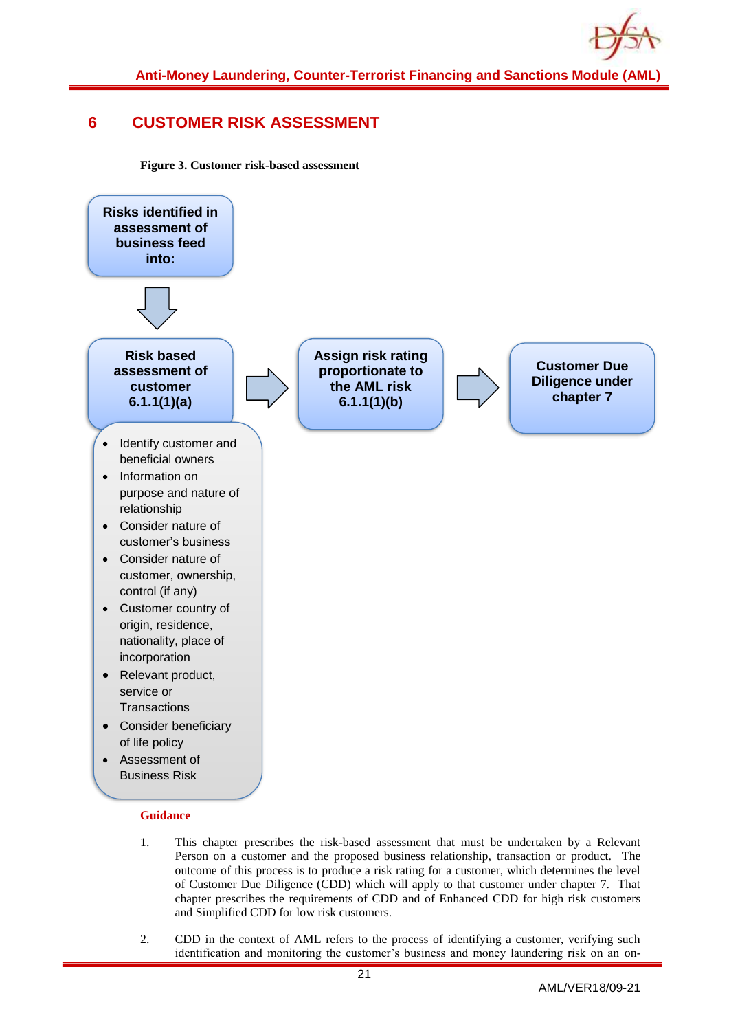# 6 CUSTOMER RISK ASSESSMENT

**Figure 3. Customer risk-based assessment**

**Risks identified in assessment of business feed into:**

↓

**Risk based assessment of customer 6.1.1(1)(a)** → **Assign risk rating proportionate to the AML risk 6.1.1(1)(b)** → **Customer Due Diligence under chapter 7**

- Identify customer and beneficial owners
- Information on purpose and nature of relationship
- Consider nature of customer's business
- Consider nature of customer, ownership, control (if any)
- Customer country of origin, residence, nationality, place of incorporation
- Relevant product, service or Transactions
- Consider beneficiary of life policy
- Assessment of Business Risk

**Guidance**

1. This chapter prescribes the risk-based assessment that must be undertaken by a Relevant Person on a customer and the proposed business relationship, transaction or product. The outcome of this process is to produce a risk rating for a customer, which determines the level of Customer Due Diligence (CDD) which will apply to that customer under chapter 7. That chapter prescribes the requirements of CDD and of Enhanced CDD for high risk customers and Simplified CDD for low risk customers.

2. CDD in the context of AML refers to the process of identifying a customer, verifying such identification and monitoring the customer's business and money laundering risk on an on-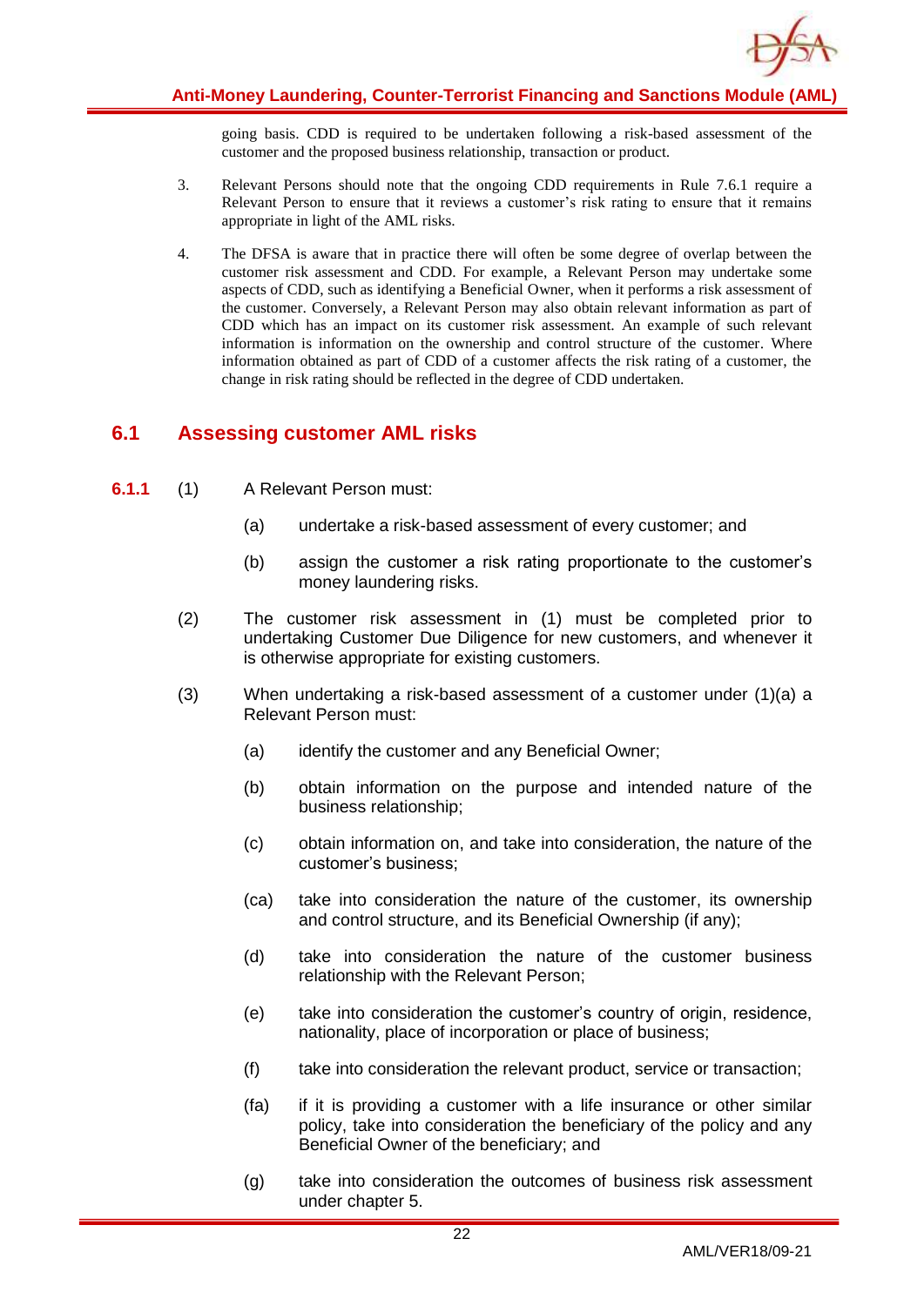going basis. CDD is required to be undertaken following a risk-based assessment of the customer and the proposed business relationship, transaction or product.

3. Relevant Persons should note that the ongoing CDD requirements in Rule 7.6.1 require a Relevant Person to ensure that it reviews a customer's risk rating to ensure that it remains appropriate in light of the AML risks.

4. The DFSA is aware that in practice there will often be some degree of overlap between the customer risk assessment and CDD. For example, a Relevant Person may undertake some aspects of CDD, such as identifying a Beneficial Owner, when it performs a risk assessment of the customer. Conversely, a Relevant Person may also obtain relevant information as part of CDD which has an impact on its customer risk assessment. An example of such relevant information is information on the ownership and control structure of the customer. Where information obtained as part of CDD of a customer affects the risk rating of a customer, the change in risk rating should be reflected in the degree of CDD undertaken.

## 6.1 Assessing customer AML risks

**6.1.1** (1) A Relevant Person must:

(a) undertake a risk-based assessment of every customer; and

(b) assign the customer a risk rating proportionate to the customer's money laundering risks.

(2) The customer risk assessment in (1) must be completed prior to undertaking Customer Due Diligence for new customers, and whenever it is otherwise appropriate for existing customers.

(3) When undertaking a risk-based assessment of a customer under (1)(a) a Relevant Person must:

(a) identify the customer and any Beneficial Owner;

(b) obtain information on the purpose and intended nature of the business relationship;

(c) obtain information on, and take into consideration, the nature of the customer's business;

(ca) take into consideration the nature of the customer, its ownership and control structure, and its Beneficial Ownership (if any);

(d) take into consideration the nature of the customer business relationship with the Relevant Person;

(e) take into consideration the customer's country of origin, residence, nationality, place of incorporation or place of business;

(f) take into consideration the relevant product, service or transaction;

(fa) if it is providing a customer with a life insurance or other similar policy, take into consideration the beneficiary of the policy and any Beneficial Owner of the beneficiary; and

(g) take into consideration the outcomes of business risk assessment under chapter 5.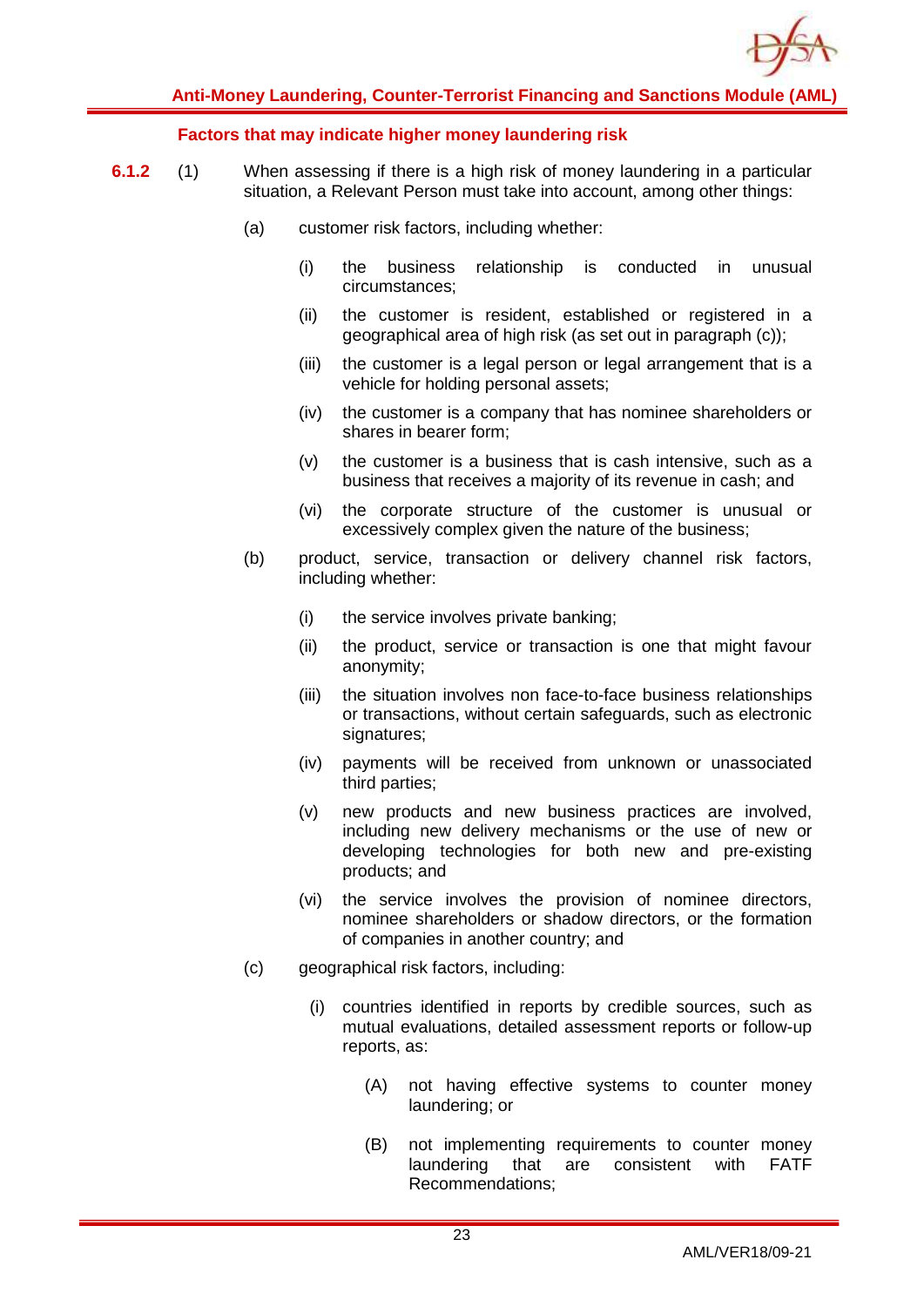### Factors that may indicate higher money laundering risk

**6.1.2** (1) When assessing if there is a high risk of money laundering in a particular situation, a Relevant Person must take into account, among other things:

(a) customer risk factors, including whether:

(i) the business relationship is conducted in unusual circumstances;

(ii) the customer is resident, established or registered in a geographical area of high risk (as set out in paragraph (c));

(iii) the customer is a legal person or legal arrangement that is a vehicle for holding personal assets;

(iv) the customer is a company that has nominee shareholders or shares in bearer form;

(v) the customer is a business that is cash intensive, such as a business that receives a majority of its revenue in cash; and

(vi) the corporate structure of the customer is unusual or excessively complex given the nature of the business;

(b) product, service, transaction or delivery channel risk factors, including whether:

(i) the service involves private banking;

(ii) the product, service or transaction is one that might favour anonymity;

(iii) the situation involves non face-to-face business relationships or transactions, without certain safeguards, such as electronic signatures;

(iv) payments will be received from unknown or unassociated third parties;

(v) new products and new business practices are involved, including new delivery mechanisms or the use of new or developing technologies for both new and pre-existing products; and

(vi) the service involves the provision of nominee directors, nominee shareholders or shadow directors, or the formation of companies in another country; and

(c) geographical risk factors, including:

(i) countries identified in reports by credible sources, such as mutual evaluations, detailed assessment reports or follow-up reports, as:

(A) not having effective systems to counter money laundering; or

(B) not implementing requirements to counter money laundering that are consistent with FATF Recommendations;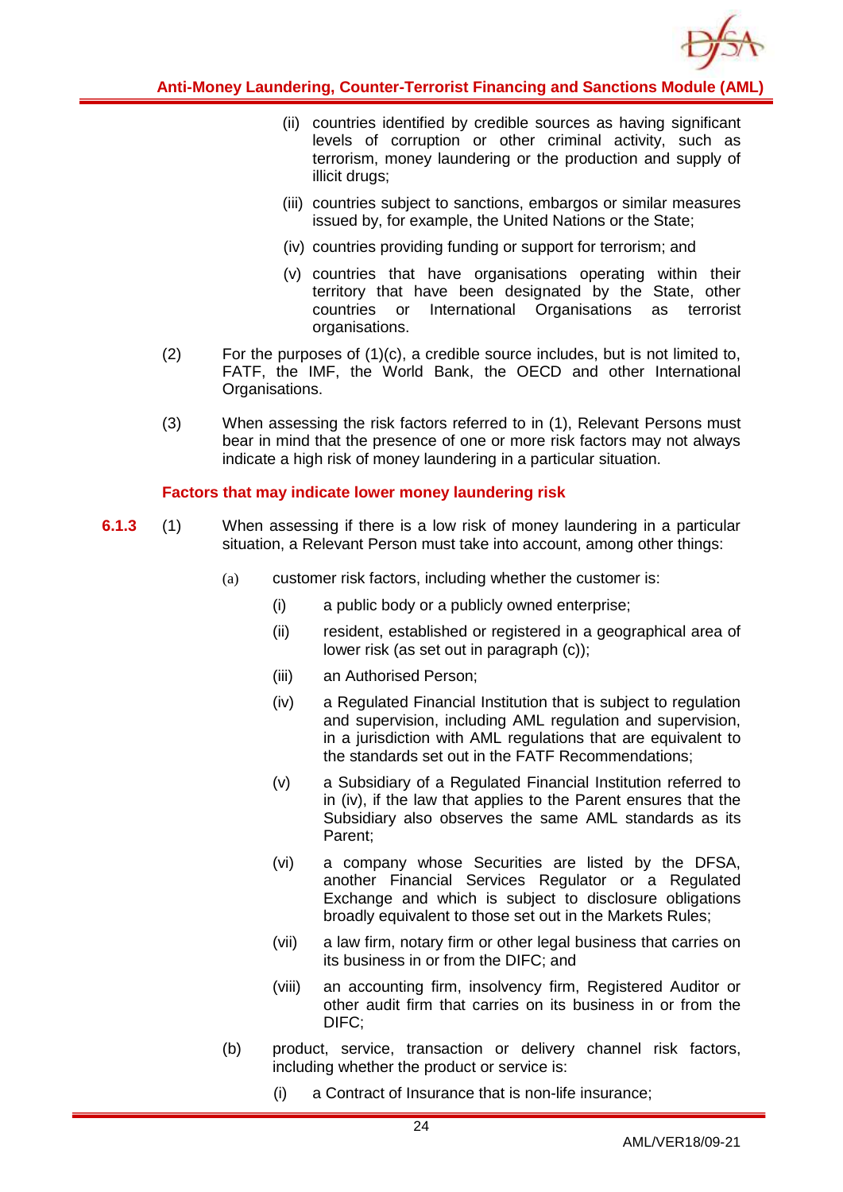(ii) countries identified by credible sources as having significant levels of corruption or other criminal activity, such as terrorism, money laundering or the production and supply of illicit drugs;

(iii) countries subject to sanctions, embargos or similar measures issued by, for example, the United Nations or the State;

(iv) countries providing funding or support for terrorism; and

(v) countries that have organisations operating within their territory that have been designated by the State, other countries or International Organisations as terrorist organisations.

(2) For the purposes of (1)(c), a credible source includes, but is not limited to, FATF, the IMF, the World Bank, the OECD and other International Organisations.

(3) When assessing the risk factors referred to in (1), Relevant Persons must bear in mind that the presence of one or more risk factors may not always indicate a high risk of money laundering in a particular situation.

**Factors that may indicate lower money laundering risk**

**6.1.3** (1) When assessing if there is a low risk of money laundering in a particular situation, a Relevant Person must take into account, among other things:

(a) customer risk factors, including whether the customer is:

(i) a public body or a publicly owned enterprise;

(ii) resident, established or registered in a geographical area of lower risk (as set out in paragraph (c));

(iii) an Authorised Person;

(iv) a Regulated Financial Institution that is subject to regulation and supervision, including AML regulation and supervision, in a jurisdiction with AML regulations that are equivalent to the standards set out in the FATF Recommendations;

(v) a Subsidiary of a Regulated Financial Institution referred to in (iv), if the law that applies to the Parent ensures that the Subsidiary also observes the same AML standards as its Parent;

(vi) a company whose Securities are listed by the DFSA, another Financial Services Regulator or a Regulated Exchange and which is subject to disclosure obligations broadly equivalent to those set out in the Markets Rules;

(vii) a law firm, notary firm or other legal business that carries on its business in or from the DIFC; and

(viii) an accounting firm, insolvency firm, Registered Auditor or other audit firm that carries on its business in or from the DIFC;

(b) product, service, transaction or delivery channel risk factors, including whether the product or service is:

(i) a Contract of Insurance that is non-life insurance;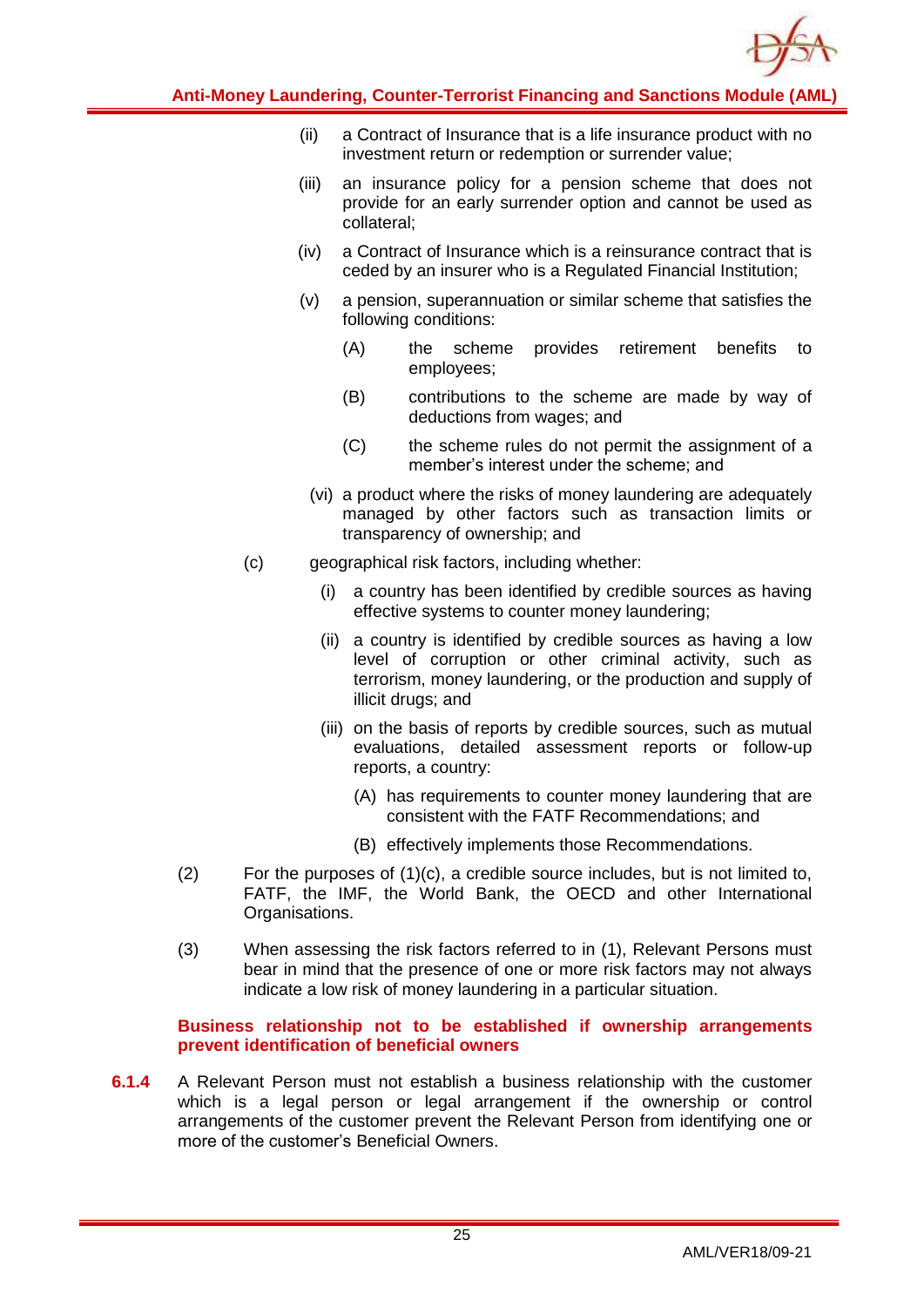(ii) a Contract of Insurance that is a life insurance product with no investment return or redemption or surrender value;

(iii) an insurance policy for a pension scheme that does not provide for an early surrender option and cannot be used as collateral;

(iv) a Contract of Insurance which is a reinsurance contract that is ceded by an insurer who is a Regulated Financial Institution;

(v) a pension, superannuation or similar scheme that satisfies the following conditions:

(A) the scheme provides retirement benefits to employees;

(B) contributions to the scheme are made by way of deductions from wages; and

(C) the scheme rules do not permit the assignment of a member's interest under the scheme; and

(vi) a product where the risks of money laundering are adequately managed by other factors such as transaction limits or transparency of ownership; and

(c) geographical risk factors, including whether:

(i) a country has been identified by credible sources as having effective systems to counter money laundering;

(ii) a country is identified by credible sources as having a low level of corruption or other criminal activity, such as terrorism, money laundering, or the production and supply of illicit drugs; and

(iii) on the basis of reports by credible sources, such as mutual evaluations, detailed assessment reports or follow-up reports, a country:

(A) has requirements to counter money laundering that are consistent with the FATF Recommendations; and

(B) effectively implements those Recommendations.

(2) For the purposes of (1)(c), a credible source includes, but is not limited to, FATF, the IMF, the World Bank, the OECD and other International Organisations.

(3) When assessing the risk factors referred to in (1), Relevant Persons must bear in mind that the presence of one or more risk factors may not always indicate a low risk of money laundering in a particular situation.

**Business relationship not to be established if ownership arrangements prevent identification of beneficial owners**

**6.1.4** A Relevant Person must not establish a business relationship with the customer which is a legal person or legal arrangement if the ownership or control arrangements of the customer prevent the Relevant Person from identifying one or more of the customer's Beneficial Owners.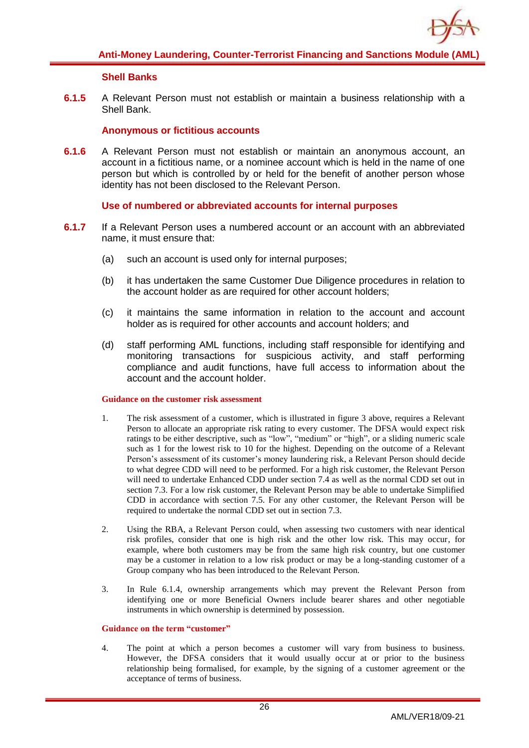### Shell Banks

**6.1.5** A Relevant Person must not establish or maintain a business relationship with a Shell Bank.

### Anonymous or fictitious accounts

**6.1.6** A Relevant Person must not establish or maintain an anonymous account, an account in a fictitious name, or a nominee account which is held in the name of one person but which is controlled by or held for the benefit of another person whose identity has not been disclosed to the Relevant Person.

### Use of numbered or abbreviated accounts for internal purposes

**6.1.7** If a Relevant Person uses a numbered account or an account with an abbreviated name, it must ensure that:

(a) such an account is used only for internal purposes;

(b) it has undertaken the same Customer Due Diligence procedures in relation to the account holder as are required for other account holders;

(c) it maintains the same information in relation to the account and account holder as is required for other accounts and account holders; and

(d) staff performing AML functions, including staff responsible for identifying and monitoring transactions for suspicious activity, and staff performing compliance and audit functions, have full access to information about the account and the account holder.

#### Guidance on the customer risk assessment

1. The risk assessment of a customer, which is illustrated in figure 3 above, requires a Relevant Person to allocate an appropriate risk rating to every customer. The DFSA would expect risk ratings to be either descriptive, such as "low", "medium" or "high", or a sliding numeric scale such as 1 for the lowest risk to 10 for the highest. Depending on the outcome of a Relevant Person's assessment of its customer's money laundering risk, a Relevant Person should decide to what degree CDD will need to be performed. For a high risk customer, the Relevant Person will need to undertake Enhanced CDD under section 7.4 as well as the normal CDD set out in section 7.3. For a low risk customer, the Relevant Person may be able to undertake Simplified CDD in accordance with section 7.5. For any other customer, the Relevant Person will be required to undertake the normal CDD set out in section 7.3.

2. Using the RBA, a Relevant Person could, when assessing two customers with near identical risk profiles, consider that one is high risk and the other low risk. This may occur, for example, where both customers may be from the same high risk country, but one customer may be a customer in relation to a low risk product or may be a long-standing customer of a Group company who has been introduced to the Relevant Person.

3. In Rule 6.1.4, ownership arrangements which may prevent the Relevant Person from identifying one or more Beneficial Owners include bearer shares and other negotiable instruments in which ownership is determined by possession.

#### Guidance on the term "customer"

4. The point at which a person becomes a customer will vary from business to business. However, the DFSA considers that it would usually occur at or prior to the business relationship being formalised, for example, by the signing of a customer agreement or the acceptance of terms of business.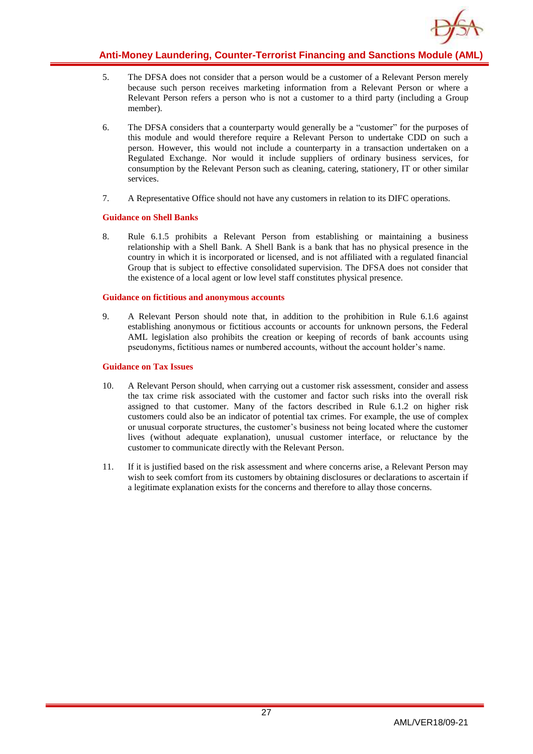5. The DFSA does not consider that a person would be a customer of a Relevant Person merely because such person receives marketing information from a Relevant Person or where a Relevant Person refers a person who is not a customer to a third party (including a Group member).

6. The DFSA considers that a counterparty would generally be a "customer" for the purposes of this module and would therefore require a Relevant Person to undertake CDD on such a person. However, this would not include a counterparty in a transaction undertaken on a Regulated Exchange. Nor would it include suppliers of ordinary business services, for consumption by the Relevant Person such as cleaning, catering, stationery, IT or other similar services.

7. A Representative Office should not have any customers in relation to its DIFC operations.

### Guidance on Shell Banks

8. Rule 6.1.5 prohibits a Relevant Person from establishing or maintaining a business relationship with a Shell Bank. A Shell Bank is a bank that has no physical presence in the country in which it is incorporated or licensed, and is not affiliated with a regulated financial Group that is subject to effective consolidated supervision. The DFSA does not consider that the existence of a local agent or low level staff constitutes physical presence.

### Guidance on fictitious and anonymous accounts

9. A Relevant Person should note that, in addition to the prohibition in Rule 6.1.6 against establishing anonymous or fictitious accounts or accounts for unknown persons, the Federal AML legislation also prohibits the creation or keeping of records of bank accounts using pseudonyms, fictitious names or numbered accounts, without the account holder's name.

### Guidance on Tax Issues

10. A Relevant Person should, when carrying out a customer risk assessment, consider and assess the tax crime risk associated with the customer and factor such risks into the overall risk assigned to that customer. Many of the factors described in Rule 6.1.2 on higher risk customers could also be an indicator of potential tax crimes. For example, the use of complex or unusual corporate structures, the customer's business not being located where the customer lives (without adequate explanation), unusual customer interface, or reluctance by the customer to communicate directly with the Relevant Person.

11. If it is justified based on the risk assessment and where concerns arise, a Relevant Person may wish to seek comfort from its customers by obtaining disclosures or declarations to ascertain if a legitimate explanation exists for the concerns and therefore to allay those concerns.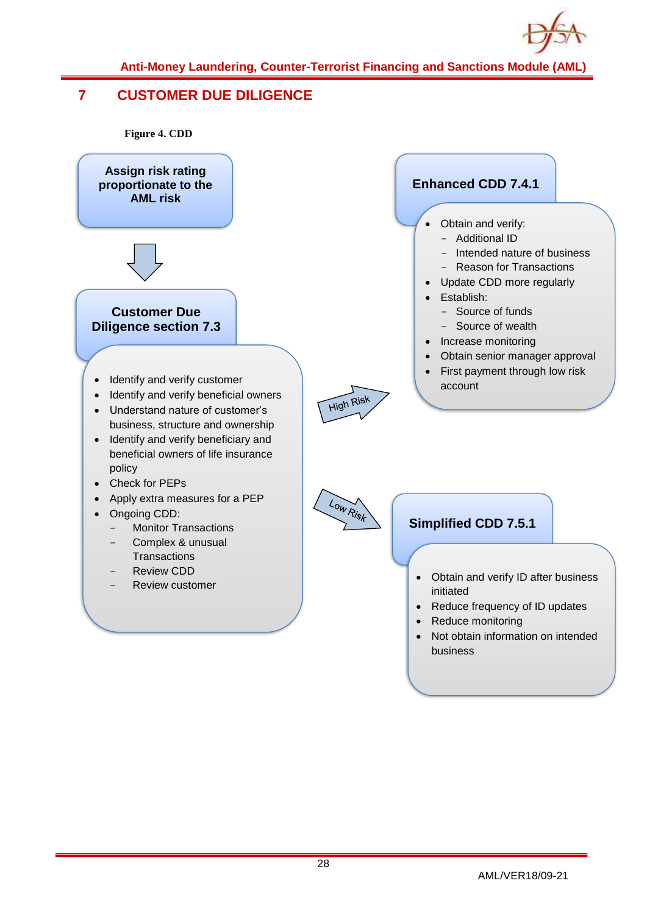# 7 CUSTOMER DUE DILIGENCE

**Figure 4. CDD**

**Assign risk rating proportionate to the AML risk**

↓

**Customer Due Diligence section 7.3**

- Identify and verify customer
- Identify and verify beneficial owners
- Understand nature of customer's business, structure and ownership
- Identify and verify beneficiary and beneficial owners of life insurance policy
- Check for PEPs
- Apply extra measures for a PEP
- Ongoing CDD:
  - Monitor Transactions
  - Complex & unusual Transactions
  - Review CDD
  - Review customer

High Risk →

**Enhanced CDD 7.4.1**

- Obtain and verify:
  - Additional ID
  - Intended nature of business
  - Reason for Transactions
- Update CDD more regularly
- Establish:
  - Source of funds
  - Source of wealth
- Increase monitoring
- Obtain senior manager approval
- First payment through low risk account

Low Risk →

**Simplified CDD 7.5.1**

- Obtain and verify ID after business initiated
- Reduce frequency of ID updates
- Reduce monitoring
- Not obtain information on intended business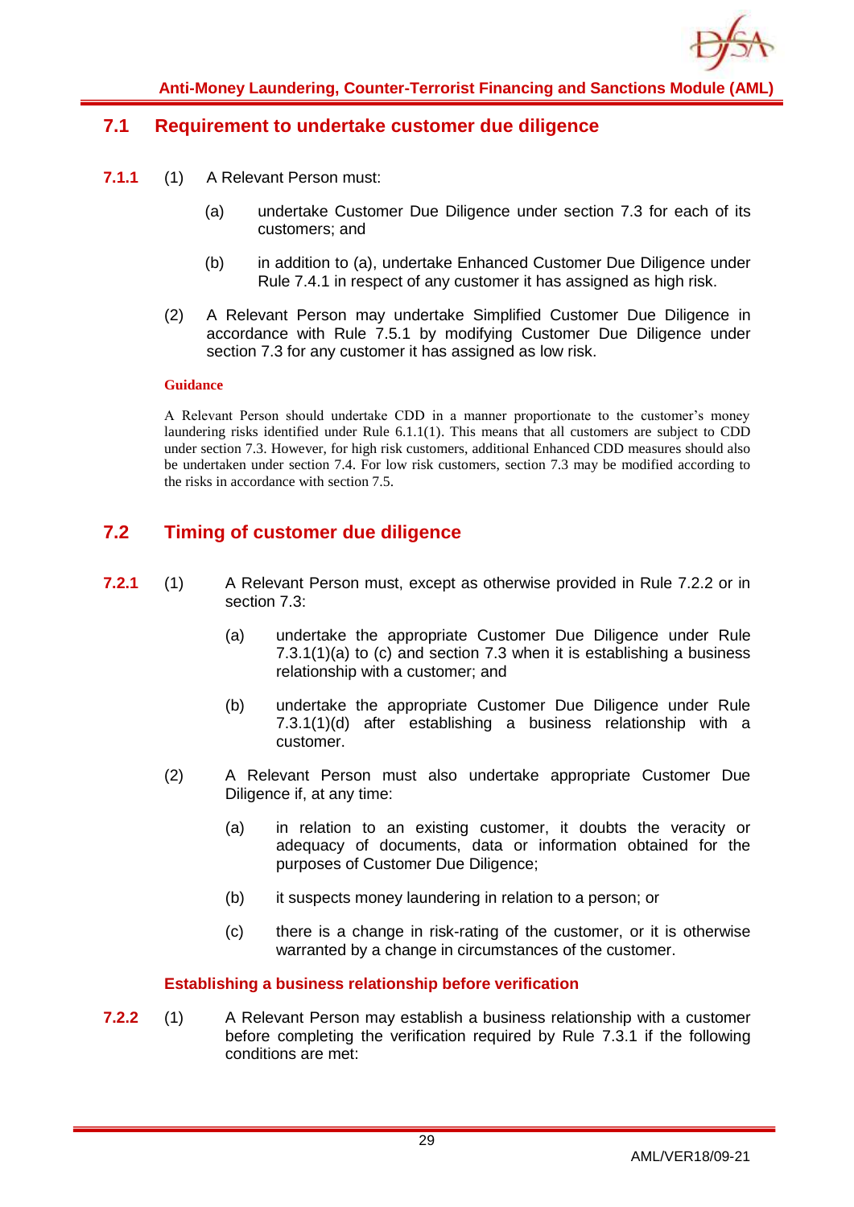## 7.1 Requirement to undertake customer due diligence

**7.1.1** (1) A Relevant Person must:

(a) undertake Customer Due Diligence under section 7.3 for each of its customers; and

(b) in addition to (a), undertake Enhanced Customer Due Diligence under Rule 7.4.1 in respect of any customer it has assigned as high risk.

(2) A Relevant Person may undertake Simplified Customer Due Diligence in accordance with Rule 7.5.1 by modifying Customer Due Diligence under section 7.3 for any customer it has assigned as low risk.

**Guidance**

A Relevant Person should undertake CDD in a manner proportionate to the customer's money laundering risks identified under Rule 6.1.1(1). This means that all customers are subject to CDD under section 7.3. However, for high risk customers, additional Enhanced CDD measures should also be undertaken under section 7.4. For low risk customers, section 7.3 may be modified according to the risks in accordance with section 7.5.

## 7.2 Timing of customer due diligence

**7.2.1** (1) A Relevant Person must, except as otherwise provided in Rule 7.2.2 or in section 7.3:

(a) undertake the appropriate Customer Due Diligence under Rule 7.3.1(1)(a) to (c) and section 7.3 when it is establishing a business relationship with a customer; and

(b) undertake the appropriate Customer Due Diligence under Rule 7.3.1(1)(d) after establishing a business relationship with a customer.

(2) A Relevant Person must also undertake appropriate Customer Due Diligence if, at any time:

(a) in relation to an existing customer, it doubts the veracity or adequacy of documents, data or information obtained for the purposes of Customer Due Diligence;

(b) it suspects money laundering in relation to a person; or

(c) there is a change in risk-rating of the customer, or it is otherwise warranted by a change in circumstances of the customer.

### Establishing a business relationship before verification

**7.2.2** (1) A Relevant Person may establish a business relationship with a customer before completing the verification required by Rule 7.3.1 if the following conditions are met: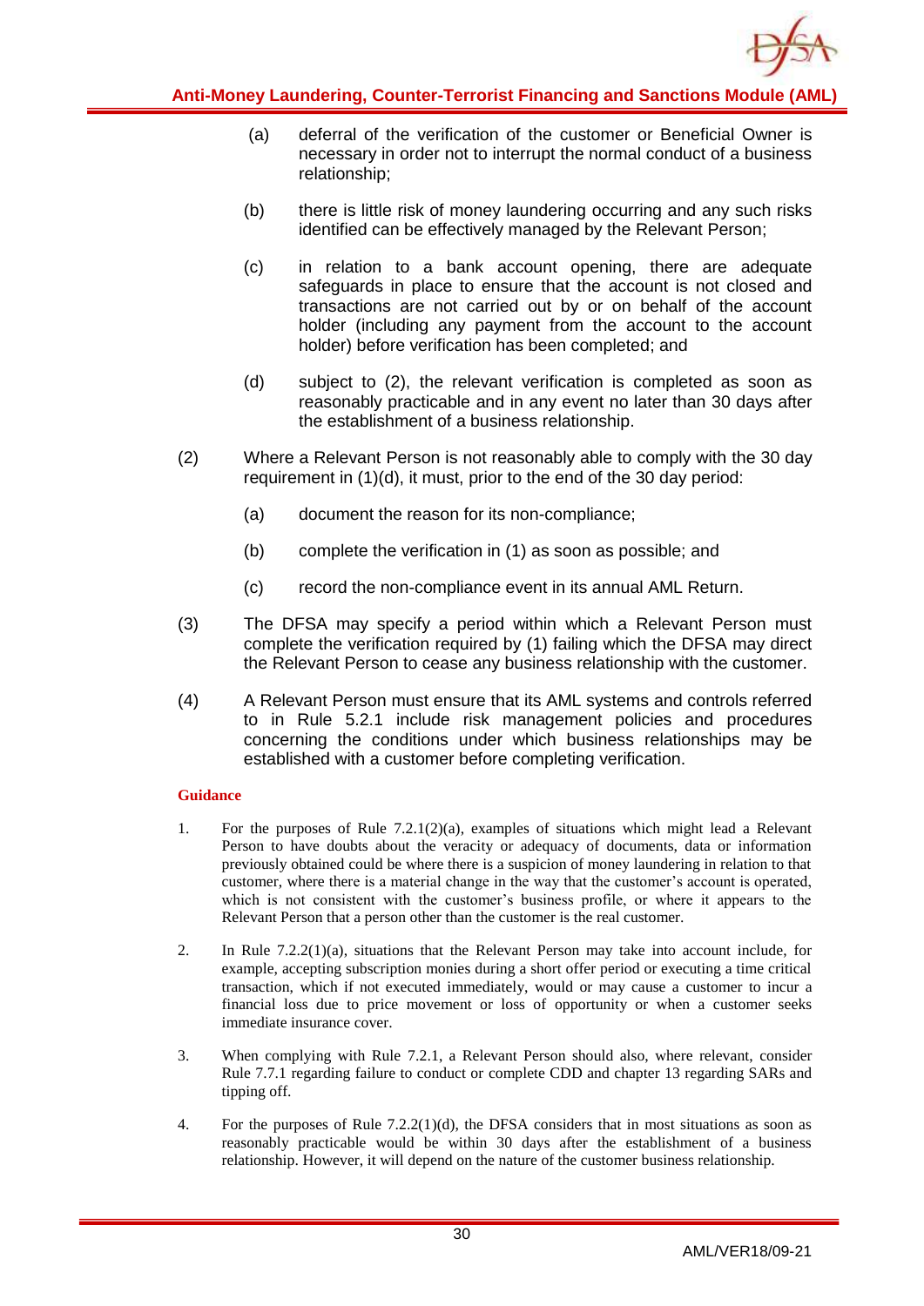(a) deferral of the verification of the customer or Beneficial Owner is necessary in order not to interrupt the normal conduct of a business relationship;

(b) there is little risk of money laundering occurring and any such risks identified can be effectively managed by the Relevant Person;

(c) in relation to a bank account opening, there are adequate safeguards in place to ensure that the account is not closed and transactions are not carried out by or on behalf of the account holder (including any payment from the account to the account holder) before verification has been completed; and

(d) subject to (2), the relevant verification is completed as soon as reasonably practicable and in any event no later than 30 days after the establishment of a business relationship.

(2) Where a Relevant Person is not reasonably able to comply with the 30 day requirement in (1)(d), it must, prior to the end of the 30 day period:

(a) document the reason for its non-compliance;

(b) complete the verification in (1) as soon as possible; and

(c) record the non-compliance event in its annual AML Return.

(3) The DFSA may specify a period within which a Relevant Person must complete the verification required by (1) failing which the DFSA may direct the Relevant Person to cease any business relationship with the customer.

(4) A Relevant Person must ensure that its AML systems and controls referred to in Rule 5.2.1 include risk management policies and procedures concerning the conditions under which business relationships may be established with a customer before completing verification.

**Guidance**

1. For the purposes of Rule 7.2.1(2)(a), examples of situations which might lead a Relevant Person to have doubts about the veracity or adequacy of documents, data or information previously obtained could be where there is a suspicion of money laundering in relation to that customer, where there is a material change in the way that the customer's account is operated, which is not consistent with the customer's business profile, or where it appears to the Relevant Person that a person other than the customer is the real customer.

2. In Rule 7.2.2(1)(a), situations that the Relevant Person may take into account include, for example, accepting subscription monies during a short offer period or executing a time critical transaction, which if not executed immediately, would or may cause a customer to incur a financial loss due to price movement or loss of opportunity or when a customer seeks immediate insurance cover.

3. When complying with Rule 7.2.1, a Relevant Person should also, where relevant, consider Rule 7.7.1 regarding failure to conduct or complete CDD and chapter 13 regarding SARs and tipping off.

4. For the purposes of Rule 7.2.2(1)(d), the DFSA considers that in most situations as soon as reasonably practicable would be within 30 days after the establishment of a business relationship. However, it will depend on the nature of the customer business relationship.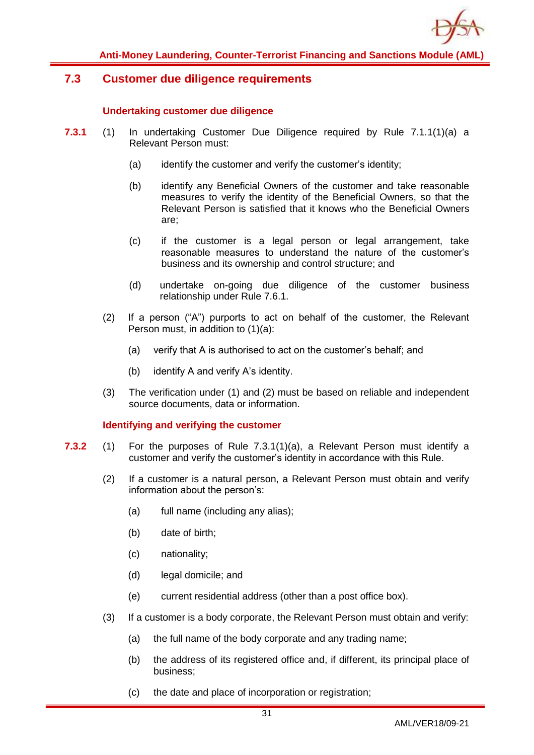## 7.3 Customer due diligence requirements

### Undertaking customer due diligence

**7.3.1** (1) In undertaking Customer Due Diligence required by Rule 7.1.1(1)(a) a Relevant Person must:

(a) identify the customer and verify the customer's identity;

(b) identify any Beneficial Owners of the customer and take reasonable measures to verify the identity of the Beneficial Owners, so that the Relevant Person is satisfied that it knows who the Beneficial Owners are;

(c) if the customer is a legal person or legal arrangement, take reasonable measures to understand the nature of the customer's business and its ownership and control structure; and

(d) undertake on-going due diligence of the customer business relationship under Rule 7.6.1.

(2) If a person ("A") purports to act on behalf of the customer, the Relevant Person must, in addition to (1)(a):

(a) verify that A is authorised to act on the customer's behalf; and

(b) identify A and verify A's identity.

(3) The verification under (1) and (2) must be based on reliable and independent source documents, data or information.

### Identifying and verifying the customer

**7.3.2** (1) For the purposes of Rule 7.3.1(1)(a), a Relevant Person must identify a customer and verify the customer's identity in accordance with this Rule.

(2) If a customer is a natural person, a Relevant Person must obtain and verify information about the person's:

(a) full name (including any alias);

(b) date of birth;

(c) nationality;

(d) legal domicile; and

(e) current residential address (other than a post office box).

(3) If a customer is a body corporate, the Relevant Person must obtain and verify:

(a) the full name of the body corporate and any trading name;

(b) the address of its registered office and, if different, its principal place of business;

(c) the date and place of incorporation or registration;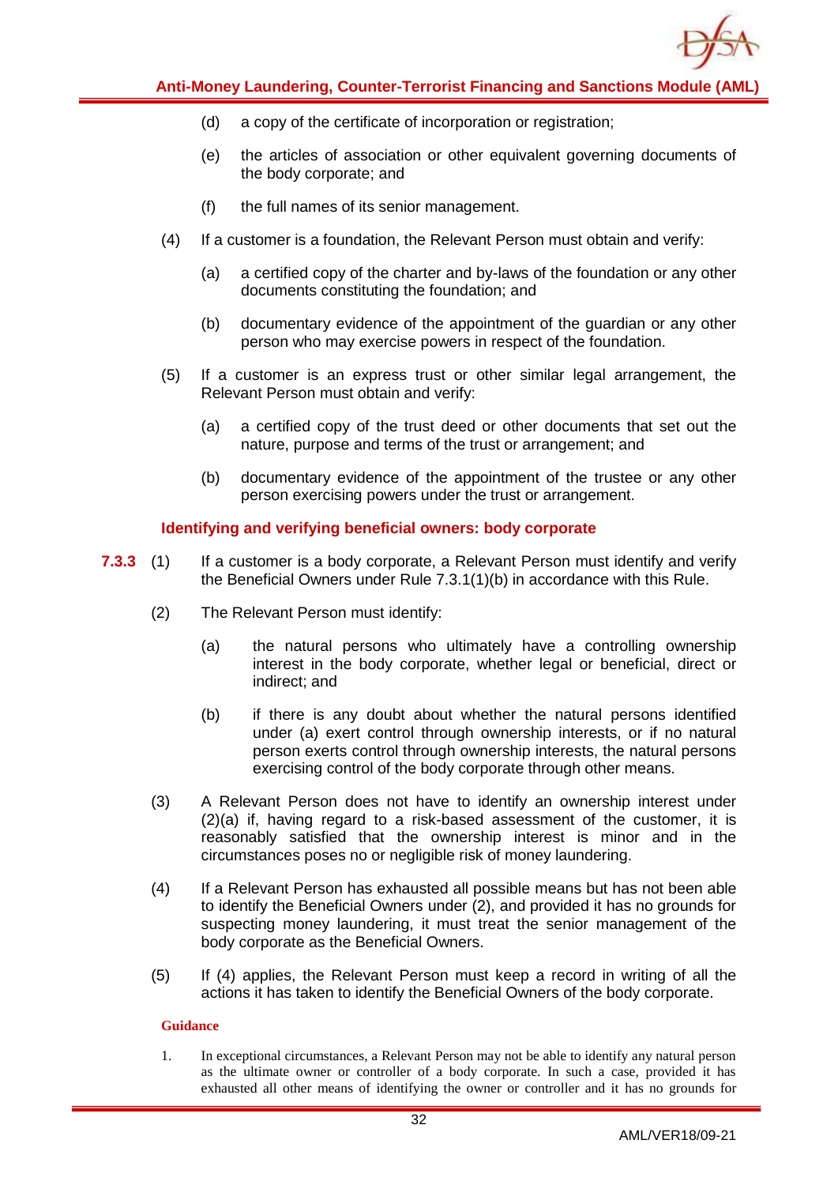(d) a copy of the certificate of incorporation or registration;

(e) the articles of association or other equivalent governing documents of the body corporate; and

(f) the full names of its senior management.

(4) If a customer is a foundation, the Relevant Person must obtain and verify:

(a) a certified copy of the charter and by-laws of the foundation or any other documents constituting the foundation; and

(b) documentary evidence of the appointment of the guardian or any other person who may exercise powers in respect of the foundation.

(5) If a customer is an express trust or other similar legal arrangement, the Relevant Person must obtain and verify:

(a) a certified copy of the trust deed or other documents that set out the nature, purpose and terms of the trust or arrangement; and

(b) documentary evidence of the appointment of the trustee or any other person exercising powers under the trust or arrangement.

### Identifying and verifying beneficial owners: body corporate

**7.3.3** (1) If a customer is a body corporate, a Relevant Person must identify and verify the Beneficial Owners under Rule 7.3.1(1)(b) in accordance with this Rule.

(2) The Relevant Person must identify:

(a) the natural persons who ultimately have a controlling ownership interest in the body corporate, whether legal or beneficial, direct or indirect; and

(b) if there is any doubt about whether the natural persons identified under (a) exert control through ownership interests, or if no natural person exerts control through ownership interests, the natural persons exercising control of the body corporate through other means.

(3) A Relevant Person does not have to identify an ownership interest under (2)(a) if, having regard to a risk-based assessment of the customer, it is reasonably satisfied that the ownership interest is minor and in the circumstances poses no or negligible risk of money laundering.

(4) If a Relevant Person has exhausted all possible means but has not been able to identify the Beneficial Owners under (2), and provided it has no grounds for suspecting money laundering, it must treat the senior management of the body corporate as the Beneficial Owners.

(5) If (4) applies, the Relevant Person must keep a record in writing of all the actions it has taken to identify the Beneficial Owners of the body corporate.

**Guidance**

1. In exceptional circumstances, a Relevant Person may not be able to identify any natural person as the ultimate owner or controller of a body corporate. In such a case, provided it has exhausted all other means of identifying the owner or controller and it has no grounds for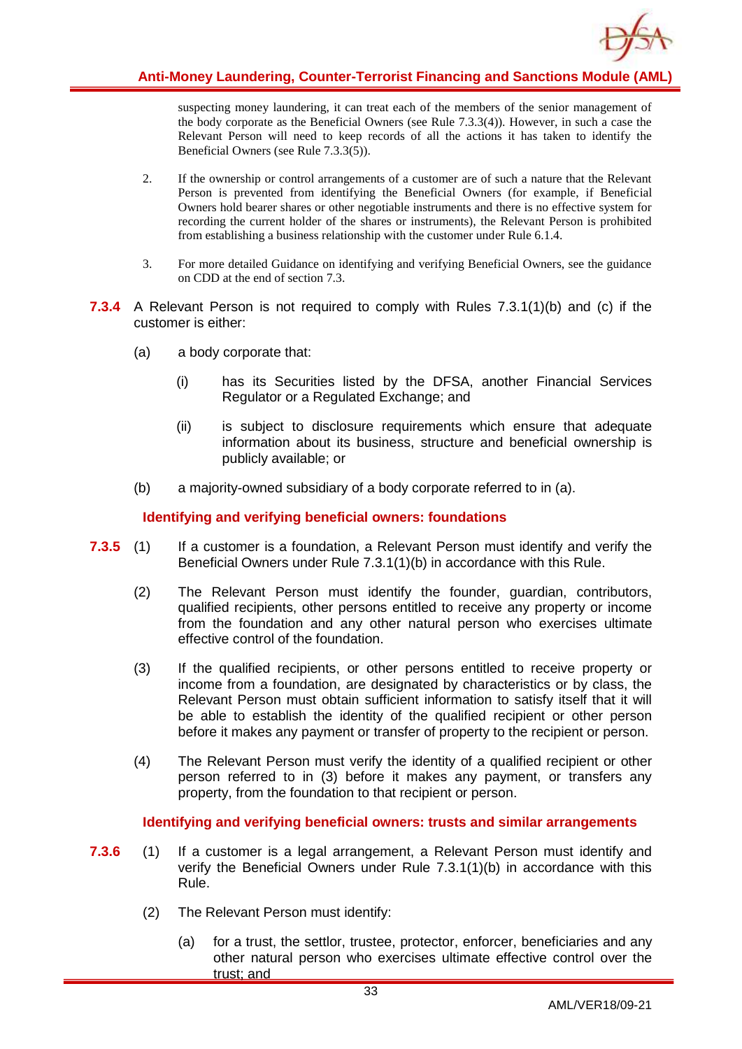suspecting money laundering, it can treat each of the members of the senior management of the body corporate as the Beneficial Owners (see Rule 7.3.3(4)). However, in such a case the Relevant Person will need to keep records of all the actions it has taken to identify the Beneficial Owners (see Rule 7.3.3(5)).

2. If the ownership or control arrangements of a customer are of such a nature that the Relevant Person is prevented from identifying the Beneficial Owners (for example, if Beneficial Owners hold bearer shares or other negotiable instruments and there is no effective system for recording the current holder of the shares or instruments), the Relevant Person is prohibited from establishing a business relationship with the customer under Rule 6.1.4.

3. For more detailed Guidance on identifying and verifying Beneficial Owners, see the guidance on CDD at the end of section 7.3.

**7.3.4** A Relevant Person is not required to comply with Rules 7.3.1(1)(b) and (c) if the customer is either:

(a) a body corporate that:

(i) has its Securities listed by the DFSA, another Financial Services Regulator or a Regulated Exchange; and

(ii) is subject to disclosure requirements which ensure that adequate information about its business, structure and beneficial ownership is publicly available; or

(b) a majority-owned subsidiary of a body corporate referred to in (a).

### Identifying and verifying beneficial owners: foundations

**7.3.5** (1) If a customer is a foundation, a Relevant Person must identify and verify the Beneficial Owners under Rule 7.3.1(1)(b) in accordance with this Rule.

(2) The Relevant Person must identify the founder, guardian, contributors, qualified recipients, other persons entitled to receive any property or income from the foundation and any other natural person who exercises ultimate effective control of the foundation.

(3) If the qualified recipients, or other persons entitled to receive property or income from a foundation, are designated by characteristics or by class, the Relevant Person must obtain sufficient information to satisfy itself that it will be able to establish the identity of the qualified recipient or other person before it makes any payment or transfer of property to the recipient or person.

(4) The Relevant Person must verify the identity of a qualified recipient or other person referred to in (3) before it makes any payment, or transfers any property, from the foundation to that recipient or person.

### Identifying and verifying beneficial owners: trusts and similar arrangements

**7.3.6** (1) If a customer is a legal arrangement, a Relevant Person must identify and verify the Beneficial Owners under Rule 7.3.1(1)(b) in accordance with this Rule.

(2) The Relevant Person must identify:

(a) for a trust, the settlor, trustee, protector, enforcer, beneficiaries and any other natural person who exercises ultimate effective control over the trust; and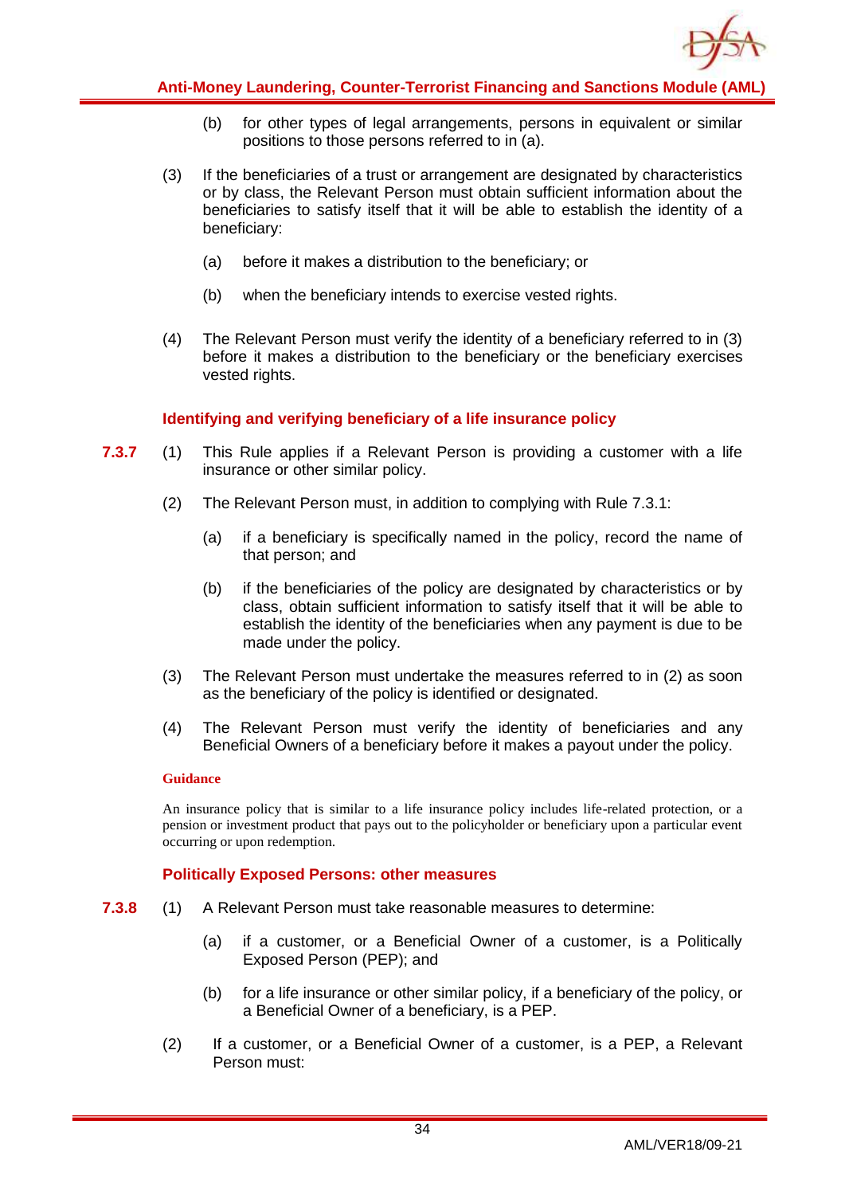(b) for other types of legal arrangements, persons in equivalent or similar positions to those persons referred to in (a).

(3) If the beneficiaries of a trust or arrangement are designated by characteristics or by class, the Relevant Person must obtain sufficient information about the beneficiaries to satisfy itself that it will be able to establish the identity of a beneficiary:

(a) before it makes a distribution to the beneficiary; or

(b) when the beneficiary intends to exercise vested rights.

(4) The Relevant Person must verify the identity of a beneficiary referred to in (3) before it makes a distribution to the beneficiary or the beneficiary exercises vested rights.

### Identifying and verifying beneficiary of a life insurance policy

**7.3.7** (1) This Rule applies if a Relevant Person is providing a customer with a life insurance or other similar policy.

(2) The Relevant Person must, in addition to complying with Rule 7.3.1:

(a) if a beneficiary is specifically named in the policy, record the name of that person; and

(b) if the beneficiaries of the policy are designated by characteristics or by class, obtain sufficient information to satisfy itself that it will be able to establish the identity of the beneficiaries when any payment is due to be made under the policy.

(3) The Relevant Person must undertake the measures referred to in (2) as soon as the beneficiary of the policy is identified or designated.

(4) The Relevant Person must verify the identity of beneficiaries and any Beneficial Owners of a beneficiary before it makes a payout under the policy.

**Guidance**

An insurance policy that is similar to a life insurance policy includes life-related protection, or a pension or investment product that pays out to the policyholder or beneficiary upon a particular event occurring or upon redemption.

### Politically Exposed Persons: other measures

**7.3.8** (1) A Relevant Person must take reasonable measures to determine:

(a) if a customer, or a Beneficial Owner of a customer, is a Politically Exposed Person (PEP); and

(b) for a life insurance or other similar policy, if a beneficiary of the policy, or a Beneficial Owner of a beneficiary, is a PEP.

(2) If a customer, or a Beneficial Owner of a customer, is a PEP, a Relevant Person must: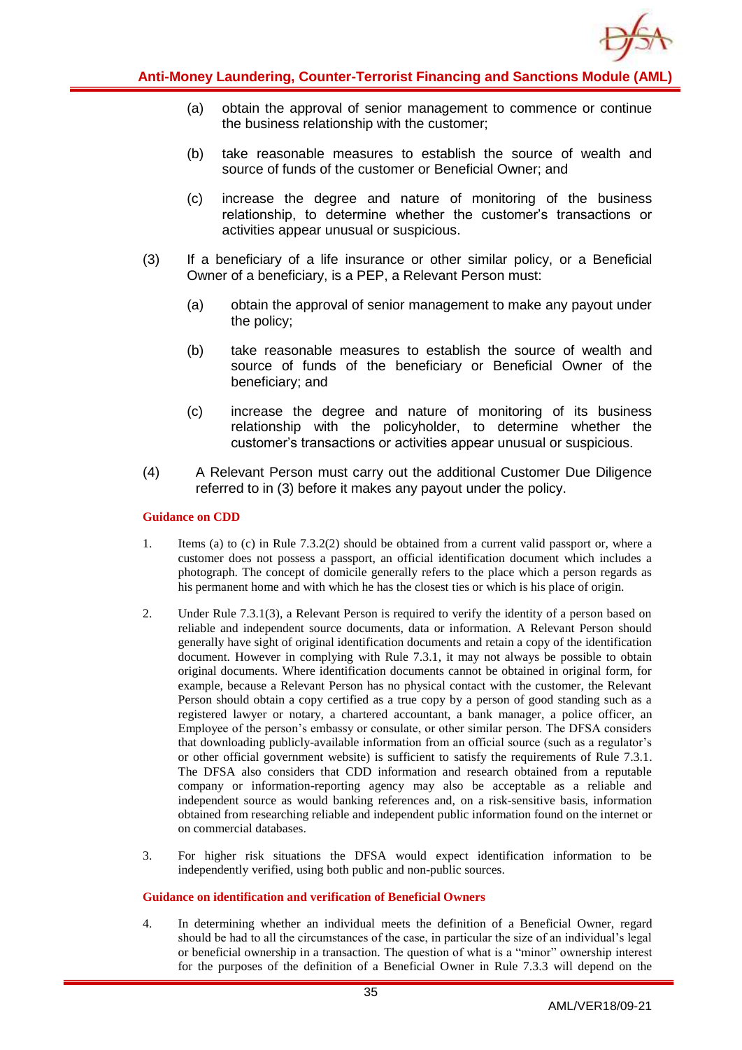(a) obtain the approval of senior management to commence or continue the business relationship with the customer;

(b) take reasonable measures to establish the source of wealth and source of funds of the customer or Beneficial Owner; and

(c) increase the degree and nature of monitoring of the business relationship, to determine whether the customer's transactions or activities appear unusual or suspicious.

(3) If a beneficiary of a life insurance or other similar policy, or a Beneficial Owner of a beneficiary, is a PEP, a Relevant Person must:

(a) obtain the approval of senior management to make any payout under the policy;

(b) take reasonable measures to establish the source of wealth and source of funds of the beneficiary or Beneficial Owner of the beneficiary; and

(c) increase the degree and nature of monitoring of its business relationship with the policyholder, to determine whether the customer's transactions or activities appear unusual or suspicious.

(4) A Relevant Person must carry out the additional Customer Due Diligence referred to in (3) before it makes any payout under the policy.

**Guidance on CDD**

1. Items (a) to (c) in Rule 7.3.2(2) should be obtained from a current valid passport or, where a customer does not possess a passport, an official identification document which includes a photograph. The concept of domicile generally refers to the place which a person regards as his permanent home and with which he has the closest ties or which is his place of origin.

2. Under Rule 7.3.1(3), a Relevant Person is required to verify the identity of a person based on reliable and independent source documents, data or information. A Relevant Person should generally have sight of original identification documents and retain a copy of the identification document. However in complying with Rule 7.3.1, it may not always be possible to obtain original documents. Where identification documents cannot be obtained in original form, for example, because a Relevant Person has no physical contact with the customer, the Relevant Person should obtain a copy certified as a true copy by a person of good standing such as a registered lawyer or notary, a chartered accountant, a bank manager, a police officer, an Employee of the person's embassy or consulate, or other similar person. The DFSA considers that downloading publicly-available information from an official source (such as a regulator's or other official government website) is sufficient to satisfy the requirements of Rule 7.3.1. The DFSA also considers that CDD information and research obtained from a reputable company or information-reporting agency may also be acceptable as a reliable and independent source as would banking references and, on a risk-sensitive basis, information obtained from researching reliable and independent public information found on the internet or on commercial databases.

3. For higher risk situations the DFSA would expect identification information to be independently verified, using both public and non-public sources.

**Guidance on identification and verification of Beneficial Owners**

4. In determining whether an individual meets the definition of a Beneficial Owner, regard should be had to all the circumstances of the case, in particular the size of an individual's legal or beneficial ownership in a transaction. The question of what is a "minor" ownership interest for the purposes of the definition of a Beneficial Owner in Rule 7.3.3 will depend on the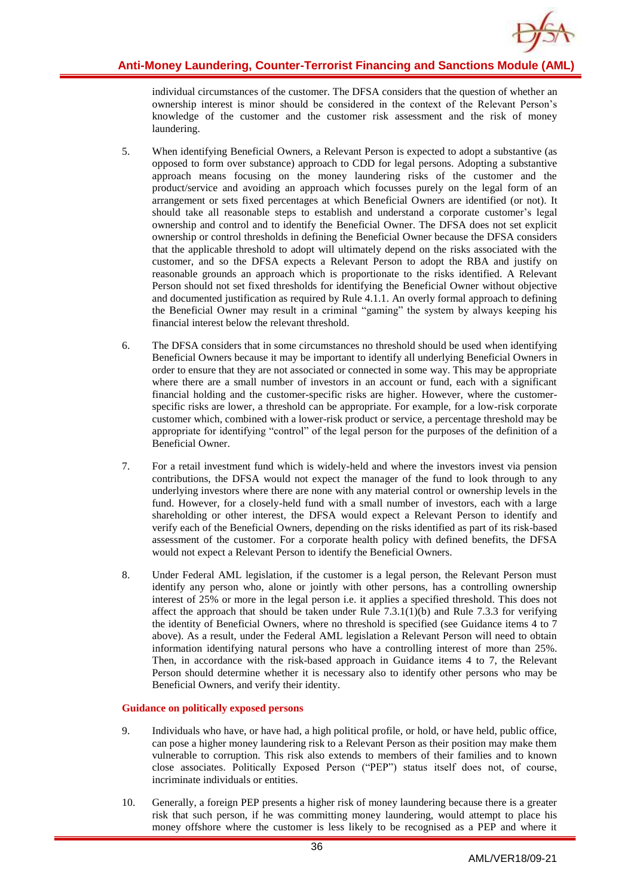individual circumstances of the customer. The DFSA considers that the question of whether an ownership interest is minor should be considered in the context of the Relevant Person's knowledge of the customer and the customer risk assessment and the risk of money laundering.

5. When identifying Beneficial Owners, a Relevant Person is expected to adopt a substantive (as opposed to form over substance) approach to CDD for legal persons. Adopting a substantive approach means focusing on the money laundering risks of the customer and the product/service and avoiding an approach which focusses purely on the legal form of an arrangement or sets fixed percentages at which Beneficial Owners are identified (or not). It should take all reasonable steps to establish and understand a corporate customer's legal ownership and control and to identify the Beneficial Owner. The DFSA does not set explicit ownership or control thresholds in defining the Beneficial Owner because the DFSA considers that the applicable threshold to adopt will ultimately depend on the risks associated with the customer, and so the DFSA expects a Relevant Person to adopt the RBA and justify on reasonable grounds an approach which is proportionate to the risks identified. A Relevant Person should not set fixed thresholds for identifying the Beneficial Owner without objective and documented justification as required by Rule 4.1.1. An overly formal approach to defining the Beneficial Owner may result in a criminal "gaming" the system by always keeping his financial interest below the relevant threshold.

6. The DFSA considers that in some circumstances no threshold should be used when identifying Beneficial Owners because it may be important to identify all underlying Beneficial Owners in order to ensure that they are not associated or connected in some way. This may be appropriate where there are a small number of investors in an account or fund, each with a significant financial holding and the customer-specific risks are higher. However, where the customer-specific risks are lower, a threshold can be appropriate. For example, for a low-risk corporate customer which, combined with a lower-risk product or service, a percentage threshold may be appropriate for identifying "control" of the legal person for the purposes of the definition of a Beneficial Owner.

7. For a retail investment fund which is widely-held and where the investors invest via pension contributions, the DFSA would not expect the manager of the fund to look through to any underlying investors where there are none with any material control or ownership levels in the fund. However, for a closely-held fund with a small number of investors, each with a large shareholding or other interest, the DFSA would expect a Relevant Person to identify and verify each of the Beneficial Owners, depending on the risks identified as part of its risk-based assessment of the customer. For a corporate health policy with defined benefits, the DFSA would not expect a Relevant Person to identify the Beneficial Owners.

8. Under Federal AML legislation, if the customer is a legal person, the Relevant Person must identify any person who, alone or jointly with other persons, has a controlling ownership interest of 25% or more in the legal person i.e. it applies a specified threshold. This does not affect the approach that should be taken under Rule 7.3.1(1)(b) and Rule 7.3.3 for verifying the identity of Beneficial Owners, where no threshold is specified (see Guidance items 4 to 7 above). As a result, under the Federal AML legislation a Relevant Person will need to obtain information identifying natural persons who have a controlling interest of more than 25%. Then, in accordance with the risk-based approach in Guidance items 4 to 7, the Relevant Person should determine whether it is necessary also to identify other persons who may be Beneficial Owners, and verify their identity.

**Guidance on politically exposed persons**

9. Individuals who have, or have had, a high political profile, or hold, or have held, public office, can pose a higher money laundering risk to a Relevant Person as their position may make them vulnerable to corruption. This risk also extends to members of their families and to known close associates. Politically Exposed Person ("PEP") status itself does not, of course, incriminate individuals or entities.

10. Generally, a foreign PEP presents a higher risk of money laundering because there is a greater risk that such person, if he was committing money laundering, would attempt to place his money offshore where the customer is less likely to be recognised as a PEP and where it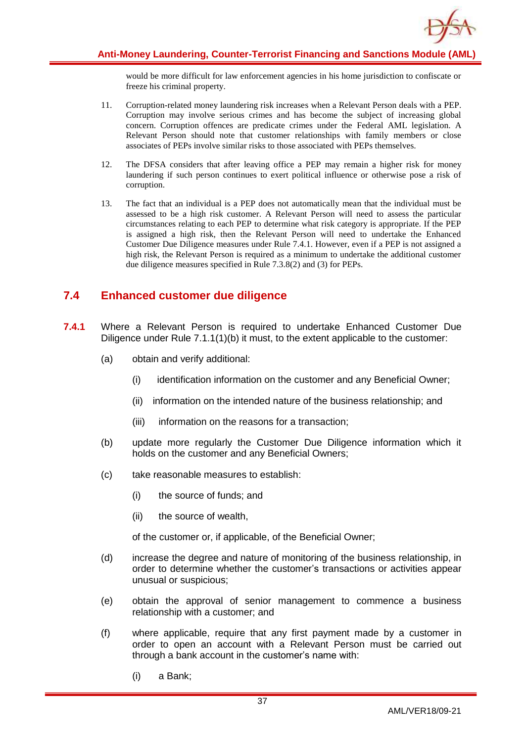would be more difficult for law enforcement agencies in his home jurisdiction to confiscate or freeze his criminal property.

11. Corruption-related money laundering risk increases when a Relevant Person deals with a PEP. Corruption may involve serious crimes and has become the subject of increasing global concern. Corruption offences are predicate crimes under the Federal AML legislation. A Relevant Person should note that customer relationships with family members or close associates of PEPs involve similar risks to those associated with PEPs themselves.

12. The DFSA considers that after leaving office a PEP may remain a higher risk for money laundering if such person continues to exert political influence or otherwise pose a risk of corruption.

13. The fact that an individual is a PEP does not automatically mean that the individual must be assessed to be a high risk customer. A Relevant Person will need to assess the particular circumstances relating to each PEP to determine what risk category is appropriate. If the PEP is assigned a high risk, then the Relevant Person will need to undertake the Enhanced Customer Due Diligence measures under Rule 7.4.1. However, even if a PEP is not assigned a high risk, the Relevant Person is required as a minimum to undertake the additional customer due diligence measures specified in Rule 7.3.8(2) and (3) for PEPs.

## 7.4 Enhanced customer due diligence

**7.4.1** Where a Relevant Person is required to undertake Enhanced Customer Due Diligence under Rule 7.1.1(1)(b) it must, to the extent applicable to the customer:

(a) obtain and verify additional:

  (i) identification information on the customer and any Beneficial Owner;

  (ii) information on the intended nature of the business relationship; and

  (iii) information on the reasons for a transaction;

(b) update more regularly the Customer Due Diligence information which it holds on the customer and any Beneficial Owners;

(c) take reasonable measures to establish:

  (i) the source of funds; and

  (ii) the source of wealth,

  of the customer or, if applicable, of the Beneficial Owner;

(d) increase the degree and nature of monitoring of the business relationship, in order to determine whether the customer's transactions or activities appear unusual or suspicious;

(e) obtain the approval of senior management to commence a business relationship with a customer; and

(f) where applicable, require that any first payment made by a customer in order to open an account with a Relevant Person must be carried out through a bank account in the customer's name with:

  (i) a Bank;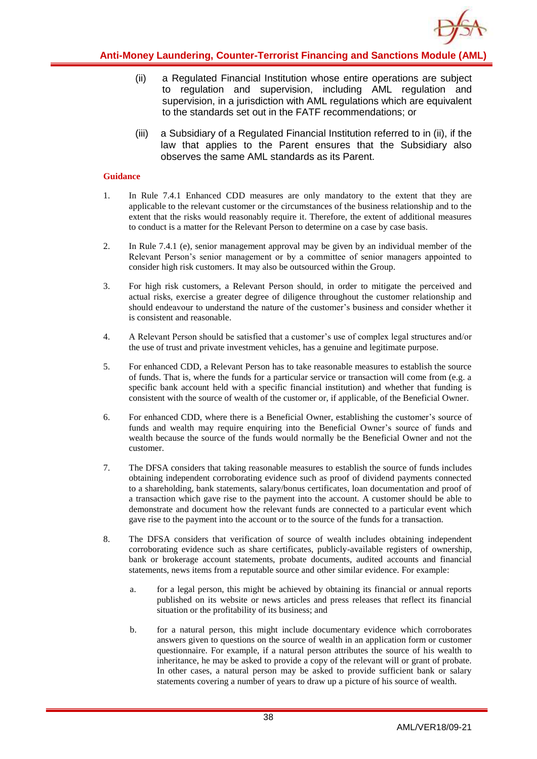(ii) a Regulated Financial Institution whose entire operations are subject to regulation and supervision, including AML regulation and supervision, in a jurisdiction with AML regulations which are equivalent to the standards set out in the FATF recommendations; or

(iii) a Subsidiary of a Regulated Financial Institution referred to in (ii), if the law that applies to the Parent ensures that the Subsidiary also observes the same AML standards as its Parent.

**Guidance**

1. In Rule 7.4.1 Enhanced CDD measures are only mandatory to the extent that they are applicable to the relevant customer or the circumstances of the business relationship and to the extent that the risks would reasonably require it. Therefore, the extent of additional measures to conduct is a matter for the Relevant Person to determine on a case by case basis.

2. In Rule 7.4.1 (e), senior management approval may be given by an individual member of the Relevant Person's senior management or by a committee of senior managers appointed to consider high risk customers. It may also be outsourced within the Group.

3. For high risk customers, a Relevant Person should, in order to mitigate the perceived and actual risks, exercise a greater degree of diligence throughout the customer relationship and should endeavour to understand the nature of the customer's business and consider whether it is consistent and reasonable.

4. A Relevant Person should be satisfied that a customer's use of complex legal structures and/or the use of trust and private investment vehicles, has a genuine and legitimate purpose.

5. For enhanced CDD, a Relevant Person has to take reasonable measures to establish the source of funds. That is, where the funds for a particular service or transaction will come from (e.g. a specific bank account held with a specific financial institution) and whether that funding is consistent with the source of wealth of the customer or, if applicable, of the Beneficial Owner.

6. For enhanced CDD, where there is a Beneficial Owner, establishing the customer's source of funds and wealth may require enquiring into the Beneficial Owner's source of funds and wealth because the source of the funds would normally be the Beneficial Owner and not the customer.

7. The DFSA considers that taking reasonable measures to establish the source of funds includes obtaining independent corroborating evidence such as proof of dividend payments connected to a shareholding, bank statements, salary/bonus certificates, loan documentation and proof of a transaction which gave rise to the payment into the account. A customer should be able to demonstrate and document how the relevant funds are connected to a particular event which gave rise to the payment into the account or to the source of the funds for a transaction.

8. The DFSA considers that verification of source of wealth includes obtaining independent corroborating evidence such as share certificates, publicly-available registers of ownership, bank or brokerage account statements, probate documents, audited accounts and financial statements, news items from a reputable source and other similar evidence. For example:

   a. for a legal person, this might be achieved by obtaining its financial or annual reports published on its website or news articles and press releases that reflect its financial situation or the profitability of its business; and

   b. for a natural person, this might include documentary evidence which corroborates answers given to questions on the source of wealth in an application form or customer questionnaire. For example, if a natural person attributes the source of his wealth to inheritance, he may be asked to provide a copy of the relevant will or grant of probate. In other cases, a natural person may be asked to provide sufficient bank or salary statements covering a number of years to draw up a picture of his source of wealth.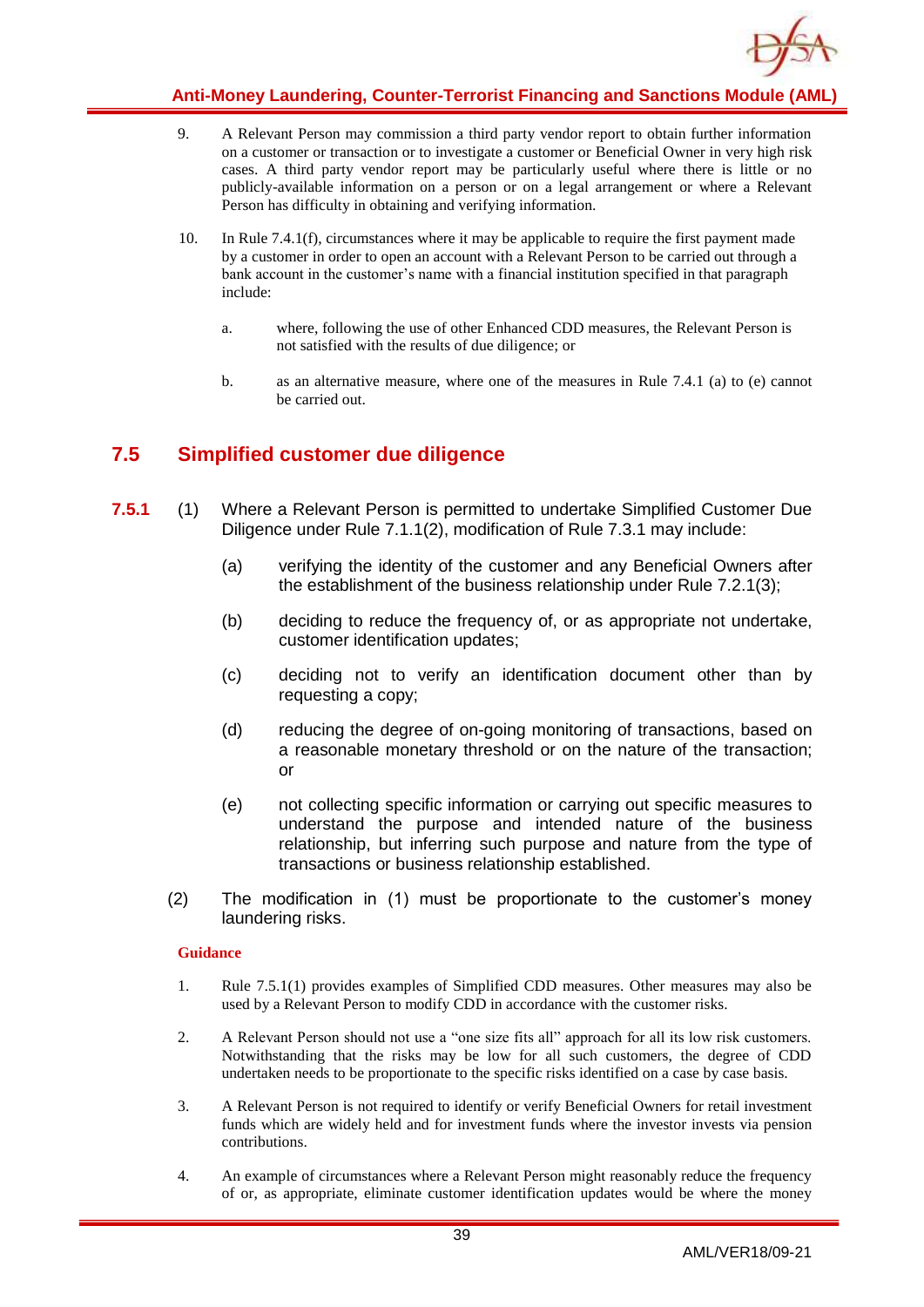9. A Relevant Person may commission a third party vendor report to obtain further information on a customer or transaction or to investigate a customer or Beneficial Owner in very high risk cases. A third party vendor report may be particularly useful where there is little or no publicly-available information on a person or on a legal arrangement or where a Relevant Person has difficulty in obtaining and verifying information.

10. In Rule 7.4.1(f), circumstances where it may be applicable to require the first payment made by a customer in order to open an account with a Relevant Person to be carried out through a bank account in the customer's name with a financial institution specified in that paragraph include:

    a. where, following the use of other Enhanced CDD measures, the Relevant Person is not satisfied with the results of due diligence; or

    b. as an alternative measure, where one of the measures in Rule 7.4.1 (a) to (e) cannot be carried out.

## 7.5 Simplified customer due diligence

**7.5.1** (1) Where a Relevant Person is permitted to undertake Simplified Customer Due Diligence under Rule 7.1.1(2), modification of Rule 7.3.1 may include:

(a) verifying the identity of the customer and any Beneficial Owners after the establishment of the business relationship under Rule 7.2.1(3);

(b) deciding to reduce the frequency of, or as appropriate not undertake, customer identification updates;

(c) deciding not to verify an identification document other than by requesting a copy;

(d) reducing the degree of on-going monitoring of transactions, based on a reasonable monetary threshold or on the nature of the transaction; or

(e) not collecting specific information or carrying out specific measures to understand the purpose and intended nature of the business relationship, but inferring such purpose and nature from the type of transactions or business relationship established.

(2) The modification in (1) must be proportionate to the customer's money laundering risks.

**Guidance**

1. Rule 7.5.1(1) provides examples of Simplified CDD measures. Other measures may also be used by a Relevant Person to modify CDD in accordance with the customer risks.

2. A Relevant Person should not use a "one size fits all" approach for all its low risk customers. Notwithstanding that the risks may be low for all such customers, the degree of CDD undertaken needs to be proportionate to the specific risks identified on a case by case basis.

3. A Relevant Person is not required to identify or verify Beneficial Owners for retail investment funds which are widely held and for investment funds where the investor invests via pension contributions.

4. An example of circumstances where a Relevant Person might reasonably reduce the frequency of or, as appropriate, eliminate customer identification updates would be where the money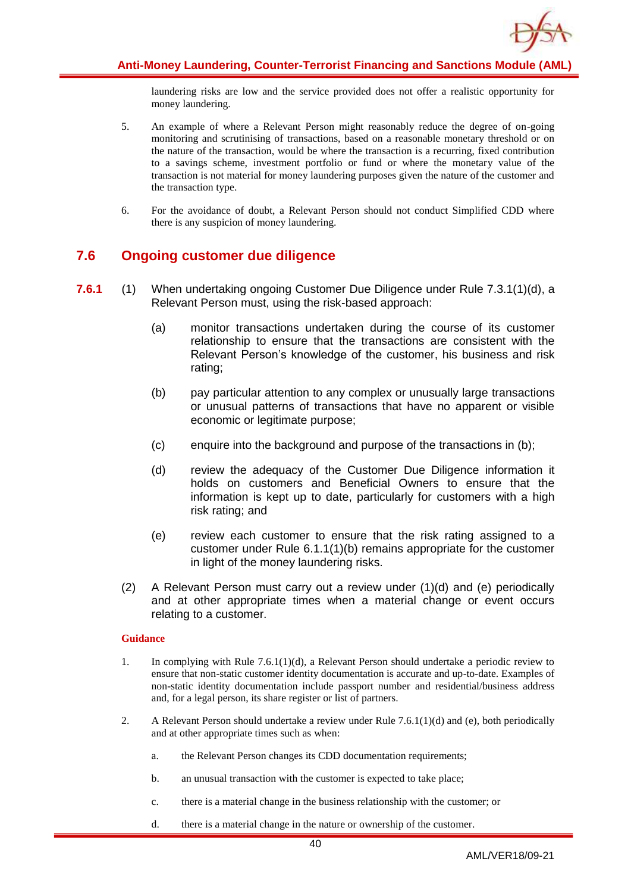laundering risks are low and the service provided does not offer a realistic opportunity for money laundering.

5. An example of where a Relevant Person might reasonably reduce the degree of on-going monitoring and scrutinising of transactions, based on a reasonable monetary threshold or on the nature of the transaction, would be where the transaction is a recurring, fixed contribution to a savings scheme, investment portfolio or fund or where the monetary value of the transaction is not material for money laundering purposes given the nature of the customer and the transaction type.

6. For the avoidance of doubt, a Relevant Person should not conduct Simplified CDD where there is any suspicion of money laundering.

## 7.6 Ongoing customer due diligence

**7.6.1** (1) When undertaking ongoing Customer Due Diligence under Rule 7.3.1(1)(d), a Relevant Person must, using the risk-based approach:

(a) monitor transactions undertaken during the course of its customer relationship to ensure that the transactions are consistent with the Relevant Person's knowledge of the customer, his business and risk rating;

(b) pay particular attention to any complex or unusually large transactions or unusual patterns of transactions that have no apparent or visible economic or legitimate purpose;

(c) enquire into the background and purpose of the transactions in (b);

(d) review the adequacy of the Customer Due Diligence information it holds on customers and Beneficial Owners to ensure that the information is kept up to date, particularly for customers with a high risk rating; and

(e) review each customer to ensure that the risk rating assigned to a customer under Rule 6.1.1(1)(b) remains appropriate for the customer in light of the money laundering risks.

(2) A Relevant Person must carry out a review under (1)(d) and (e) periodically and at other appropriate times when a material change or event occurs relating to a customer.

**Guidance**

1. In complying with Rule 7.6.1(1)(d), a Relevant Person should undertake a periodic review to ensure that non-static customer identity documentation is accurate and up-to-date. Examples of non-static identity documentation include passport number and residential/business address and, for a legal person, its share register or list of partners.

2. A Relevant Person should undertake a review under Rule 7.6.1(1)(d) and (e), both periodically and at other appropriate times such as when:

   a. the Relevant Person changes its CDD documentation requirements;

   b. an unusual transaction with the customer is expected to take place;

   c. there is a material change in the business relationship with the customer; or

   d. there is a material change in the nature or ownership of the customer.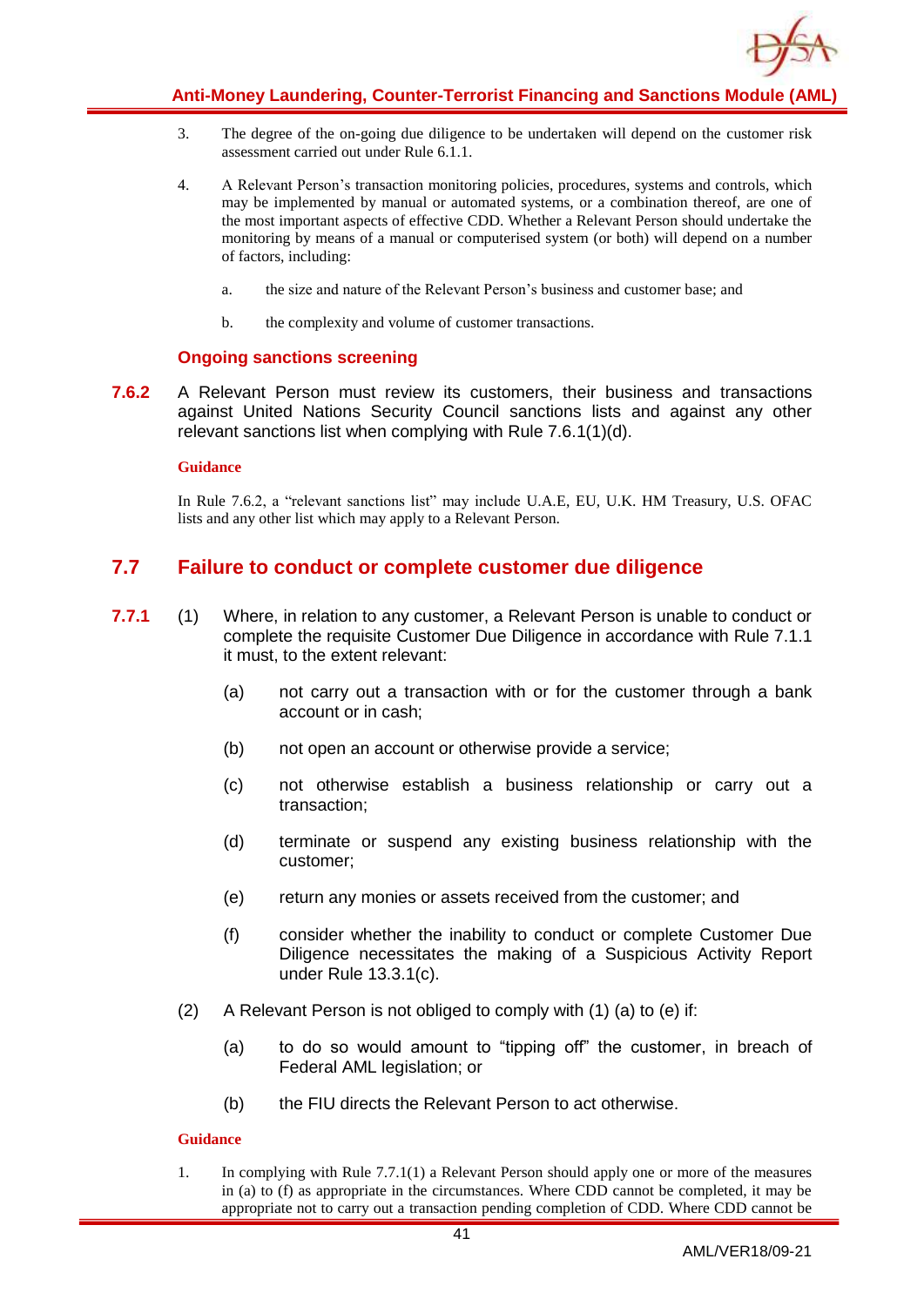3. The degree of the on-going due diligence to be undertaken will depend on the customer risk assessment carried out under Rule 6.1.1.

4. A Relevant Person's transaction monitoring policies, procedures, systems and controls, which may be implemented by manual or automated systems, or a combination thereof, are one of the most important aspects of effective CDD. Whether a Relevant Person should undertake the monitoring by means of a manual or computerised system (or both) will depend on a number of factors, including:

   a. the size and nature of the Relevant Person's business and customer base; and

   b. the complexity and volume of customer transactions.

### Ongoing sanctions screening

**7.6.2** A Relevant Person must review its customers, their business and transactions against United Nations Security Council sanctions lists and against any other relevant sanctions list when complying with Rule 7.6.1(1)(d).

**Guidance**

In Rule 7.6.2, a "relevant sanctions list" may include U.A.E, EU, U.K. HM Treasury, U.S. OFAC lists and any other list which may apply to a Relevant Person.

## 7.7 Failure to conduct or complete customer due diligence

**7.7.1** (1) Where, in relation to any customer, a Relevant Person is unable to conduct or complete the requisite Customer Due Diligence in accordance with Rule 7.1.1 it must, to the extent relevant:

(a) not carry out a transaction with or for the customer through a bank account or in cash;

(b) not open an account or otherwise provide a service;

(c) not otherwise establish a business relationship or carry out a transaction;

(d) terminate or suspend any existing business relationship with the customer;

(e) return any monies or assets received from the customer; and

(f) consider whether the inability to conduct or complete Customer Due Diligence necessitates the making of a Suspicious Activity Report under Rule 13.3.1(c).

(2) A Relevant Person is not obliged to comply with (1) (a) to (e) if:

(a) to do so would amount to "tipping off" the customer, in breach of Federal AML legislation; or

(b) the FIU directs the Relevant Person to act otherwise.

**Guidance**

1. In complying with Rule 7.7.1(1) a Relevant Person should apply one or more of the measures in (a) to (f) as appropriate in the circumstances. Where CDD cannot be completed, it may be appropriate not to carry out a transaction pending completion of CDD. Where CDD cannot be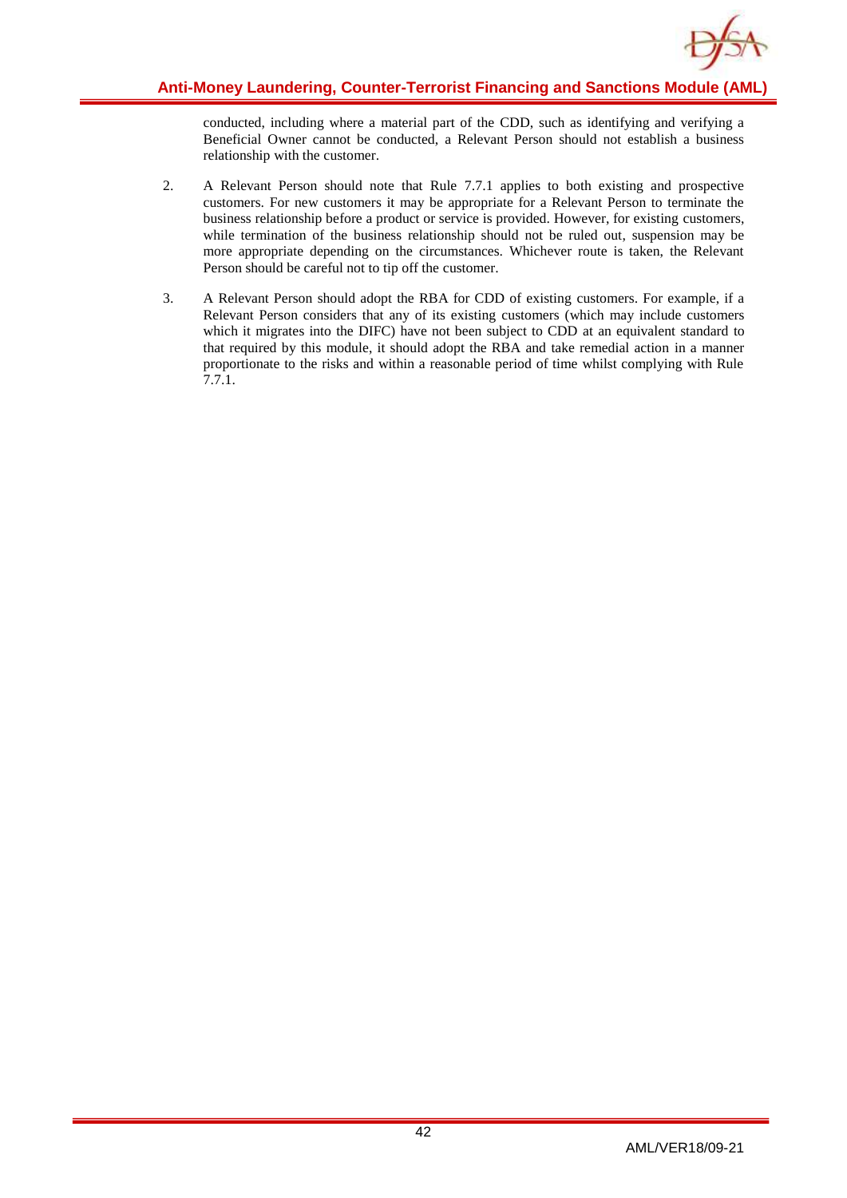conducted, including where a material part of the CDD, such as identifying and verifying a Beneficial Owner cannot be conducted, a Relevant Person should not establish a business relationship with the customer.

2. A Relevant Person should note that Rule 7.7.1 applies to both existing and prospective customers. For new customers it may be appropriate for a Relevant Person to terminate the business relationship before a product or service is provided. However, for existing customers, while termination of the business relationship should not be ruled out, suspension may be more appropriate depending on the circumstances. Whichever route is taken, the Relevant Person should be careful not to tip off the customer.

3. A Relevant Person should adopt the RBA for CDD of existing customers. For example, if a Relevant Person considers that any of its existing customers (which may include customers which it migrates into the DIFC) have not been subject to CDD at an equivalent standard to that required by this module, it should adopt the RBA and take remedial action in a manner proportionate to the risks and within a reasonable period of time whilst complying with Rule 7.7.1.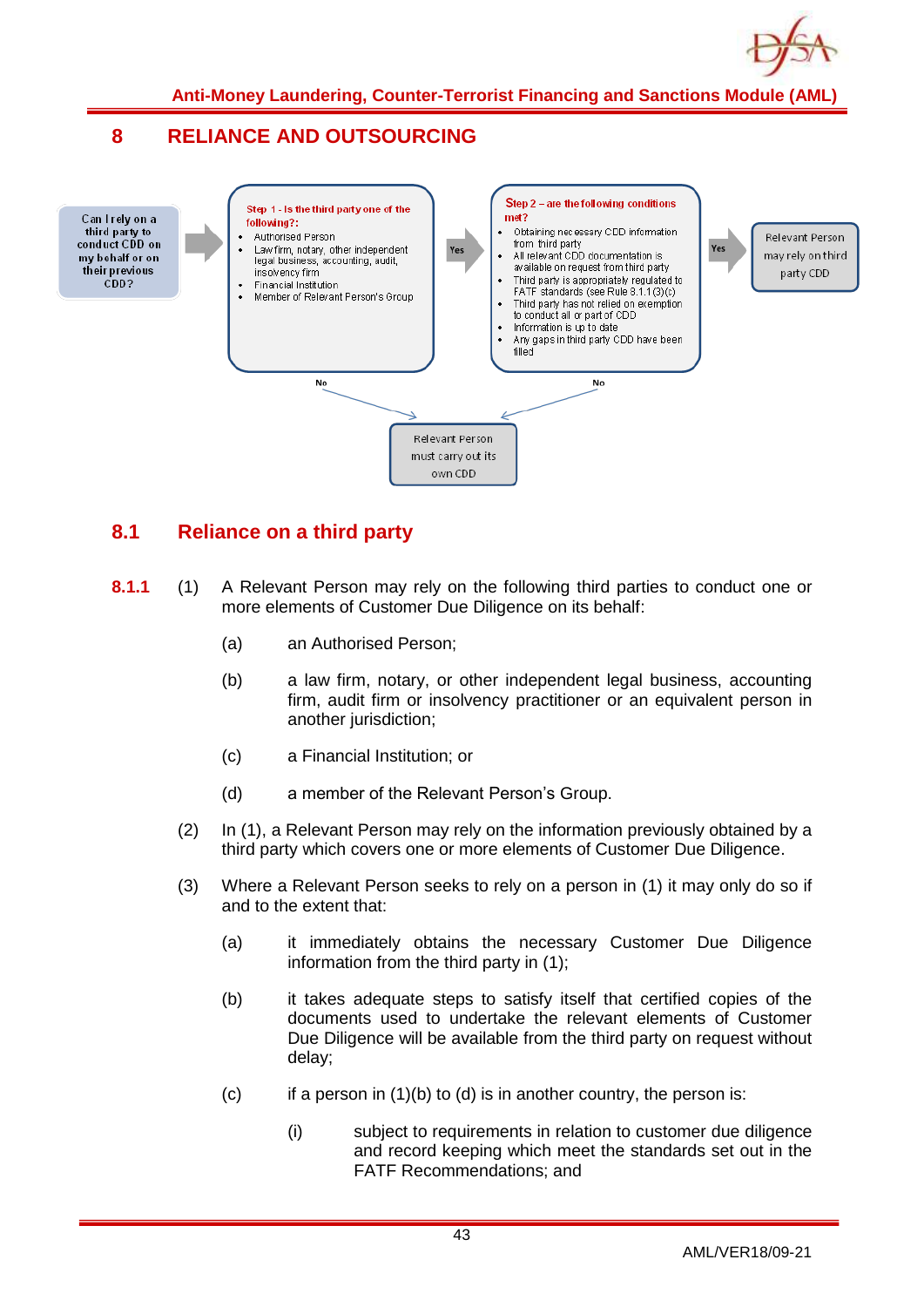# 8 RELIANCE AND OUTSOURCING

Can I rely on a third party to conduct CDD on my behalf or on their previous CDD?

**Step 1 - Is the third party one of the following?:**

- Authorised Person
- Law firm, notary, other independent legal business, accounting, audit, insolvency firm
- Financial Institution
- Member of Relevant Person's Group

Yes →

**Step 2 – are the following conditions met?**

- Obtaining necessary CDD information from third party
- All relevant CDD documentation is available on request from third party
- Third party is appropriately regulated to FATF standards (see Rule 8.1.1(3)(c))
- Third party has not relied on exemption to conduct all or part of CDD
- Information is up to date
- Any gaps in third party CDD have been filled

Yes → Relevant Person may rely on third party CDD

No (Step 1 or Step 2) → Relevant Person must carry out its own CDD

## 8.1 Reliance on a third party

**8.1.1** (1) A Relevant Person may rely on the following third parties to conduct one or more elements of Customer Due Diligence on its behalf:

(a) an Authorised Person;

(b) a law firm, notary, or other independent legal business, accounting firm, audit firm or insolvency practitioner or an equivalent person in another jurisdiction;

(c) a Financial Institution; or

(d) a member of the Relevant Person's Group.

(2) In (1), a Relevant Person may rely on the information previously obtained by a third party which covers one or more elements of Customer Due Diligence.

(3) Where a Relevant Person seeks to rely on a person in (1) it may only do so if and to the extent that:

(a) it immediately obtains the necessary Customer Due Diligence information from the third party in (1);

(b) it takes adequate steps to satisfy itself that certified copies of the documents used to undertake the relevant elements of Customer Due Diligence will be available from the third party on request without delay;

(c) if a person in (1)(b) to (d) is in another country, the person is:

(i) subject to requirements in relation to customer due diligence and record keeping which meet the standards set out in the FATF Recommendations; and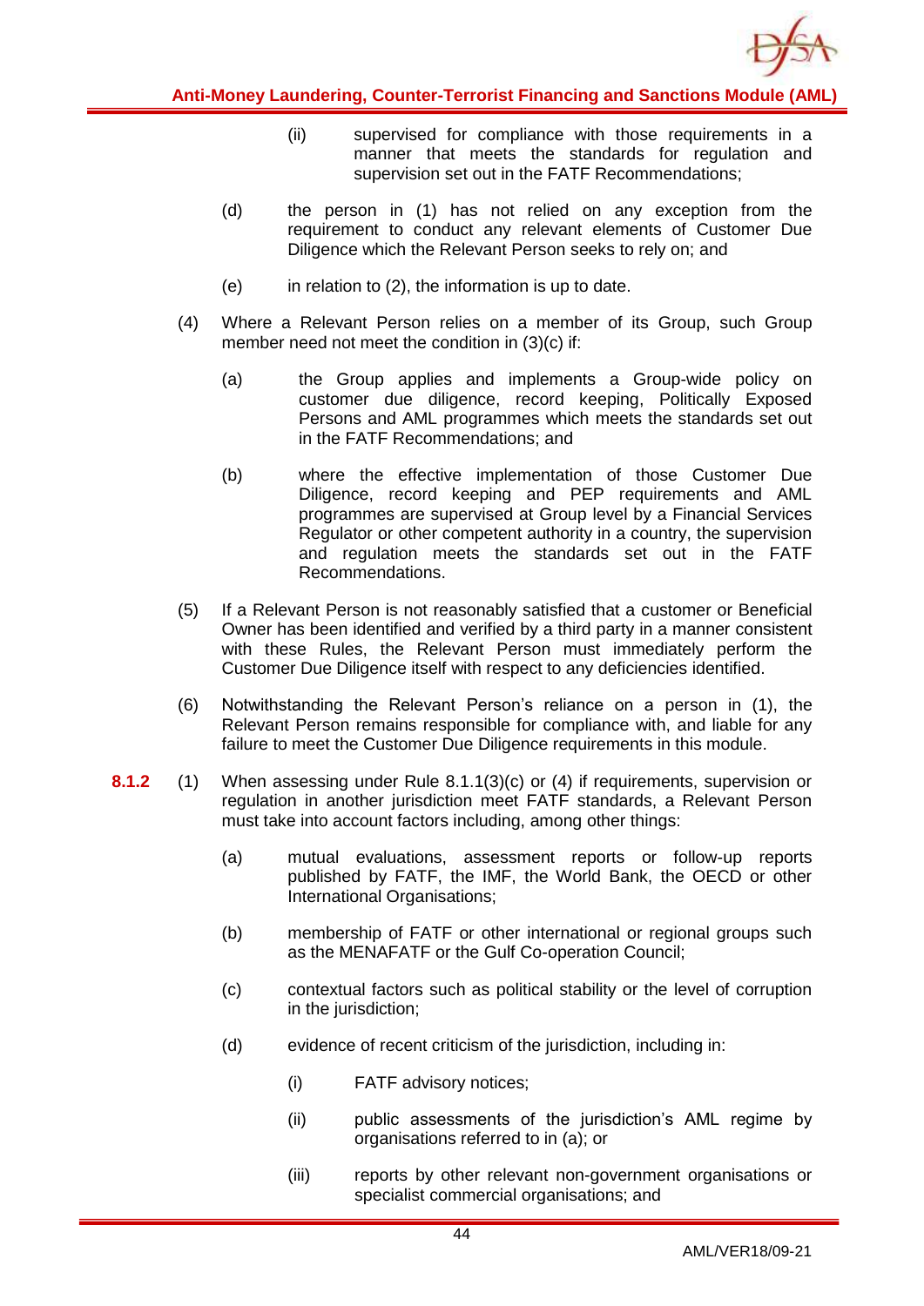(ii) supervised for compliance with those requirements in a manner that meets the standards for regulation and supervision set out in the FATF Recommendations;

(d) the person in (1) has not relied on any exception from the requirement to conduct any relevant elements of Customer Due Diligence which the Relevant Person seeks to rely on; and

(e) in relation to (2), the information is up to date.

(4) Where a Relevant Person relies on a member of its Group, such Group member need not meet the condition in (3)(c) if:

(a) the Group applies and implements a Group-wide policy on customer due diligence, record keeping, Politically Exposed Persons and AML programmes which meets the standards set out in the FATF Recommendations; and

(b) where the effective implementation of those Customer Due Diligence, record keeping and PEP requirements and AML programmes are supervised at Group level by a Financial Services Regulator or other competent authority in a country, the supervision and regulation meets the standards set out in the FATF Recommendations.

(5) If a Relevant Person is not reasonably satisfied that a customer or Beneficial Owner has been identified and verified by a third party in a manner consistent with these Rules, the Relevant Person must immediately perform the Customer Due Diligence itself with respect to any deficiencies identified.

(6) Notwithstanding the Relevant Person's reliance on a person in (1), the Relevant Person remains responsible for compliance with, and liable for any failure to meet the Customer Due Diligence requirements in this module.

**8.1.2** (1) When assessing under Rule 8.1.1(3)(c) or (4) if requirements, supervision or regulation in another jurisdiction meet FATF standards, a Relevant Person must take into account factors including, among other things:

(a) mutual evaluations, assessment reports or follow-up reports published by FATF, the IMF, the World Bank, the OECD or other International Organisations;

(b) membership of FATF or other international or regional groups such as the MENAFATF or the Gulf Co-operation Council;

(c) contextual factors such as political stability or the level of corruption in the jurisdiction;

(d) evidence of recent criticism of the jurisdiction, including in:

(i) FATF advisory notices;

(ii) public assessments of the jurisdiction's AML regime by organisations referred to in (a); or

(iii) reports by other relevant non-government organisations or specialist commercial organisations; and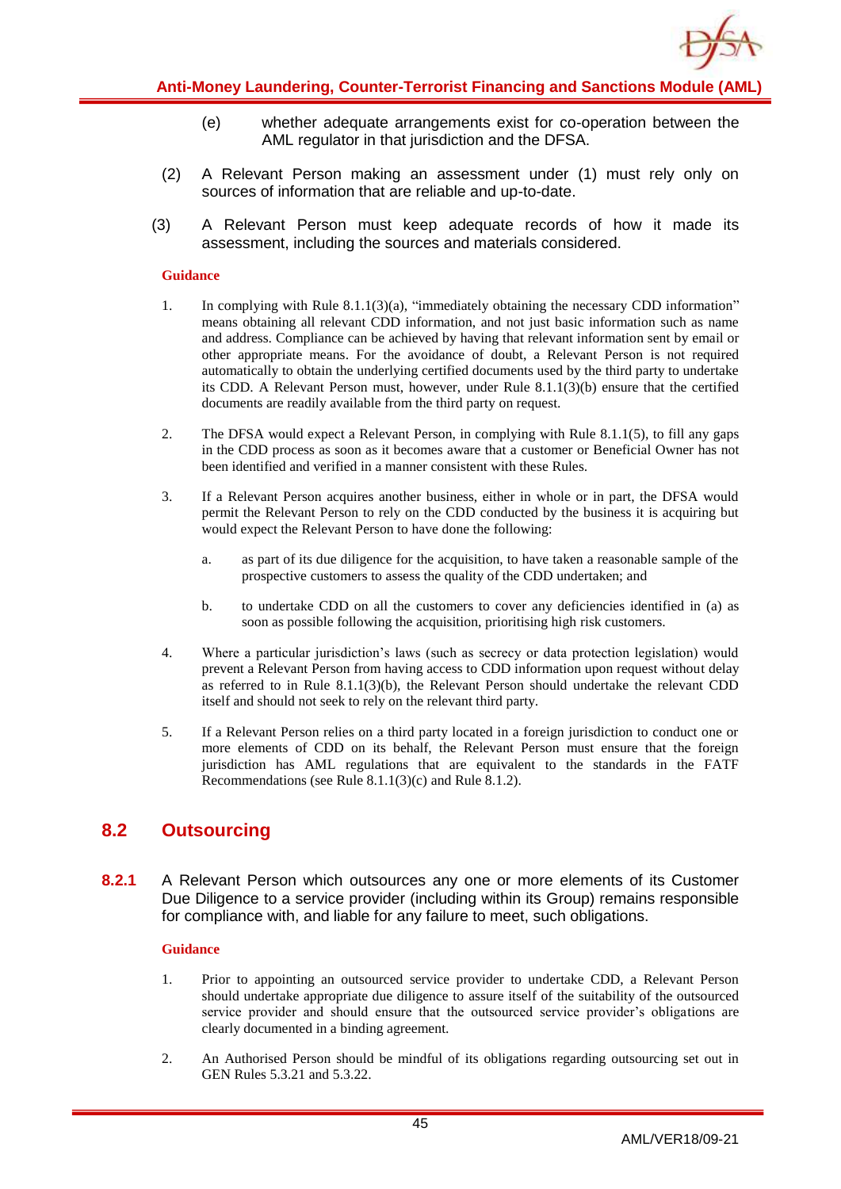(e) whether adequate arrangements exist for co-operation between the AML regulator in that jurisdiction and the DFSA.

(2) A Relevant Person making an assessment under (1) must rely only on sources of information that are reliable and up-to-date.

(3) A Relevant Person must keep adequate records of how it made its assessment, including the sources and materials considered.

**Guidance**

1. In complying with Rule 8.1.1(3)(a), "immediately obtaining the necessary CDD information" means obtaining all relevant CDD information, and not just basic information such as name and address. Compliance can be achieved by having that relevant information sent by email or other appropriate means. For the avoidance of doubt, a Relevant Person is not required automatically to obtain the underlying certified documents used by the third party to undertake its CDD. A Relevant Person must, however, under Rule 8.1.1(3)(b) ensure that the certified documents are readily available from the third party on request.

2. The DFSA would expect a Relevant Person, in complying with Rule 8.1.1(5), to fill any gaps in the CDD process as soon as it becomes aware that a customer or Beneficial Owner has not been identified and verified in a manner consistent with these Rules.

3. If a Relevant Person acquires another business, either in whole or in part, the DFSA would permit the Relevant Person to rely on the CDD conducted by the business it is acquiring but would expect the Relevant Person to have done the following:

   a. as part of its due diligence for the acquisition, to have taken a reasonable sample of the prospective customers to assess the quality of the CDD undertaken; and

   b. to undertake CDD on all the customers to cover any deficiencies identified in (a) as soon as possible following the acquisition, prioritising high risk customers.

4. Where a particular jurisdiction's laws (such as secrecy or data protection legislation) would prevent a Relevant Person from having access to CDD information upon request without delay as referred to in Rule 8.1.1(3)(b), the Relevant Person should undertake the relevant CDD itself and should not seek to rely on the relevant third party.

5. If a Relevant Person relies on a third party located in a foreign jurisdiction to conduct one or more elements of CDD on its behalf, the Relevant Person must ensure that the foreign jurisdiction has AML regulations that are equivalent to the standards in the FATF Recommendations (see Rule 8.1.1(3)(c) and Rule 8.1.2).

## 8.2 Outsourcing

**8.2.1** A Relevant Person which outsources any one or more elements of its Customer Due Diligence to a service provider (including within its Group) remains responsible for compliance with, and liable for any failure to meet, such obligations.

**Guidance**

1. Prior to appointing an outsourced service provider to undertake CDD, a Relevant Person should undertake appropriate due diligence to assure itself of the suitability of the outsourced service provider and should ensure that the outsourced service provider's obligations are clearly documented in a binding agreement.

2. An Authorised Person should be mindful of its obligations regarding outsourcing set out in GEN Rules 5.3.21 and 5.3.22.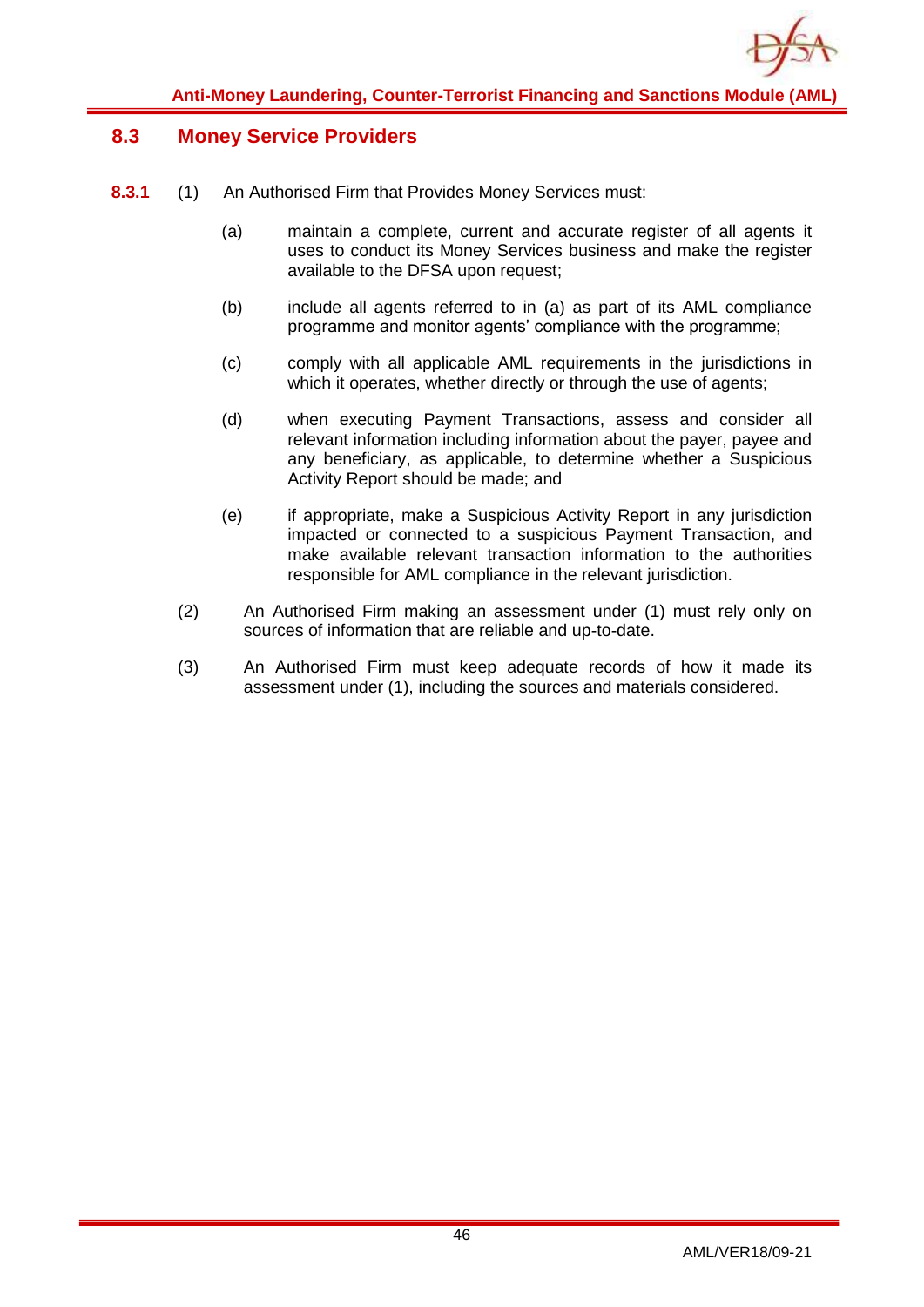## 8.3 Money Service Providers

**8.3.1** (1) An Authorised Firm that Provides Money Services must:

(a) maintain a complete, current and accurate register of all agents it uses to conduct its Money Services business and make the register available to the DFSA upon request;

(b) include all agents referred to in (a) as part of its AML compliance programme and monitor agents' compliance with the programme;

(c) comply with all applicable AML requirements in the jurisdictions in which it operates, whether directly or through the use of agents;

(d) when executing Payment Transactions, assess and consider all relevant information including information about the payer, payee and any beneficiary, as applicable, to determine whether a Suspicious Activity Report should be made; and

(e) if appropriate, make a Suspicious Activity Report in any jurisdiction impacted or connected to a suspicious Payment Transaction, and make available relevant transaction information to the authorities responsible for AML compliance in the relevant jurisdiction.

(2) An Authorised Firm making an assessment under (1) must rely only on sources of information that are reliable and up-to-date.

(3) An Authorised Firm must keep adequate records of how it made its assessment under (1), including the sources and materials considered.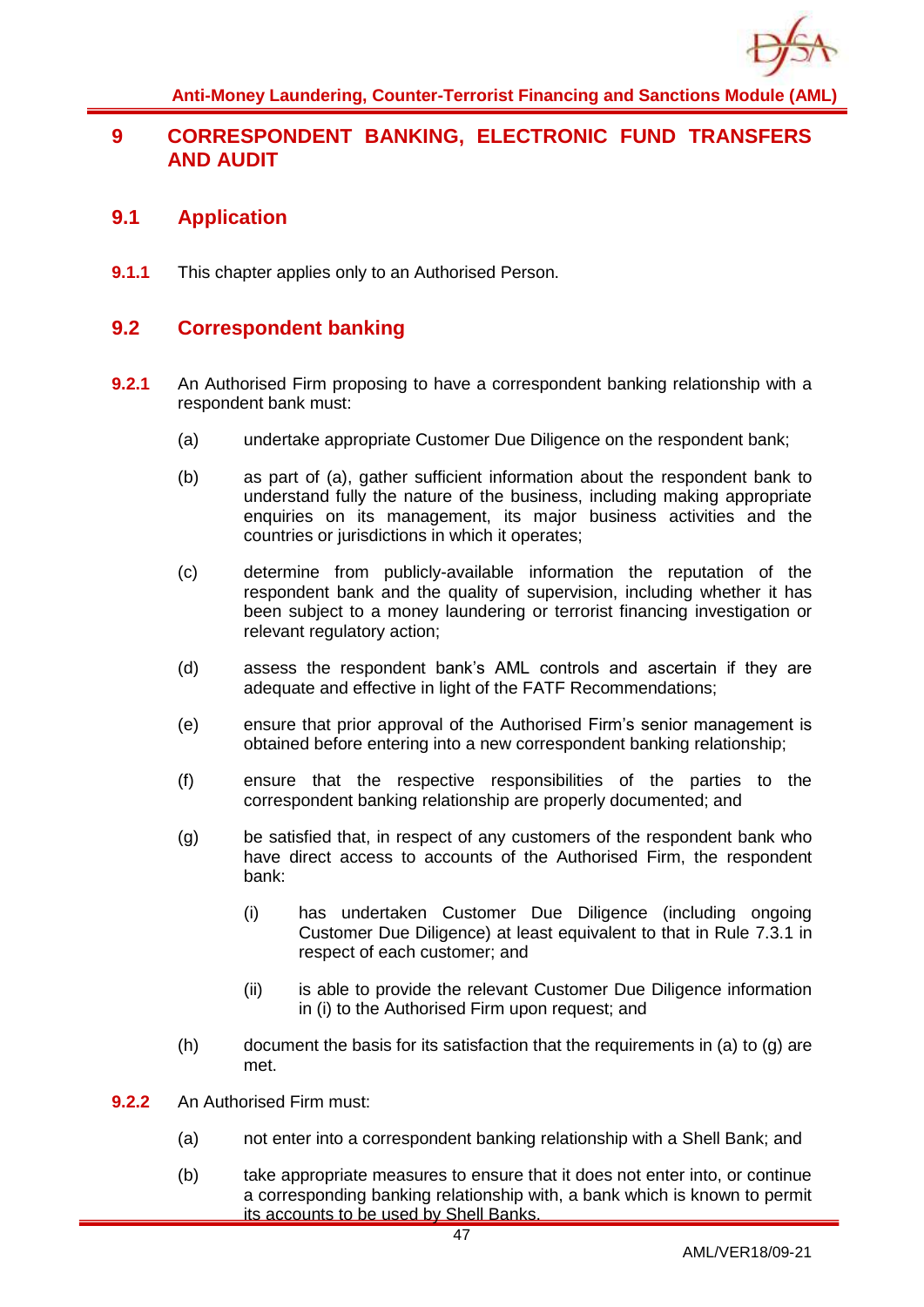# 9 CORRESPONDENT BANKING, ELECTRONIC FUND TRANSFERS AND AUDIT

## 9.1 Application

**9.1.1** This chapter applies only to an Authorised Person.

## 9.2 Correspondent banking

**9.2.1** An Authorised Firm proposing to have a correspondent banking relationship with a respondent bank must:

(a) undertake appropriate Customer Due Diligence on the respondent bank;

(b) as part of (a), gather sufficient information about the respondent bank to understand fully the nature of the business, including making appropriate enquiries on its management, its major business activities and the countries or jurisdictions in which it operates;

(c) determine from publicly-available information the reputation of the respondent bank and the quality of supervision, including whether it has been subject to a money laundering or terrorist financing investigation or relevant regulatory action;

(d) assess the respondent bank's AML controls and ascertain if they are adequate and effective in light of the FATF Recommendations;

(e) ensure that prior approval of the Authorised Firm's senior management is obtained before entering into a new correspondent banking relationship;

(f) ensure that the respective responsibilities of the parties to the correspondent banking relationship are properly documented; and

(g) be satisfied that, in respect of any customers of the respondent bank who have direct access to accounts of the Authorised Firm, the respondent bank:

(i) has undertaken Customer Due Diligence (including ongoing Customer Due Diligence) at least equivalent to that in Rule 7.3.1 in respect of each customer; and

(ii) is able to provide the relevant Customer Due Diligence information in (i) to the Authorised Firm upon request; and

(h) document the basis for its satisfaction that the requirements in (a) to (g) are met.

**9.2.2** An Authorised Firm must:

(a) not enter into a correspondent banking relationship with a Shell Bank; and

(b) take appropriate measures to ensure that it does not enter into, or continue a corresponding banking relationship with, a bank which is known to permit its accounts to be used by Shell Banks.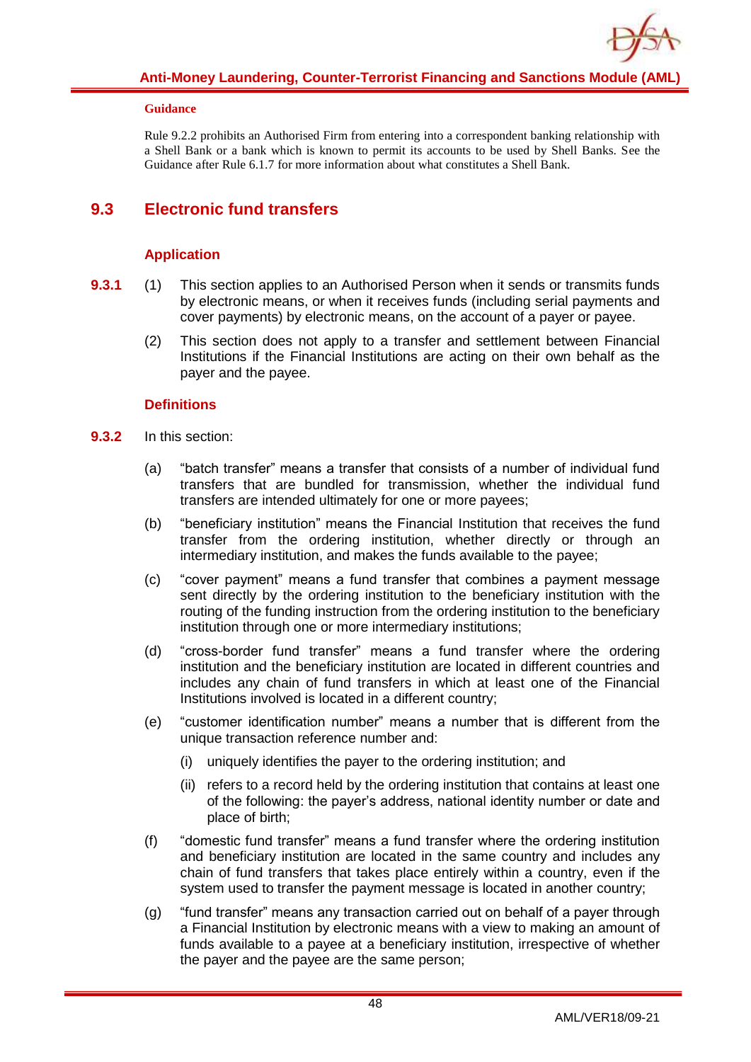#### Guidance

Rule 9.2.2 prohibits an Authorised Firm from entering into a correspondent banking relationship with a Shell Bank or a bank which is known to permit its accounts to be used by Shell Banks. See the Guidance after Rule 6.1.7 for more information about what constitutes a Shell Bank.

## 9.3 Electronic fund transfers

### Application

**9.3.1** (1) This section applies to an Authorised Person when it sends or transmits funds by electronic means, or when it receives funds (including serial payments and cover payments) by electronic means, on the account of a payer or payee.

(2) This section does not apply to a transfer and settlement between Financial Institutions if the Financial Institutions are acting on their own behalf as the payer and the payee.

### Definitions

**9.3.2** In this section:

(a) "batch transfer" means a transfer that consists of a number of individual fund transfers that are bundled for transmission, whether the individual fund transfers are intended ultimately for one or more payees;

(b) "beneficiary institution" means the Financial Institution that receives the fund transfer from the ordering institution, whether directly or through an intermediary institution, and makes the funds available to the payee;

(c) "cover payment" means a fund transfer that combines a payment message sent directly by the ordering institution to the beneficiary institution with the routing of the funding instruction from the ordering institution to the beneficiary institution through one or more intermediary institutions;

(d) "cross-border fund transfer" means a fund transfer where the ordering institution and the beneficiary institution are located in different countries and includes any chain of fund transfers in which at least one of the Financial Institutions involved is located in a different country;

(e) "customer identification number" means a number that is different from the unique transaction reference number and:

(i) uniquely identifies the payer to the ordering institution; and

(ii) refers to a record held by the ordering institution that contains at least one of the following: the payer's address, national identity number or date and place of birth;

(f) "domestic fund transfer" means a fund transfer where the ordering institution and beneficiary institution are located in the same country and includes any chain of fund transfers that takes place entirely within a country, even if the system used to transfer the payment message is located in another country;

(g) "fund transfer" means any transaction carried out on behalf of a payer through a Financial Institution by electronic means with a view to making an amount of funds available to a payee at a beneficiary institution, irrespective of whether the payer and the payee are the same person;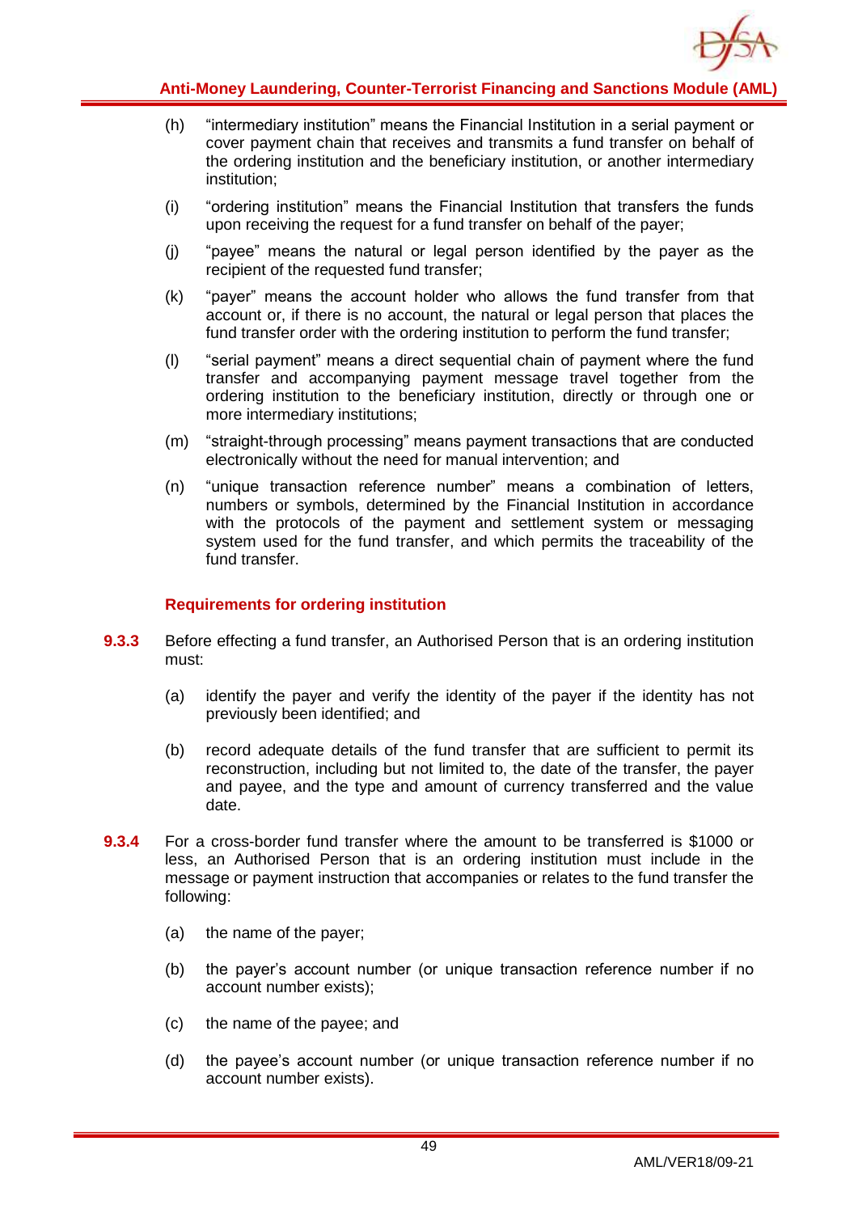(h) "intermediary institution" means the Financial Institution in a serial payment or cover payment chain that receives and transmits a fund transfer on behalf of the ordering institution and the beneficiary institution, or another intermediary institution;

(i) "ordering institution" means the Financial Institution that transfers the funds upon receiving the request for a fund transfer on behalf of the payer;

(j) "payee" means the natural or legal person identified by the payer as the recipient of the requested fund transfer;

(k) "payer" means the account holder who allows the fund transfer from that account or, if there is no account, the natural or legal person that places the fund transfer order with the ordering institution to perform the fund transfer;

(l) "serial payment" means a direct sequential chain of payment where the fund transfer and accompanying payment message travel together from the ordering institution to the beneficiary institution, directly or through one or more intermediary institutions;

(m) "straight-through processing" means payment transactions that are conducted electronically without the need for manual intervention; and

(n) "unique transaction reference number" means a combination of letters, numbers or symbols, determined by the Financial Institution in accordance with the protocols of the payment and settlement system or messaging system used for the fund transfer, and which permits the traceability of the fund transfer.

### Requirements for ordering institution

**9.3.3** Before effecting a fund transfer, an Authorised Person that is an ordering institution must:

(a) identify the payer and verify the identity of the payer if the identity has not previously been identified; and

(b) record adequate details of the fund transfer that are sufficient to permit its reconstruction, including but not limited to, the date of the transfer, the payer and payee, and the type and amount of currency transferred and the value date.

**9.3.4** For a cross-border fund transfer where the amount to be transferred is $1000 or less, an Authorised Person that is an ordering institution must include in the message or payment instruction that accompanies or relates to the fund transfer the following:

(a) the name of the payer;

(b) the payer's account number (or unique transaction reference number if no account number exists);

(c) the name of the payee; and

(d) the payee's account number (or unique transaction reference number if no account number exists).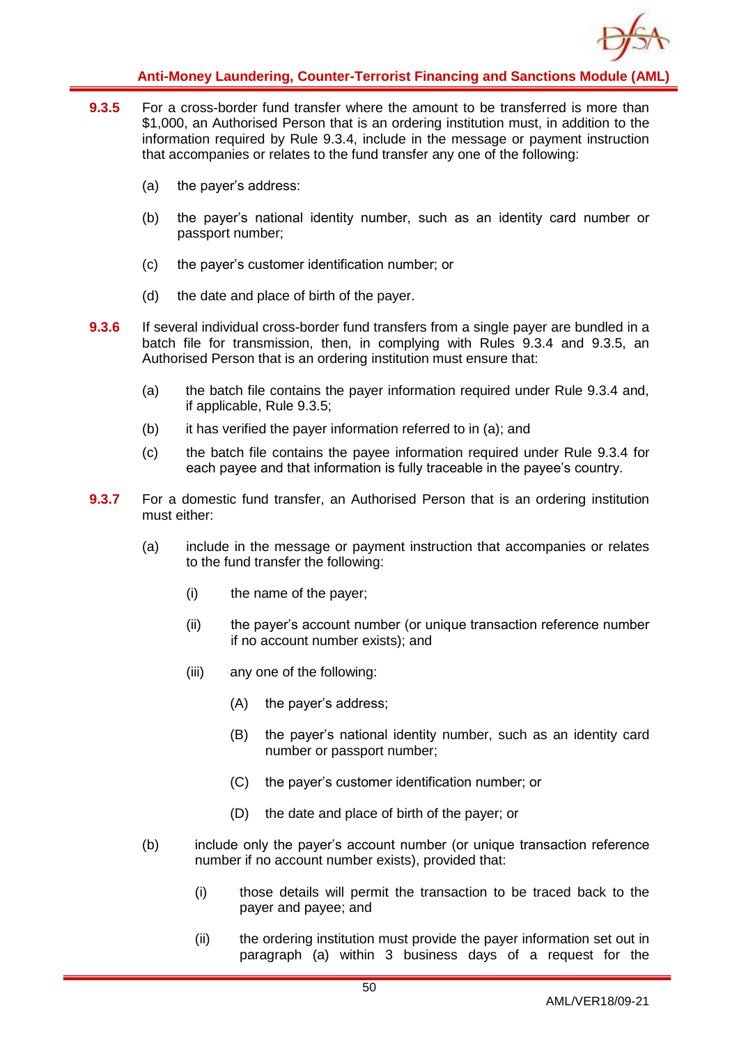**9.3.5** For a cross-border fund transfer where the amount to be transferred is more than $1,000, an Authorised Person that is an ordering institution must, in addition to the information required by Rule 9.3.4, include in the message or payment instruction that accompanies or relates to the fund transfer any one of the following:

(a) the payer's address:

(b) the payer's national identity number, such as an identity card number or passport number;

(c) the payer's customer identification number; or

(d) the date and place of birth of the payer.

**9.3.6** If several individual cross-border fund transfers from a single payer are bundled in a batch file for transmission, then, in complying with Rules 9.3.4 and 9.3.5, an Authorised Person that is an ordering institution must ensure that:

(a) the batch file contains the payer information required under Rule 9.3.4 and, if applicable, Rule 9.3.5;

(b) it has verified the payer information referred to in (a); and

(c) the batch file contains the payee information required under Rule 9.3.4 for each payee and that information is fully traceable in the payee's country.

**9.3.7** For a domestic fund transfer, an Authorised Person that is an ordering institution must either:

(a) include in the message or payment instruction that accompanies or relates to the fund transfer the following:

   (i) the name of the payer;

   (ii) the payer's account number (or unique transaction reference number if no account number exists); and

   (iii) any one of the following:

      (A) the payer's address;

      (B) the payer's national identity number, such as an identity card number or passport number;

      (C) the payer's customer identification number; or

      (D) the date and place of birth of the payer; or

(b) include only the payer's account number (or unique transaction reference number if no account number exists), provided that:

   (i) those details will permit the transaction to be traced back to the payer and payee; and

   (ii) the ordering institution must provide the payer information set out in paragraph (a) within 3 business days of a request for the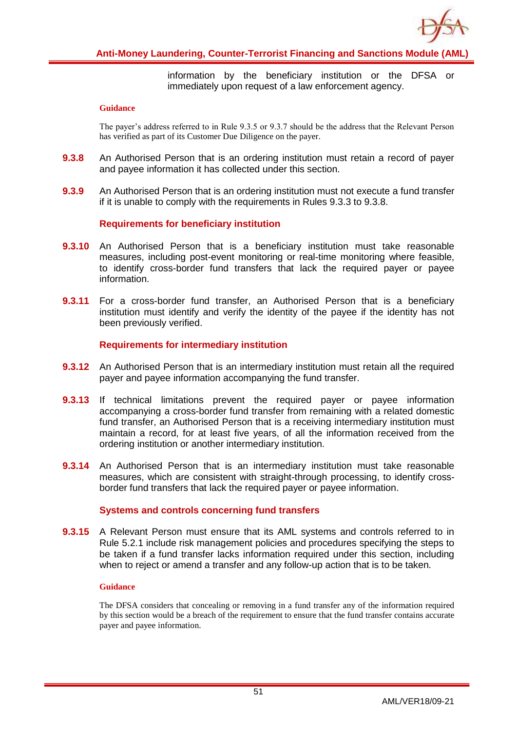information by the beneficiary institution or the DFSA or immediately upon request of a law enforcement agency.

**Guidance**

The payer's address referred to in Rule 9.3.5 or 9.3.7 should be the address that the Relevant Person has verified as part of its Customer Due Diligence on the payer.

**9.3.8** An Authorised Person that is an ordering institution must retain a record of payer and payee information it has collected under this section.

**9.3.9** An Authorised Person that is an ordering institution must not execute a fund transfer if it is unable to comply with the requirements in Rules 9.3.3 to 9.3.8.

### Requirements for beneficiary institution

**9.3.10** An Authorised Person that is a beneficiary institution must take reasonable measures, including post-event monitoring or real-time monitoring where feasible, to identify cross-border fund transfers that lack the required payer or payee information.

**9.3.11** For a cross-border fund transfer, an Authorised Person that is a beneficiary institution must identify and verify the identity of the payee if the identity has not been previously verified.

### Requirements for intermediary institution

**9.3.12** An Authorised Person that is an intermediary institution must retain all the required payer and payee information accompanying the fund transfer.

**9.3.13** If technical limitations prevent the required payer or payee information accompanying a cross-border fund transfer from remaining with a related domestic fund transfer, an Authorised Person that is a receiving intermediary institution must maintain a record, for at least five years, of all the information received from the ordering institution or another intermediary institution.

**9.3.14** An Authorised Person that is an intermediary institution must take reasonable measures, which are consistent with straight-through processing, to identify cross-border fund transfers that lack the required payer or payee information.

### Systems and controls concerning fund transfers

**9.3.15** A Relevant Person must ensure that its AML systems and controls referred to in Rule 5.2.1 include risk management policies and procedures specifying the steps to be taken if a fund transfer lacks information required under this section, including when to reject or amend a transfer and any follow-up action that is to be taken.

**Guidance**

The DFSA considers that concealing or removing in a fund transfer any of the information required by this section would be a breach of the requirement to ensure that the fund transfer contains accurate payer and payee information.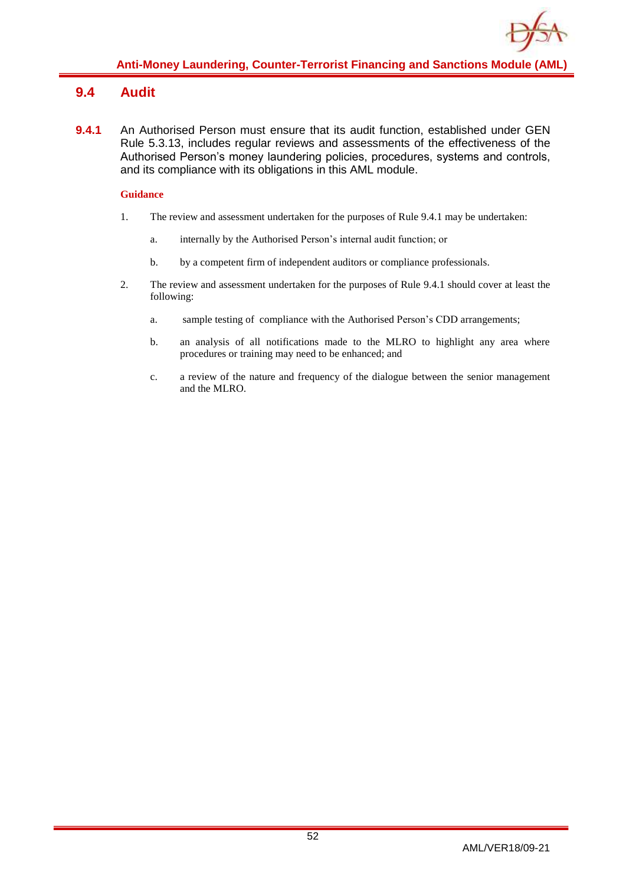## 9.4 Audit

**9.4.1** An Authorised Person must ensure that its audit function, established under GEN Rule 5.3.13, includes regular reviews and assessments of the effectiveness of the Authorised Person's money laundering policies, procedures, systems and controls, and its compliance with its obligations in this AML module.

**Guidance**

1. The review and assessment undertaken for the purposes of Rule 9.4.1 may be undertaken:

   a. internally by the Authorised Person's internal audit function; or

   b. by a competent firm of independent auditors or compliance professionals.

2. The review and assessment undertaken for the purposes of Rule 9.4.1 should cover at least the following:

   a. sample testing of compliance with the Authorised Person's CDD arrangements;

   b. an analysis of all notifications made to the MLRO to highlight any area where procedures or training may need to be enhanced; and

   c. a review of the nature and frequency of the dialogue between the senior management and the MLRO.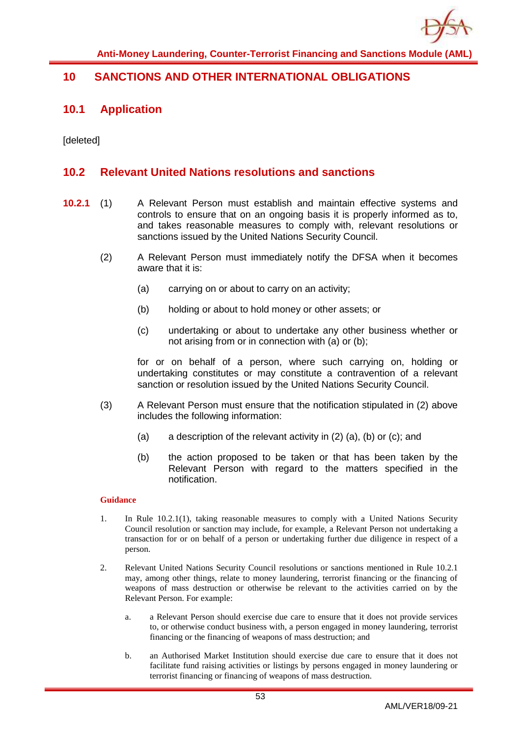# 10 SANCTIONS AND OTHER INTERNATIONAL OBLIGATIONS

## 10.1 Application

[deleted]

## 10.2 Relevant United Nations resolutions and sanctions

**10.2.1** (1) A Relevant Person must establish and maintain effective systems and controls to ensure that on an ongoing basis it is properly informed as to, and takes reasonable measures to comply with, relevant resolutions or sanctions issued by the United Nations Security Council.

(2) A Relevant Person must immediately notify the DFSA when it becomes aware that it is:

(a) carrying on or about to carry on an activity;

(b) holding or about to hold money or other assets; or

(c) undertaking or about to undertake any other business whether or not arising from or in connection with (a) or (b);

for or on behalf of a person, where such carrying on, holding or undertaking constitutes or may constitute a contravention of a relevant sanction or resolution issued by the United Nations Security Council.

(3) A Relevant Person must ensure that the notification stipulated in (2) above includes the following information:

(a) a description of the relevant activity in (2) (a), (b) or (c); and

(b) the action proposed to be taken or that has been taken by the Relevant Person with regard to the matters specified in the notification.

**Guidance**

1. In Rule 10.2.1(1), taking reasonable measures to comply with a United Nations Security Council resolution or sanction may include, for example, a Relevant Person not undertaking a transaction for or on behalf of a person or undertaking further due diligence in respect of a person.

2. Relevant United Nations Security Council resolutions or sanctions mentioned in Rule 10.2.1 may, among other things, relate to money laundering, terrorist financing or the financing of weapons of mass destruction or otherwise be relevant to the activities carried on by the Relevant Person. For example:

   a. a Relevant Person should exercise due care to ensure that it does not provide services to, or otherwise conduct business with, a person engaged in money laundering, terrorist financing or the financing of weapons of mass destruction; and

   b. an Authorised Market Institution should exercise due care to ensure that it does not facilitate fund raising activities or listings by persons engaged in money laundering or terrorist financing or financing of weapons of mass destruction.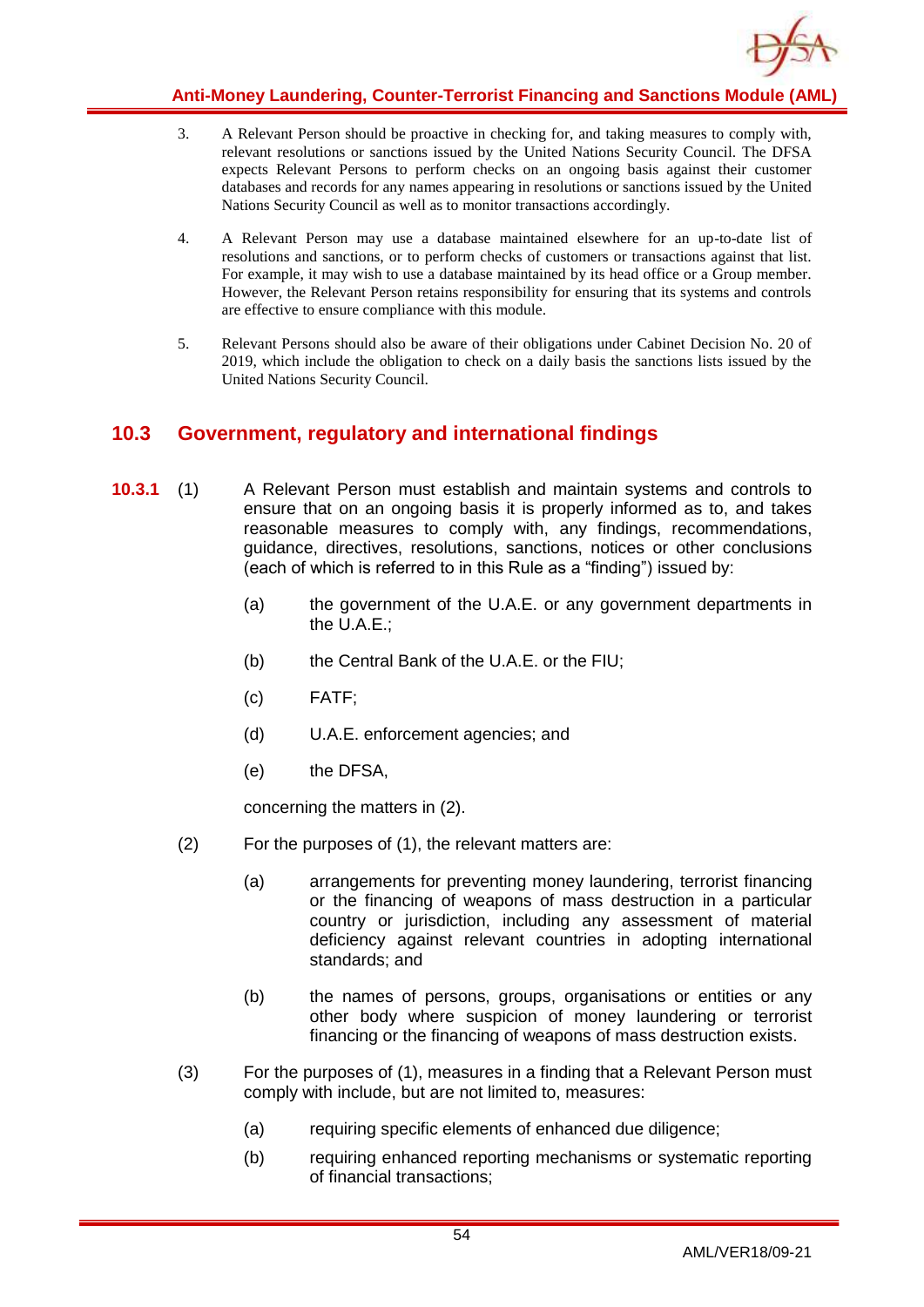3. A Relevant Person should be proactive in checking for, and taking measures to comply with, relevant resolutions or sanctions issued by the United Nations Security Council. The DFSA expects Relevant Persons to perform checks on an ongoing basis against their customer databases and records for any names appearing in resolutions or sanctions issued by the United Nations Security Council as well as to monitor transactions accordingly.

4. A Relevant Person may use a database maintained elsewhere for an up-to-date list of resolutions and sanctions, or to perform checks of customers or transactions against that list. For example, it may wish to use a database maintained by its head office or a Group member. However, the Relevant Person retains responsibility for ensuring that its systems and controls are effective to ensure compliance with this module.

5. Relevant Persons should also be aware of their obligations under Cabinet Decision No. 20 of 2019, which include the obligation to check on a daily basis the sanctions lists issued by the United Nations Security Council.

## 10.3 Government, regulatory and international findings

**10.3.1** (1) A Relevant Person must establish and maintain systems and controls to ensure that on an ongoing basis it is properly informed as to, and takes reasonable measures to comply with, any findings, recommendations, guidance, directives, resolutions, sanctions, notices or other conclusions (each of which is referred to in this Rule as a "finding") issued by:

- (a) the government of the U.A.E. or any government departments in the U.A.E.;
- (b) the Central Bank of the U.A.E. or the FIU;
- (c) FATF;
- (d) U.A.E. enforcement agencies; and
- (e) the DFSA,

concerning the matters in (2).

(2) For the purposes of (1), the relevant matters are:

- (a) arrangements for preventing money laundering, terrorist financing or the financing of weapons of mass destruction in a particular country or jurisdiction, including any assessment of material deficiency against relevant countries in adopting international standards; and
- (b) the names of persons, groups, organisations or entities or any other body where suspicion of money laundering or terrorist financing or the financing of weapons of mass destruction exists.

(3) For the purposes of (1), measures in a finding that a Relevant Person must comply with include, but are not limited to, measures:

- (a) requiring specific elements of enhanced due diligence;
- (b) requiring enhanced reporting mechanisms or systematic reporting of financial transactions;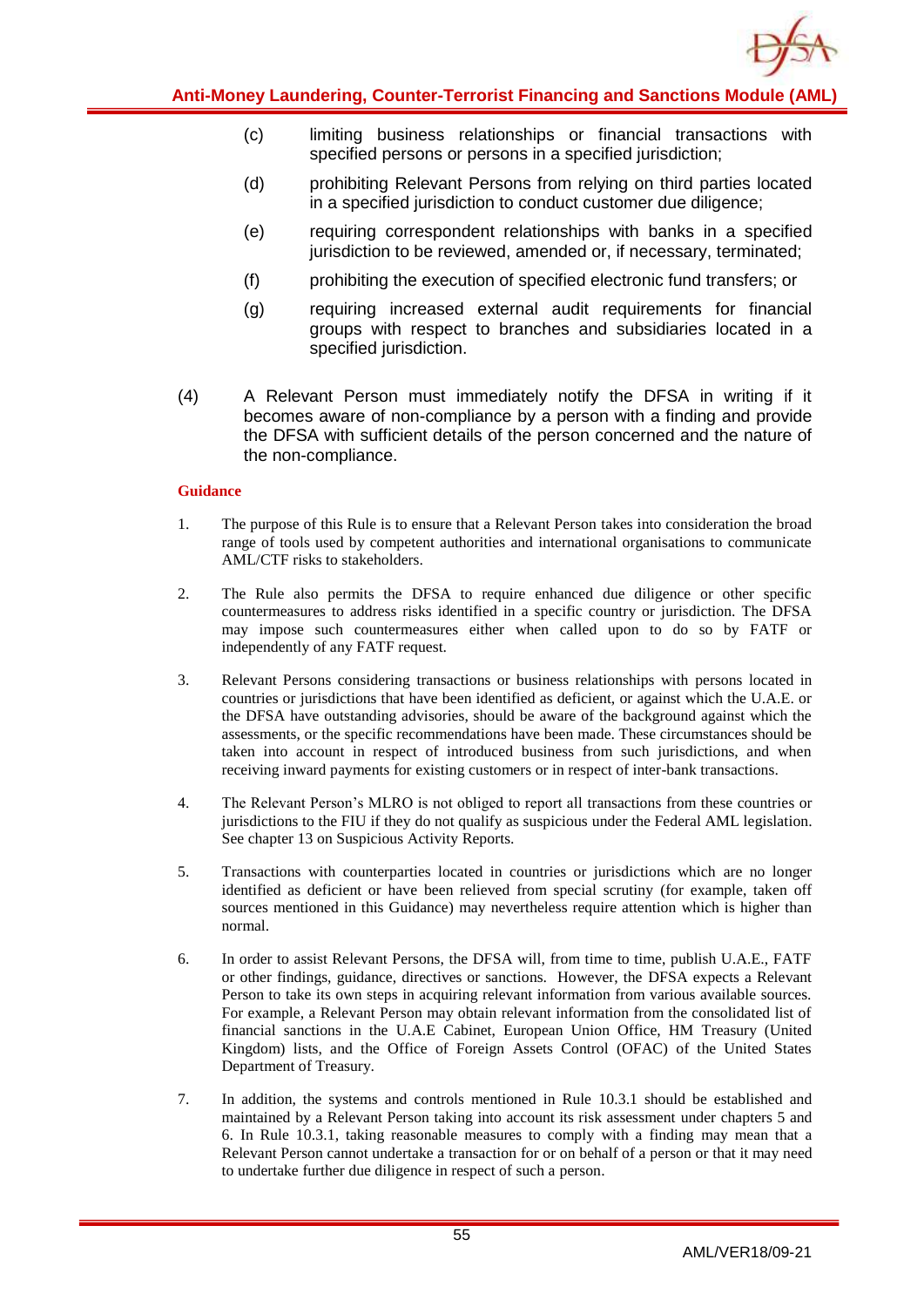(c) limiting business relationships or financial transactions with specified persons or persons in a specified jurisdiction;

(d) prohibiting Relevant Persons from relying on third parties located in a specified jurisdiction to conduct customer due diligence;

(e) requiring correspondent relationships with banks in a specified jurisdiction to be reviewed, amended or, if necessary, terminated;

(f) prohibiting the execution of specified electronic fund transfers; or

(g) requiring increased external audit requirements for financial groups with respect to branches and subsidiaries located in a specified jurisdiction.

(4) A Relevant Person must immediately notify the DFSA in writing if it becomes aware of non-compliance by a person with a finding and provide the DFSA with sufficient details of the person concerned and the nature of the non-compliance.

**Guidance**

1. The purpose of this Rule is to ensure that a Relevant Person takes into consideration the broad range of tools used by competent authorities and international organisations to communicate AML/CTF risks to stakeholders.

2. The Rule also permits the DFSA to require enhanced due diligence or other specific countermeasures to address risks identified in a specific country or jurisdiction. The DFSA may impose such countermeasures either when called upon to do so by FATF or independently of any FATF request.

3. Relevant Persons considering transactions or business relationships with persons located in countries or jurisdictions that have been identified as deficient, or against which the U.A.E. or the DFSA have outstanding advisories, should be aware of the background against which the assessments, or the specific recommendations have been made. These circumstances should be taken into account in respect of introduced business from such jurisdictions, and when receiving inward payments for existing customers or in respect of inter-bank transactions.

4. The Relevant Person's MLRO is not obliged to report all transactions from these countries or jurisdictions to the FIU if they do not qualify as suspicious under the Federal AML legislation. See chapter 13 on Suspicious Activity Reports.

5. Transactions with counterparties located in countries or jurisdictions which are no longer identified as deficient or have been relieved from special scrutiny (for example, taken off sources mentioned in this Guidance) may nevertheless require attention which is higher than normal.

6. In order to assist Relevant Persons, the DFSA will, from time to time, publish U.A.E., FATF or other findings, guidance, directives or sanctions. However, the DFSA expects a Relevant Person to take its own steps in acquiring relevant information from various available sources. For example, a Relevant Person may obtain relevant information from the consolidated list of financial sanctions in the U.A.E Cabinet, European Union Office, HM Treasury (United Kingdom) lists, and the Office of Foreign Assets Control (OFAC) of the United States Department of Treasury.

7. In addition, the systems and controls mentioned in Rule 10.3.1 should be established and maintained by a Relevant Person taking into account its risk assessment under chapters 5 and 6. In Rule 10.3.1, taking reasonable measures to comply with a finding may mean that a Relevant Person cannot undertake a transaction for or on behalf of a person or that it may need to undertake further due diligence in respect of such a person.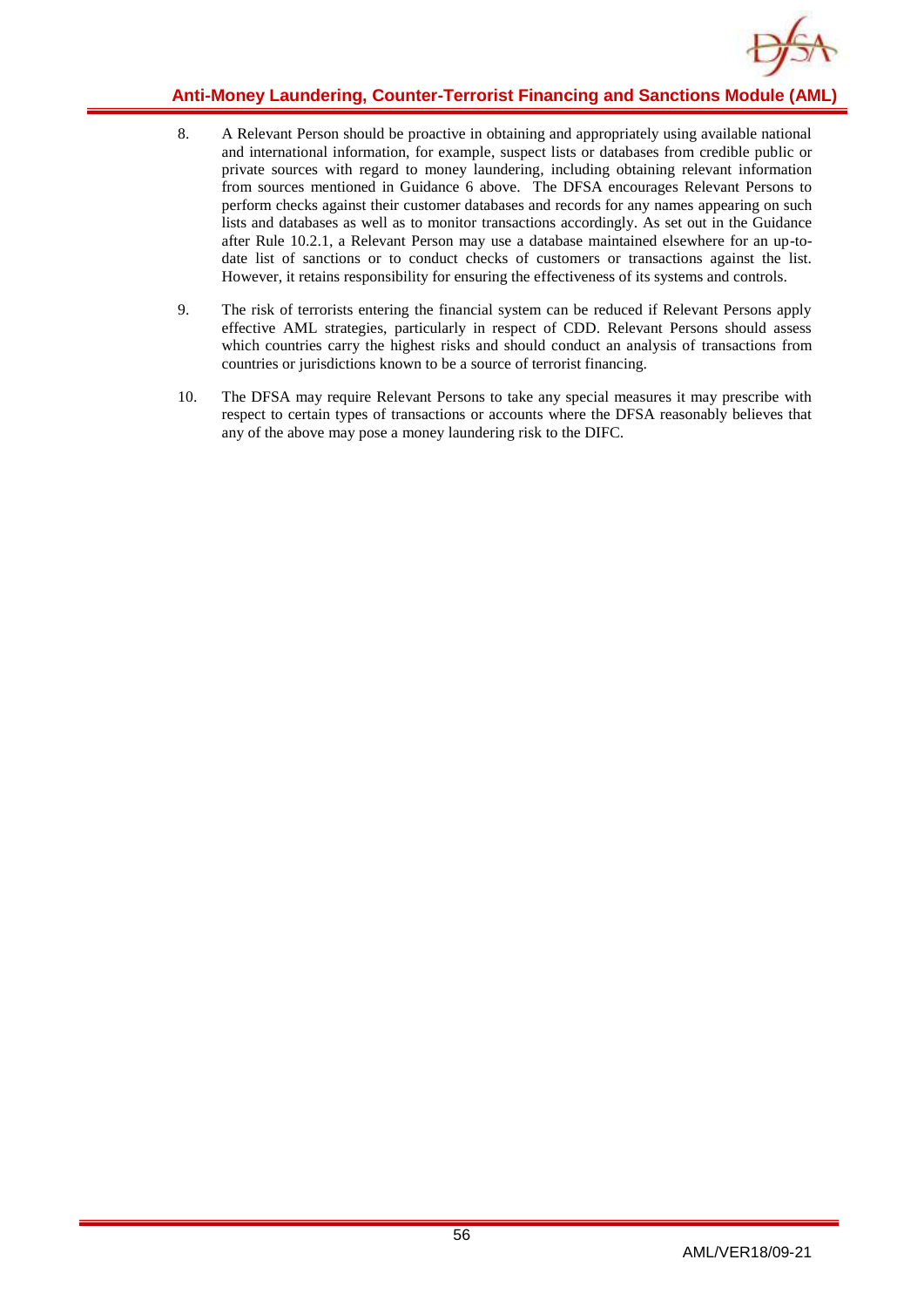8. A Relevant Person should be proactive in obtaining and appropriately using available national and international information, for example, suspect lists or databases from credible public or private sources with regard to money laundering, including obtaining relevant information from sources mentioned in Guidance 6 above. The DFSA encourages Relevant Persons to perform checks against their customer databases and records for any names appearing on such lists and databases as well as to monitor transactions accordingly. As set out in the Guidance after Rule 10.2.1, a Relevant Person may use a database maintained elsewhere for an up-to-date list of sanctions or to conduct checks of customers or transactions against the list. However, it retains responsibility for ensuring the effectiveness of its systems and controls.

9. The risk of terrorists entering the financial system can be reduced if Relevant Persons apply effective AML strategies, particularly in respect of CDD. Relevant Persons should assess which countries carry the highest risks and should conduct an analysis of transactions from countries or jurisdictions known to be a source of terrorist financing.

10. The DFSA may require Relevant Persons to take any special measures it may prescribe with respect to certain types of transactions or accounts where the DFSA reasonably believes that any of the above may pose a money laundering risk to the DIFC.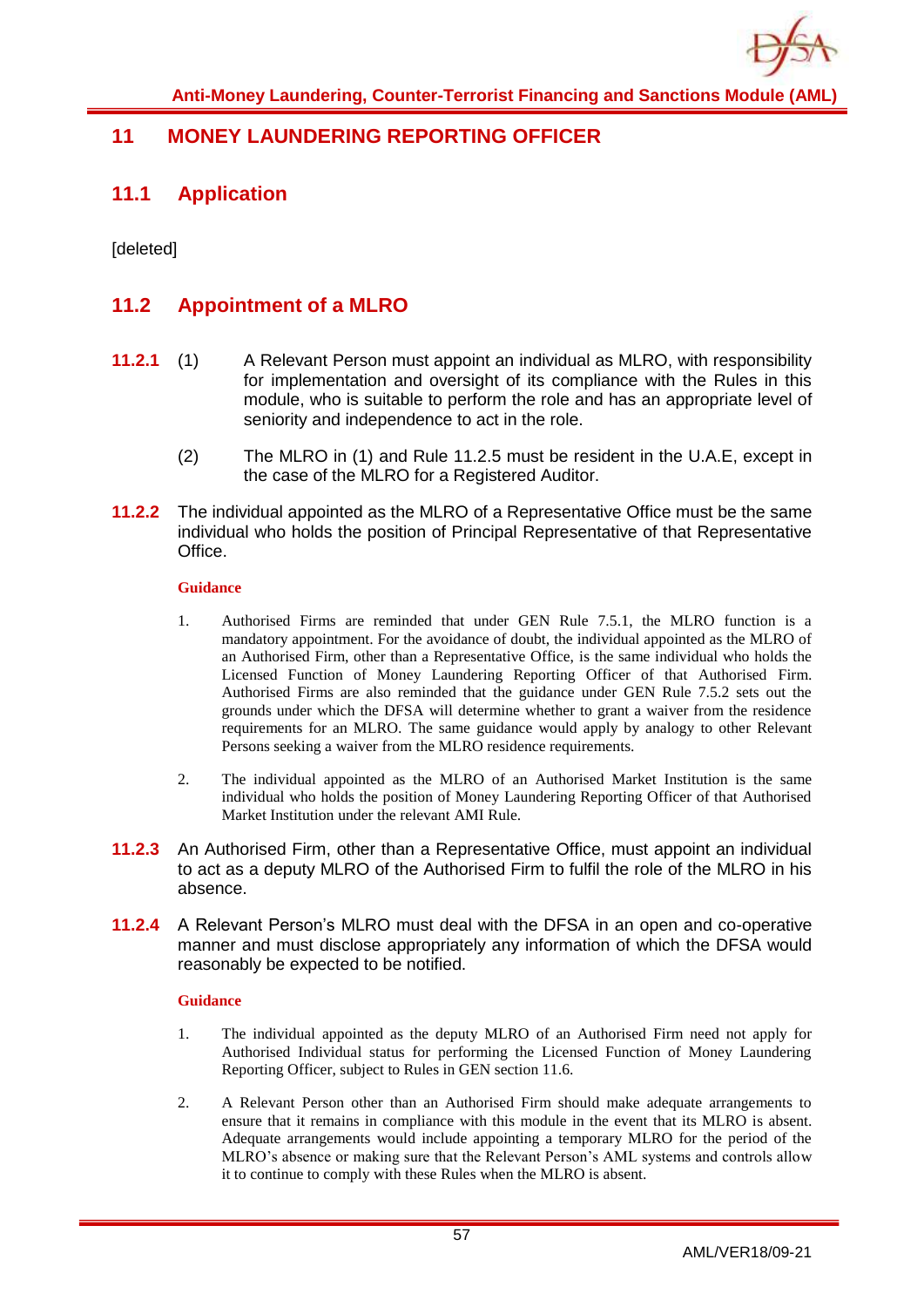# 11 MONEY LAUNDERING REPORTING OFFICER

## 11.1 Application

[deleted]

## 11.2 Appointment of a MLRO

**11.2.1** (1) A Relevant Person must appoint an individual as MLRO, with responsibility for implementation and oversight of its compliance with the Rules in this module, who is suitable to perform the role and has an appropriate level of seniority and independence to act in the role.

(2) The MLRO in (1) and Rule 11.2.5 must be resident in the U.A.E, except in the case of the MLRO for a Registered Auditor.

**11.2.2** The individual appointed as the MLRO of a Representative Office must be the same individual who holds the position of Principal Representative of that Representative Office.

**Guidance**

1. Authorised Firms are reminded that under GEN Rule 7.5.1, the MLRO function is a mandatory appointment. For the avoidance of doubt, the individual appointed as the MLRO of an Authorised Firm, other than a Representative Office, is the same individual who holds the Licensed Function of Money Laundering Reporting Officer of that Authorised Firm. Authorised Firms are also reminded that the guidance under GEN Rule 7.5.2 sets out the grounds under which the DFSA will determine whether to grant a waiver from the residence requirements for an MLRO. The same guidance would apply by analogy to other Relevant Persons seeking a waiver from the MLRO residence requirements.

2. The individual appointed as the MLRO of an Authorised Market Institution is the same individual who holds the position of Money Laundering Reporting Officer of that Authorised Market Institution under the relevant AMI Rule.

**11.2.3** An Authorised Firm, other than a Representative Office, must appoint an individual to act as a deputy MLRO of the Authorised Firm to fulfil the role of the MLRO in his absence.

**11.2.4** A Relevant Person's MLRO must deal with the DFSA in an open and co-operative manner and must disclose appropriately any information of which the DFSA would reasonably be expected to be notified.

**Guidance**

1. The individual appointed as the deputy MLRO of an Authorised Firm need not apply for Authorised Individual status for performing the Licensed Function of Money Laundering Reporting Officer, subject to Rules in GEN section 11.6.

2. A Relevant Person other than an Authorised Firm should make adequate arrangements to ensure that it remains in compliance with this module in the event that its MLRO is absent. Adequate arrangements would include appointing a temporary MLRO for the period of the MLRO's absence or making sure that the Relevant Person's AML systems and controls allow it to continue to comply with these Rules when the MLRO is absent.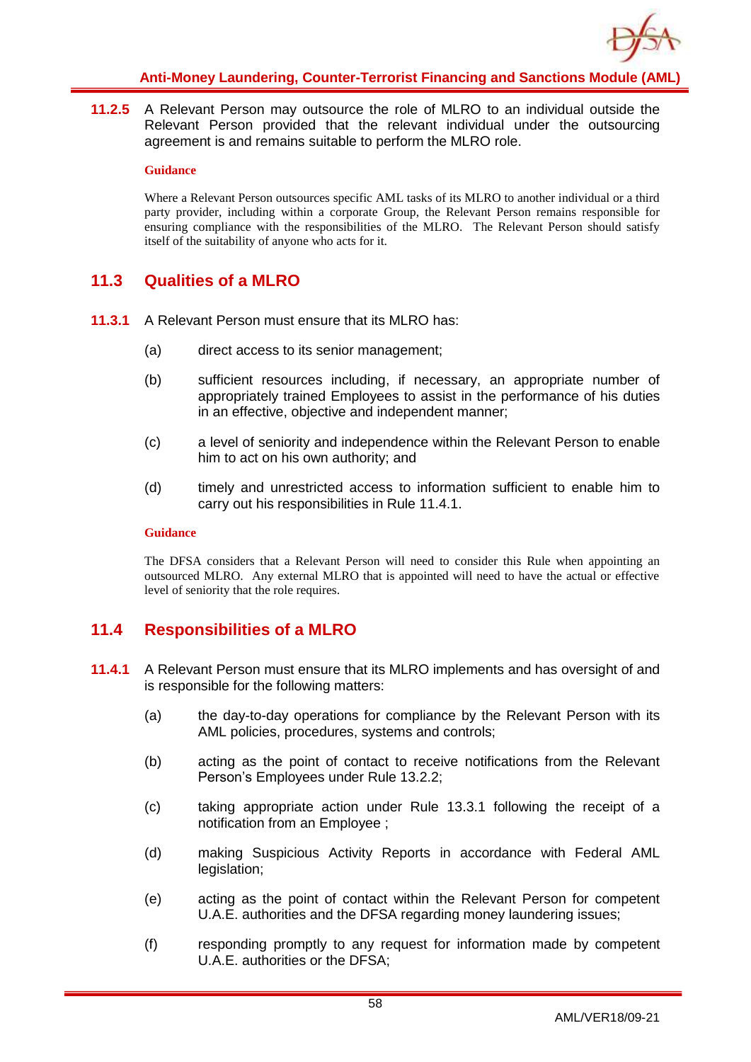**11.2.5** A Relevant Person may outsource the role of MLRO to an individual outside the Relevant Person provided that the relevant individual under the outsourcing agreement is and remains suitable to perform the MLRO role.

**Guidance**

Where a Relevant Person outsources specific AML tasks of its MLRO to another individual or a third party provider, including within a corporate Group, the Relevant Person remains responsible for ensuring compliance with the responsibilities of the MLRO. The Relevant Person should satisfy itself of the suitability of anyone who acts for it.

## 11.3 Qualities of a MLRO

**11.3.1** A Relevant Person must ensure that its MLRO has:

(a) direct access to its senior management;

(b) sufficient resources including, if necessary, an appropriate number of appropriately trained Employees to assist in the performance of his duties in an effective, objective and independent manner;

(c) a level of seniority and independence within the Relevant Person to enable him to act on his own authority; and

(d) timely and unrestricted access to information sufficient to enable him to carry out his responsibilities in Rule 11.4.1.

**Guidance**

The DFSA considers that a Relevant Person will need to consider this Rule when appointing an outsourced MLRO. Any external MLRO that is appointed will need to have the actual or effective level of seniority that the role requires.

## 11.4 Responsibilities of a MLRO

**11.4.1** A Relevant Person must ensure that its MLRO implements and has oversight of and is responsible for the following matters:

(a) the day-to-day operations for compliance by the Relevant Person with its AML policies, procedures, systems and controls;

(b) acting as the point of contact to receive notifications from the Relevant Person's Employees under Rule 13.2.2;

(c) taking appropriate action under Rule 13.3.1 following the receipt of a notification from an Employee ;

(d) making Suspicious Activity Reports in accordance with Federal AML legislation;

(e) acting as the point of contact within the Relevant Person for competent U.A.E. authorities and the DFSA regarding money laundering issues;

(f) responding promptly to any request for information made by competent U.A.E. authorities or the DFSA;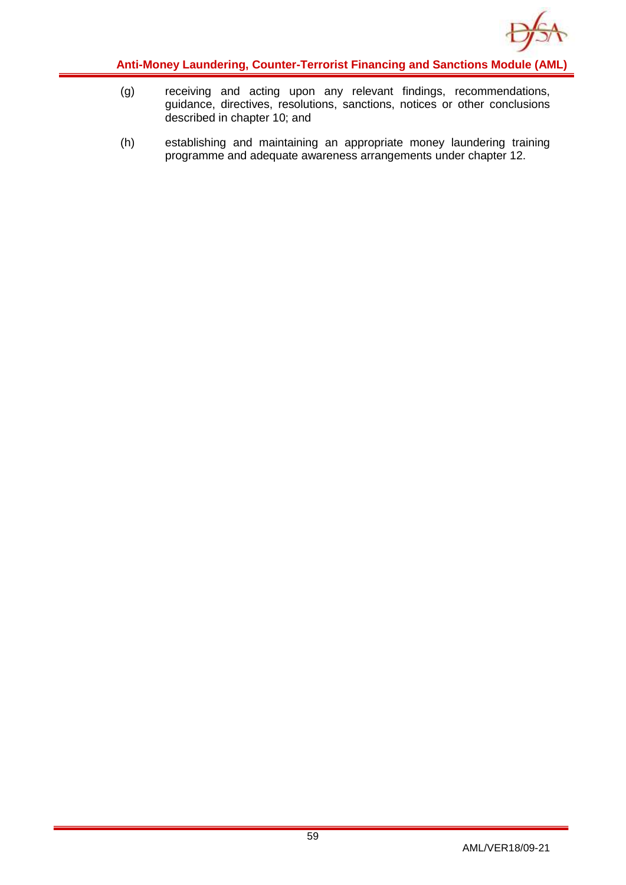(g) receiving and acting upon any relevant findings, recommendations, guidance, directives, resolutions, sanctions, notices or other conclusions described in chapter 10; and

(h) establishing and maintaining an appropriate money laundering training programme and adequate awareness arrangements under chapter 12.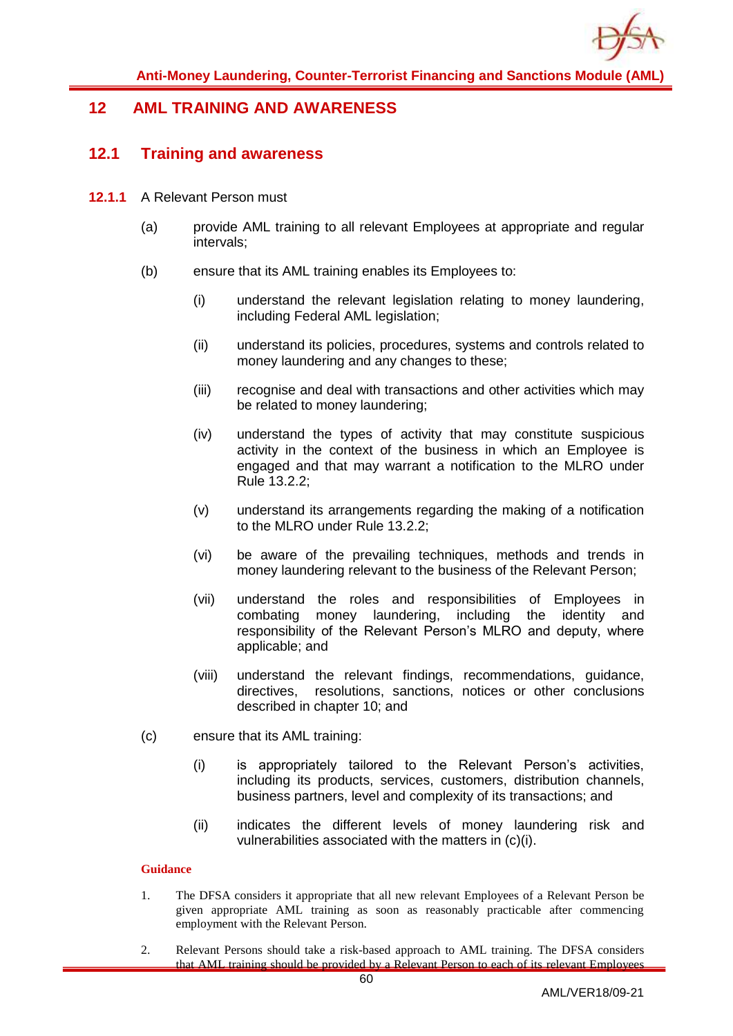## 12 AML TRAINING AND AWARENESS

### 12.1 Training and awareness

**12.1.1** A Relevant Person must

(a) provide AML training to all relevant Employees at appropriate and regular intervals;

(b) ensure that its AML training enables its Employees to:

  (i) understand the relevant legislation relating to money laundering, including Federal AML legislation;

  (ii) understand its policies, procedures, systems and controls related to money laundering and any changes to these;

  (iii) recognise and deal with transactions and other activities which may be related to money laundering;

  (iv) understand the types of activity that may constitute suspicious activity in the context of the business in which an Employee is engaged and that may warrant a notification to the MLRO under Rule 13.2.2;

  (v) understand its arrangements regarding the making of a notification to the MLRO under Rule 13.2.2;

  (vi) be aware of the prevailing techniques, methods and trends in money laundering relevant to the business of the Relevant Person;

  (vii) understand the roles and responsibilities of Employees in combating money laundering, including the identity and responsibility of the Relevant Person's MLRO and deputy, where applicable; and

  (viii) understand the relevant findings, recommendations, guidance, directives, resolutions, sanctions, notices or other conclusions described in chapter 10; and

(c) ensure that its AML training:

  (i) is appropriately tailored to the Relevant Person's activities, including its products, services, customers, distribution channels, business partners, level and complexity of its transactions; and

  (ii) indicates the different levels of money laundering risk and vulnerabilities associated with the matters in (c)(i).

**Guidance**

1. The DFSA considers it appropriate that all new relevant Employees of a Relevant Person be given appropriate AML training as soon as reasonably practicable after commencing employment with the Relevant Person.

2. Relevant Persons should take a risk-based approach to AML training. The DFSA considers that AML training should be provided by a Relevant Person to each of its relevant Employees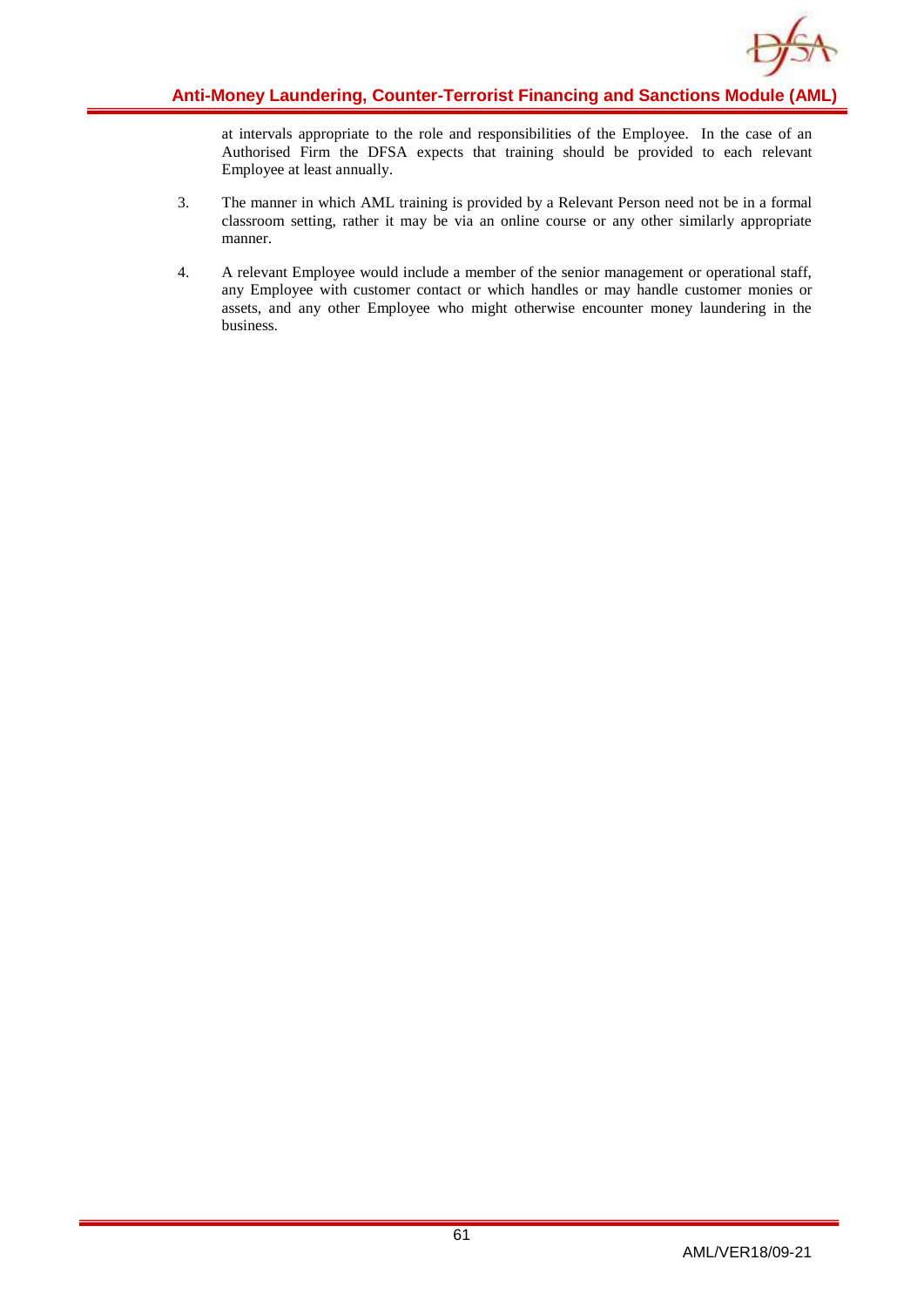at intervals appropriate to the role and responsibilities of the Employee. In the case of an Authorised Firm the DFSA expects that training should be provided to each relevant Employee at least annually.

3. The manner in which AML training is provided by a Relevant Person need not be in a formal classroom setting, rather it may be via an online course or any other similarly appropriate manner.

4. A relevant Employee would include a member of the senior management or operational staff, any Employee with customer contact or which handles or may handle customer monies or assets, and any other Employee who might otherwise encounter money laundering in the business.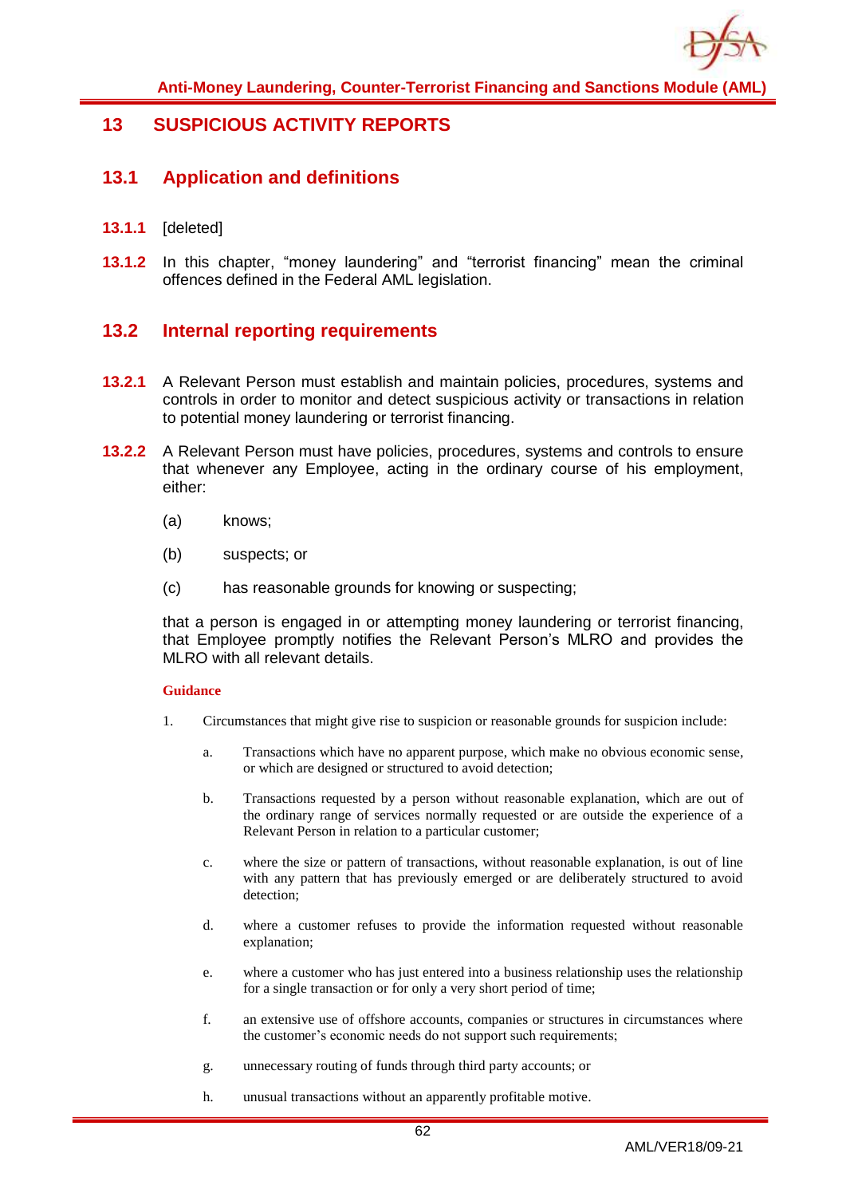# 13 SUSPICIOUS ACTIVITY REPORTS

## 13.1 Application and definitions

**13.1.1** [deleted]

**13.1.2** In this chapter, "money laundering" and "terrorist financing" mean the criminal offences defined in the Federal AML legislation.

## 13.2 Internal reporting requirements

**13.2.1** A Relevant Person must establish and maintain policies, procedures, systems and controls in order to monitor and detect suspicious activity or transactions in relation to potential money laundering or terrorist financing.

**13.2.2** A Relevant Person must have policies, procedures, systems and controls to ensure that whenever any Employee, acting in the ordinary course of his employment, either:

(a) knows;

(b) suspects; or

(c) has reasonable grounds for knowing or suspecting;

that a person is engaged in or attempting money laundering or terrorist financing, that Employee promptly notifies the Relevant Person's MLRO and provides the MLRO with all relevant details.

**Guidance**

1. Circumstances that might give rise to suspicion or reasonable grounds for suspicion include:

   a. Transactions which have no apparent purpose, which make no obvious economic sense, or which are designed or structured to avoid detection;

   b. Transactions requested by a person without reasonable explanation, which are out of the ordinary range of services normally requested or are outside the experience of a Relevant Person in relation to a particular customer;

   c. where the size or pattern of transactions, without reasonable explanation, is out of line with any pattern that has previously emerged or are deliberately structured to avoid detection;

   d. where a customer refuses to provide the information requested without reasonable explanation;

   e. where a customer who has just entered into a business relationship uses the relationship for a single transaction or for only a very short period of time;

   f. an extensive use of offshore accounts, companies or structures in circumstances where the customer's economic needs do not support such requirements;

   g. unnecessary routing of funds through third party accounts; or

   h. unusual transactions without an apparently profitable motive.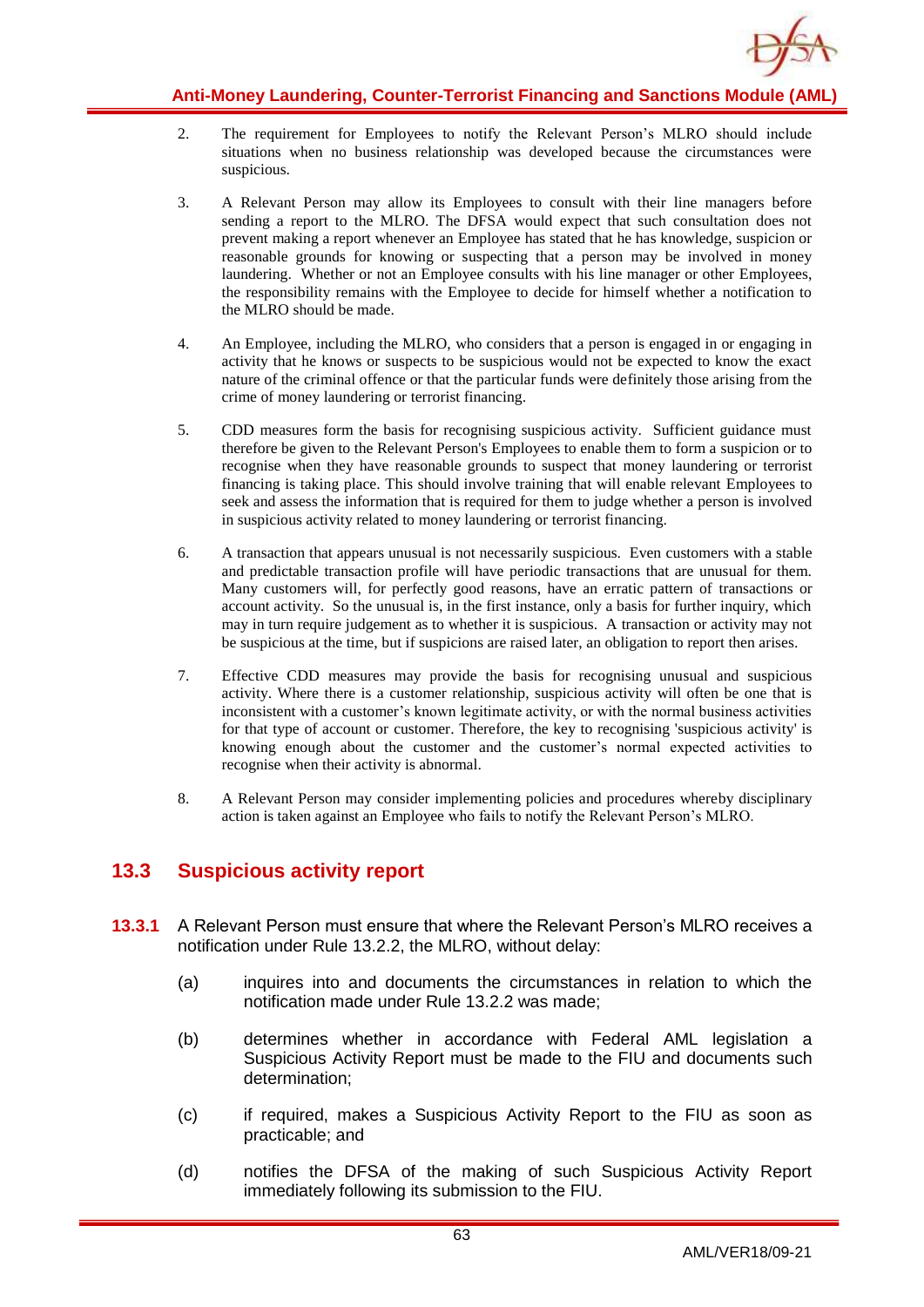2. The requirement for Employees to notify the Relevant Person's MLRO should include situations when no business relationship was developed because the circumstances were suspicious.

3. A Relevant Person may allow its Employees to consult with their line managers before sending a report to the MLRO. The DFSA would expect that such consultation does not prevent making a report whenever an Employee has stated that he has knowledge, suspicion or reasonable grounds for knowing or suspecting that a person may be involved in money laundering. Whether or not an Employee consults with his line manager or other Employees, the responsibility remains with the Employee to decide for himself whether a notification to the MLRO should be made.

4. An Employee, including the MLRO, who considers that a person is engaged in or engaging in activity that he knows or suspects to be suspicious would not be expected to know the exact nature of the criminal offence or that the particular funds were definitely those arising from the crime of money laundering or terrorist financing.

5. CDD measures form the basis for recognising suspicious activity. Sufficient guidance must therefore be given to the Relevant Person's Employees to enable them to form a suspicion or to recognise when they have reasonable grounds to suspect that money laundering or terrorist financing is taking place. This should involve training that will enable relevant Employees to seek and assess the information that is required for them to judge whether a person is involved in suspicious activity related to money laundering or terrorist financing.

6. A transaction that appears unusual is not necessarily suspicious. Even customers with a stable and predictable transaction profile will have periodic transactions that are unusual for them. Many customers will, for perfectly good reasons, have an erratic pattern of transactions or account activity. So the unusual is, in the first instance, only a basis for further inquiry, which may in turn require judgement as to whether it is suspicious. A transaction or activity may not be suspicious at the time, but if suspicions are raised later, an obligation to report then arises.

7. Effective CDD measures may provide the basis for recognising unusual and suspicious activity. Where there is a customer relationship, suspicious activity will often be one that is inconsistent with a customer's known legitimate activity, or with the normal business activities for that type of account or customer. Therefore, the key to recognising 'suspicious activity' is knowing enough about the customer and the customer's normal expected activities to recognise when their activity is abnormal.

8. A Relevant Person may consider implementing policies and procedures whereby disciplinary action is taken against an Employee who fails to notify the Relevant Person's MLRO.

## 13.3 Suspicious activity report

**13.3.1** A Relevant Person must ensure that where the Relevant Person's MLRO receives a notification under Rule 13.2.2, the MLRO, without delay:

(a) inquires into and documents the circumstances in relation to which the notification made under Rule 13.2.2 was made;

(b) determines whether in accordance with Federal AML legislation a Suspicious Activity Report must be made to the FIU and documents such determination;

(c) if required, makes a Suspicious Activity Report to the FIU as soon as practicable; and

(d) notifies the DFSA of the making of such Suspicious Activity Report immediately following its submission to the FIU.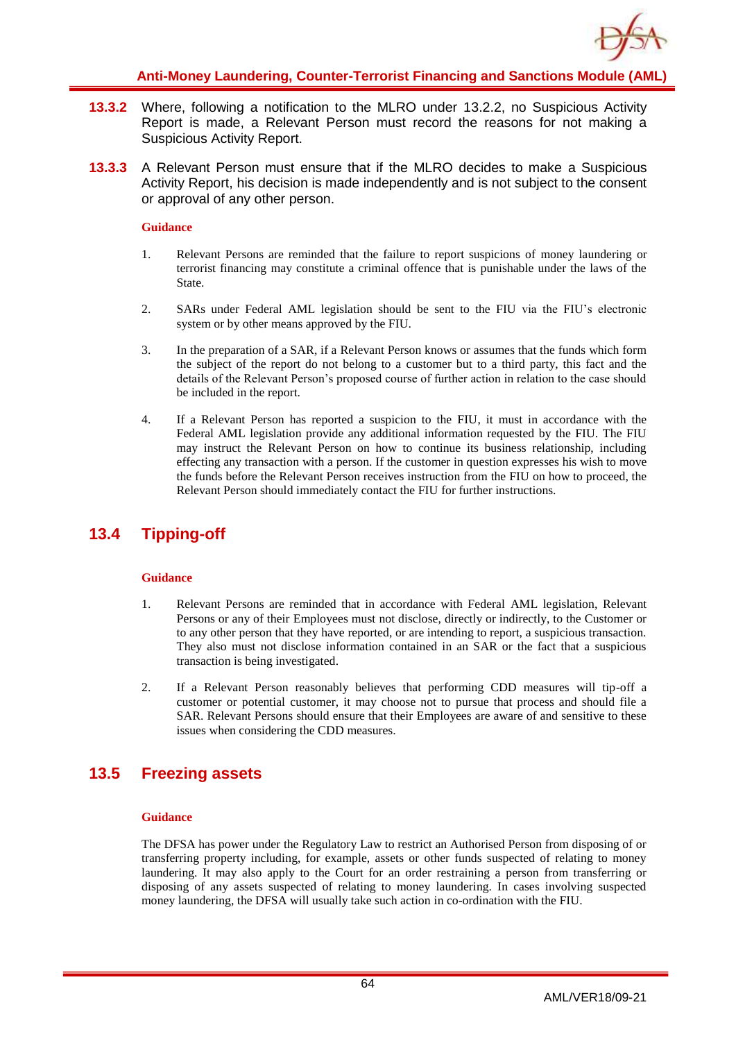**13.3.2** Where, following a notification to the MLRO under 13.2.2, no Suspicious Activity Report is made, a Relevant Person must record the reasons for not making a Suspicious Activity Report.

**13.3.3** A Relevant Person must ensure that if the MLRO decides to make a Suspicious Activity Report, his decision is made independently and is not subject to the consent or approval of any other person.

**Guidance**

1. Relevant Persons are reminded that the failure to report suspicions of money laundering or terrorist financing may constitute a criminal offence that is punishable under the laws of the State.

2. SARs under Federal AML legislation should be sent to the FIU via the FIU's electronic system or by other means approved by the FIU.

3. In the preparation of a SAR, if a Relevant Person knows or assumes that the funds which form the subject of the report do not belong to a customer but to a third party, this fact and the details of the Relevant Person's proposed course of further action in relation to the case should be included in the report.

4. If a Relevant Person has reported a suspicion to the FIU, it must in accordance with the Federal AML legislation provide any additional information requested by the FIU. The FIU may instruct the Relevant Person on how to continue its business relationship, including effecting any transaction with a person. If the customer in question expresses his wish to move the funds before the Relevant Person receives instruction from the FIU on how to proceed, the Relevant Person should immediately contact the FIU for further instructions.

## 13.4 Tipping-off

**Guidance**

1. Relevant Persons are reminded that in accordance with Federal AML legislation, Relevant Persons or any of their Employees must not disclose, directly or indirectly, to the Customer or to any other person that they have reported, or are intending to report, a suspicious transaction. They also must not disclose information contained in an SAR or the fact that a suspicious transaction is being investigated.

2. If a Relevant Person reasonably believes that performing CDD measures will tip-off a customer or potential customer, it may choose not to pursue that process and should file a SAR. Relevant Persons should ensure that their Employees are aware of and sensitive to these issues when considering the CDD measures.

## 13.5 Freezing assets

**Guidance**

The DFSA has power under the Regulatory Law to restrict an Authorised Person from disposing of or transferring property including, for example, assets or other funds suspected of relating to money laundering. It may also apply to the Court for an order restraining a person from transferring or disposing of any assets suspected of relating to money laundering. In cases involving suspected money laundering, the DFSA will usually take such action in co-ordination with the FIU.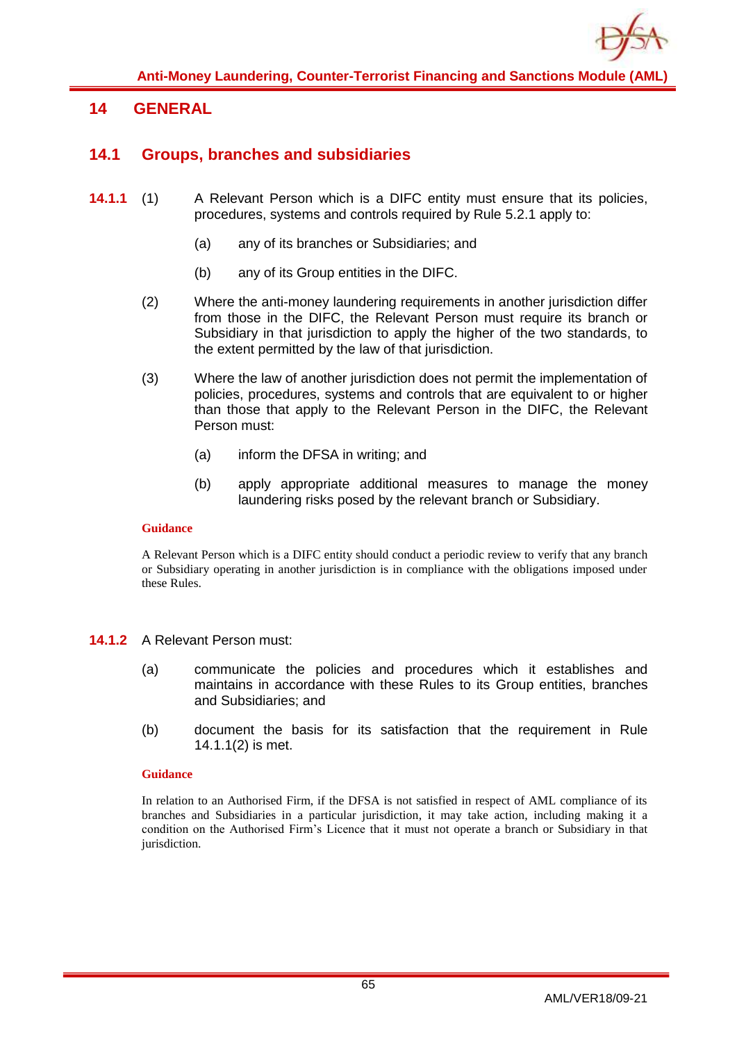# 14 GENERAL

## 14.1 Groups, branches and subsidiaries

**14.1.1** (1) A Relevant Person which is a DIFC entity must ensure that its policies, procedures, systems and controls required by Rule 5.2.1 apply to:

(a) any of its branches or Subsidiaries; and

(b) any of its Group entities in the DIFC.

(2) Where the anti-money laundering requirements in another jurisdiction differ from those in the DIFC, the Relevant Person must require its branch or Subsidiary in that jurisdiction to apply the higher of the two standards, to the extent permitted by the law of that jurisdiction.

(3) Where the law of another jurisdiction does not permit the implementation of policies, procedures, systems and controls that are equivalent to or higher than those that apply to the Relevant Person in the DIFC, the Relevant Person must:

(a) inform the DFSA in writing; and

(b) apply appropriate additional measures to manage the money laundering risks posed by the relevant branch or Subsidiary.

**Guidance**

A Relevant Person which is a DIFC entity should conduct a periodic review to verify that any branch or Subsidiary operating in another jurisdiction is in compliance with the obligations imposed under these Rules.

**14.1.2** A Relevant Person must:

(a) communicate the policies and procedures which it establishes and maintains in accordance with these Rules to its Group entities, branches and Subsidiaries; and

(b) document the basis for its satisfaction that the requirement in Rule 14.1.1(2) is met.

**Guidance**

In relation to an Authorised Firm, if the DFSA is not satisfied in respect of AML compliance of its branches and Subsidiaries in a particular jurisdiction, it may take action, including making it a condition on the Authorised Firm's Licence that it must not operate a branch or Subsidiary in that jurisdiction.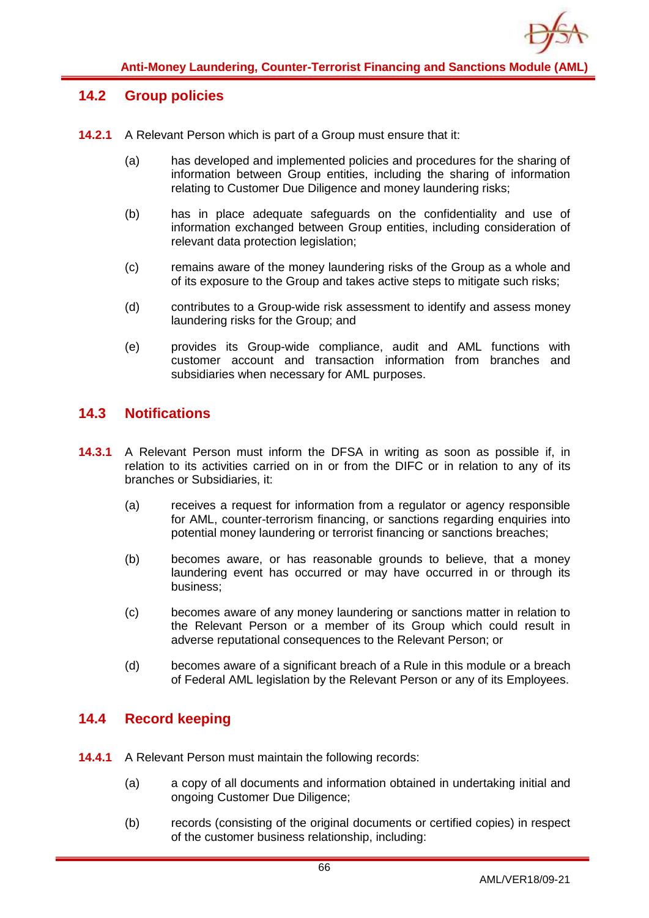## 14.2 Group policies

**14.2.1** A Relevant Person which is part of a Group must ensure that it:

(a) has developed and implemented policies and procedures for the sharing of information between Group entities, including the sharing of information relating to Customer Due Diligence and money laundering risks;

(b) has in place adequate safeguards on the confidentiality and use of information exchanged between Group entities, including consideration of relevant data protection legislation;

(c) remains aware of the money laundering risks of the Group as a whole and of its exposure to the Group and takes active steps to mitigate such risks;

(d) contributes to a Group-wide risk assessment to identify and assess money laundering risks for the Group; and

(e) provides its Group-wide compliance, audit and AML functions with customer account and transaction information from branches and subsidiaries when necessary for AML purposes.

## 14.3 Notifications

**14.3.1** A Relevant Person must inform the DFSA in writing as soon as possible if, in relation to its activities carried on in or from the DIFC or in relation to any of its branches or Subsidiaries, it:

(a) receives a request for information from a regulator or agency responsible for AML, counter-terrorism financing, or sanctions regarding enquiries into potential money laundering or terrorist financing or sanctions breaches;

(b) becomes aware, or has reasonable grounds to believe, that a money laundering event has occurred or may have occurred in or through its business;

(c) becomes aware of any money laundering or sanctions matter in relation to the Relevant Person or a member of its Group which could result in adverse reputational consequences to the Relevant Person; or

(d) becomes aware of a significant breach of a Rule in this module or a breach of Federal AML legislation by the Relevant Person or any of its Employees.

## 14.4 Record keeping

**14.4.1** A Relevant Person must maintain the following records:

(a) a copy of all documents and information obtained in undertaking initial and ongoing Customer Due Diligence;

(b) records (consisting of the original documents or certified copies) in respect of the customer business relationship, including: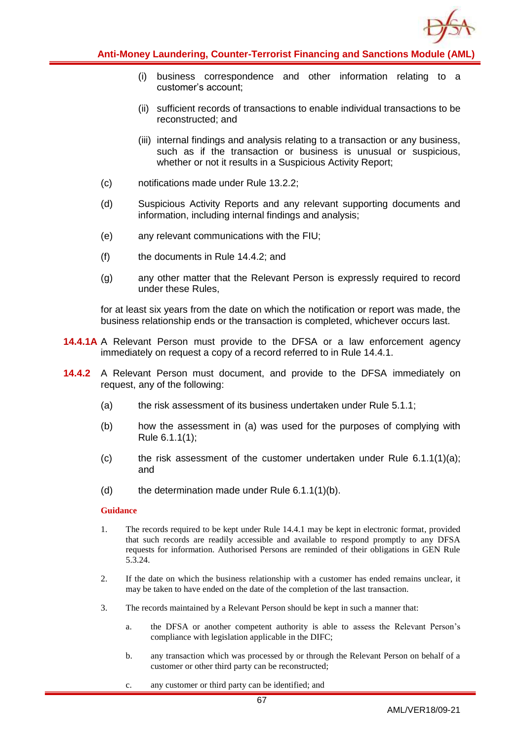(i) business correspondence and other information relating to a customer's account;

(ii) sufficient records of transactions to enable individual transactions to be reconstructed; and

(iii) internal findings and analysis relating to a transaction or any business, such as if the transaction or business is unusual or suspicious, whether or not it results in a Suspicious Activity Report;

(c) notifications made under Rule 13.2.2;

(d) Suspicious Activity Reports and any relevant supporting documents and information, including internal findings and analysis;

(e) any relevant communications with the FIU;

(f) the documents in Rule 14.4.2; and

(g) any other matter that the Relevant Person is expressly required to record under these Rules,

for at least six years from the date on which the notification or report was made, the business relationship ends or the transaction is completed, whichever occurs last.

**14.4.1A** A Relevant Person must provide to the DFSA or a law enforcement agency immediately on request a copy of a record referred to in Rule 14.4.1.

**14.4.2** A Relevant Person must document, and provide to the DFSA immediately on request, any of the following:

(a) the risk assessment of its business undertaken under Rule 5.1.1;

(b) how the assessment in (a) was used for the purposes of complying with Rule 6.1.1(1);

(c) the risk assessment of the customer undertaken under Rule 6.1.1(1)(a); and

(d) the determination made under Rule 6.1.1(1)(b).

**Guidance**

1. The records required to be kept under Rule 14.4.1 may be kept in electronic format, provided that such records are readily accessible and available to respond promptly to any DFSA requests for information. Authorised Persons are reminded of their obligations in GEN Rule 5.3.24.

2. If the date on which the business relationship with a customer has ended remains unclear, it may be taken to have ended on the date of the completion of the last transaction.

3. The records maintained by a Relevant Person should be kept in such a manner that:

   a. the DFSA or another competent authority is able to assess the Relevant Person's compliance with legislation applicable in the DIFC;

   b. any transaction which was processed by or through the Relevant Person on behalf of a customer or other third party can be reconstructed;

   c. any customer or third party can be identified; and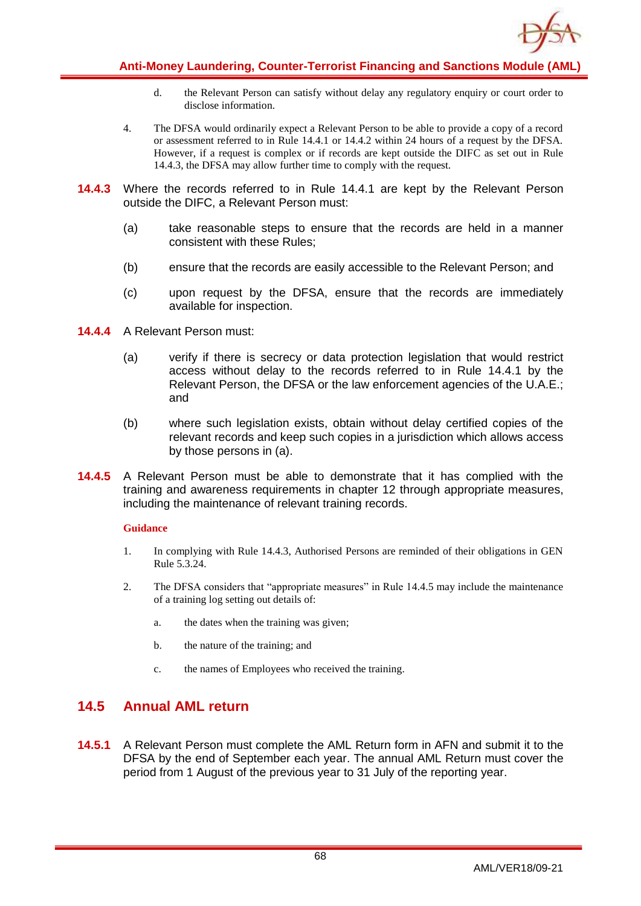d. the Relevant Person can satisfy without delay any regulatory enquiry or court order to disclose information.

4. The DFSA would ordinarily expect a Relevant Person to be able to provide a copy of a record or assessment referred to in Rule 14.4.1 or 14.4.2 within 24 hours of a request by the DFSA. However, if a request is complex or if records are kept outside the DIFC as set out in Rule 14.4.3, the DFSA may allow further time to comply with the request.

**14.4.3** Where the records referred to in Rule 14.4.1 are kept by the Relevant Person outside the DIFC, a Relevant Person must:

(a) take reasonable steps to ensure that the records are held in a manner consistent with these Rules;

(b) ensure that the records are easily accessible to the Relevant Person; and

(c) upon request by the DFSA, ensure that the records are immediately available for inspection.

**14.4.4** A Relevant Person must:

(a) verify if there is secrecy or data protection legislation that would restrict access without delay to the records referred to in Rule 14.4.1 by the Relevant Person, the DFSA or the law enforcement agencies of the U.A.E.; and

(b) where such legislation exists, obtain without delay certified copies of the relevant records and keep such copies in a jurisdiction which allows access by those persons in (a).

**14.4.5** A Relevant Person must be able to demonstrate that it has complied with the training and awareness requirements in chapter 12 through appropriate measures, including the maintenance of relevant training records.

**Guidance**

1. In complying with Rule 14.4.3, Authorised Persons are reminded of their obligations in GEN Rule 5.3.24.

2. The DFSA considers that "appropriate measures" in Rule 14.4.5 may include the maintenance of a training log setting out details of:

   a. the dates when the training was given;

   b. the nature of the training; and

   c. the names of Employees who received the training.

## 14.5 Annual AML return

**14.5.1** A Relevant Person must complete the AML Return form in AFN and submit it to the DFSA by the end of September each year. The annual AML Return must cover the period from 1 August of the previous year to 31 July of the reporting year.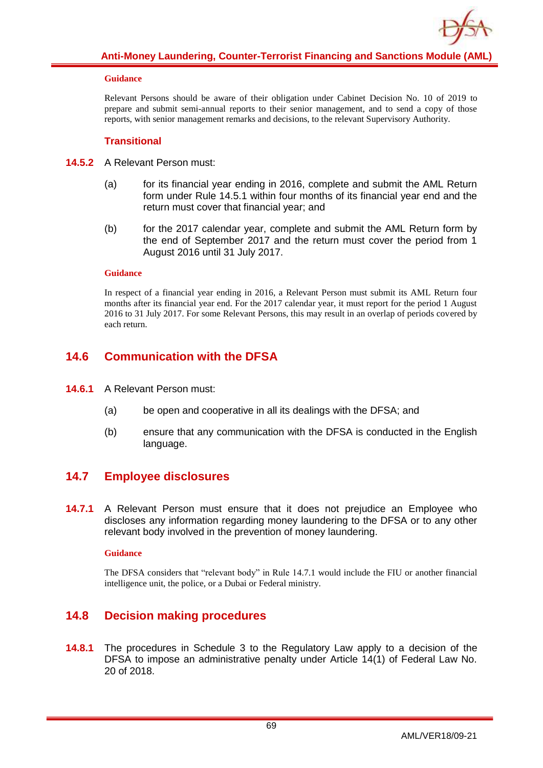#### Guidance

Relevant Persons should be aware of their obligation under Cabinet Decision No. 10 of 2019 to prepare and submit semi-annual reports to their senior management, and to send a copy of those reports, with senior management remarks and decisions, to the relevant Supervisory Authority.

#### Transitional

**14.5.2** A Relevant Person must:

(a) for its financial year ending in 2016, complete and submit the AML Return form under Rule 14.5.1 within four months of its financial year end and the return must cover that financial year; and

(b) for the 2017 calendar year, complete and submit the AML Return form by the end of September 2017 and the return must cover the period from 1 August 2016 until 31 July 2017.

#### Guidance

In respect of a financial year ending in 2016, a Relevant Person must submit its AML Return four months after its financial year end. For the 2017 calendar year, it must report for the period 1 August 2016 to 31 July 2017. For some Relevant Persons, this may result in an overlap of periods covered by each return.

## 14.6 Communication with the DFSA

**14.6.1** A Relevant Person must:

(a) be open and cooperative in all its dealings with the DFSA; and

(b) ensure that any communication with the DFSA is conducted in the English language.

## 14.7 Employee disclosures

**14.7.1** A Relevant Person must ensure that it does not prejudice an Employee who discloses any information regarding money laundering to the DFSA or to any other relevant body involved in the prevention of money laundering.

#### Guidance

The DFSA considers that "relevant body" in Rule 14.7.1 would include the FIU or another financial intelligence unit, the police, or a Dubai or Federal ministry.

## 14.8 Decision making procedures

**14.8.1** The procedures in Schedule 3 to the Regulatory Law apply to a decision of the DFSA to impose an administrative penalty under Article 14(1) of Federal Law No. 20 of 2018.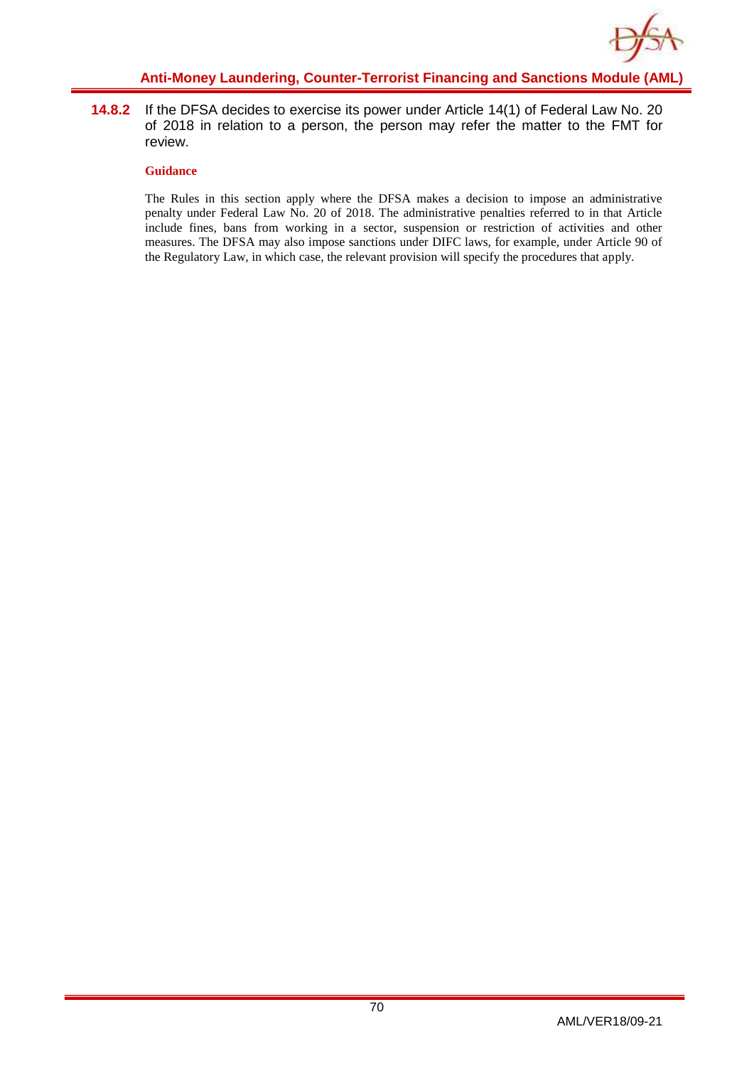**14.8.2** If the DFSA decides to exercise its power under Article 14(1) of Federal Law No. 20 of 2018 in relation to a person, the person may refer the matter to the FMT for review.

**Guidance**

The Rules in this section apply where the DFSA makes a decision to impose an administrative penalty under Federal Law No. 20 of 2018. The administrative penalties referred to in that Article include fines, bans from working in a sector, suspension or restriction of activities and other measures. The DFSA may also impose sanctions under DIFC laws, for example, under Article 90 of the Regulatory Law, in which case, the relevant provision will specify the procedures that apply.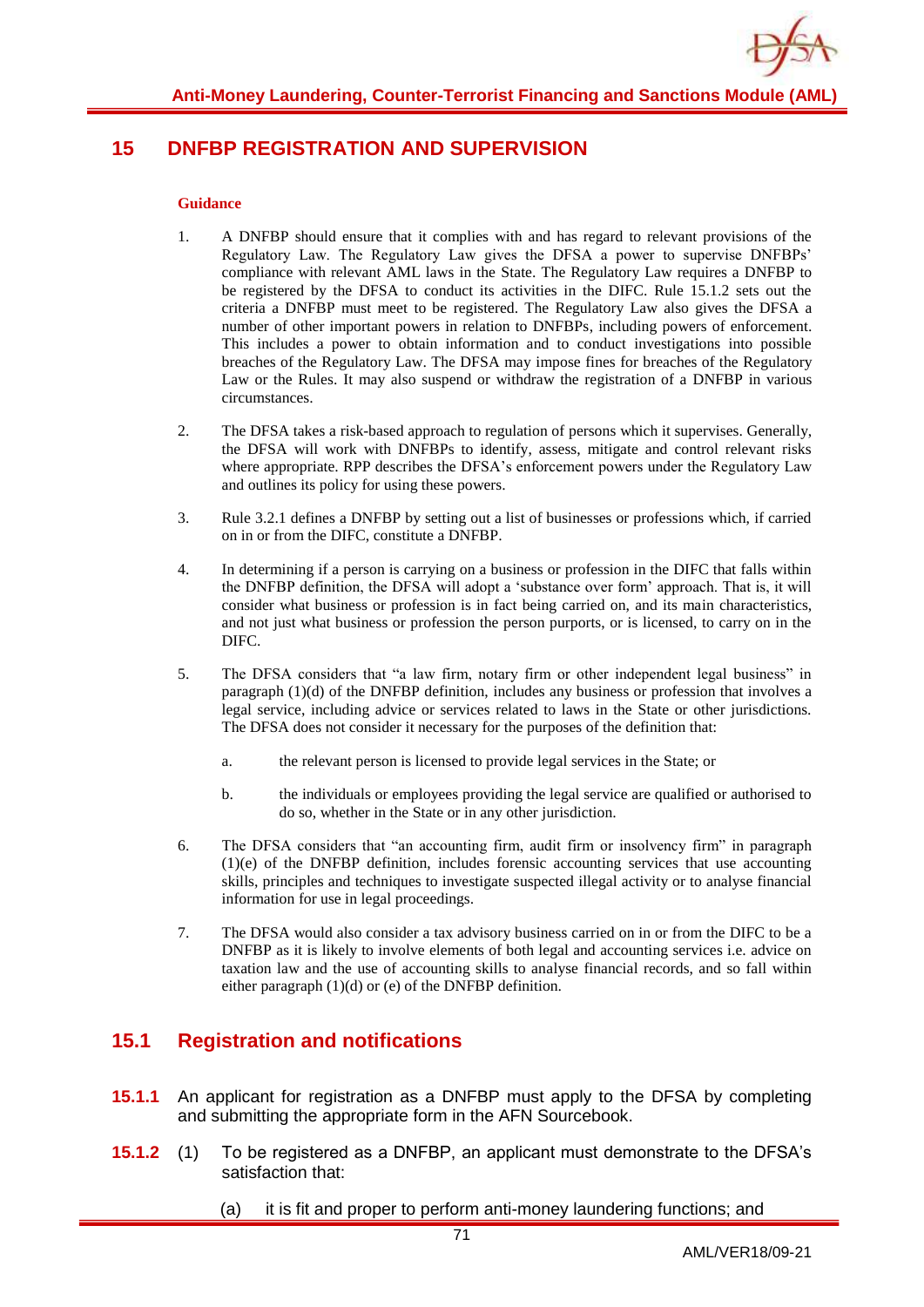# 15 DNFBP REGISTRATION AND SUPERVISION

**Guidance**

1. A DNFBP should ensure that it complies with and has regard to relevant provisions of the Regulatory Law. The Regulatory Law gives the DFSA a power to supervise DNFBPs' compliance with relevant AML laws in the State. The Regulatory Law requires a DNFBP to be registered by the DFSA to conduct its activities in the DIFC. Rule 15.1.2 sets out the criteria a DNFBP must meet to be registered. The Regulatory Law also gives the DFSA a number of other important powers in relation to DNFBPs, including powers of enforcement. This includes a power to obtain information and to conduct investigations into possible breaches of the Regulatory Law. The DFSA may impose fines for breaches of the Regulatory Law or the Rules. It may also suspend or withdraw the registration of a DNFBP in various circumstances.

2. The DFSA takes a risk-based approach to regulation of persons which it supervises. Generally, the DFSA will work with DNFBPs to identify, assess, mitigate and control relevant risks where appropriate. RPP describes the DFSA's enforcement powers under the Regulatory Law and outlines its policy for using these powers.

3. Rule 3.2.1 defines a DNFBP by setting out a list of businesses or professions which, if carried on in or from the DIFC, constitute a DNFBP.

4. In determining if a person is carrying on a business or profession in the DIFC that falls within the DNFBP definition, the DFSA will adopt a 'substance over form' approach. That is, it will consider what business or profession is in fact being carried on, and its main characteristics, and not just what business or profession the person purports, or is licensed, to carry on in the DIFC.

5. The DFSA considers that "a law firm, notary firm or other independent legal business" in paragraph (1)(d) of the DNFBP definition, includes any business or profession that involves a legal service, including advice or services related to laws in the State or other jurisdictions. The DFSA does not consider it necessary for the purposes of the definition that:

   a. the relevant person is licensed to provide legal services in the State; or

   b. the individuals or employees providing the legal service are qualified or authorised to do so, whether in the State or in any other jurisdiction.

6. The DFSA considers that "an accounting firm, audit firm or insolvency firm" in paragraph (1)(e) of the DNFBP definition, includes forensic accounting services that use accounting skills, principles and techniques to investigate suspected illegal activity or to analyse financial information for use in legal proceedings.

7. The DFSA would also consider a tax advisory business carried on in or from the DIFC to be a DNFBP as it is likely to involve elements of both legal and accounting services i.e. advice on taxation law and the use of accounting skills to analyse financial records, and so fall within either paragraph (1)(d) or (e) of the DNFBP definition.

## 15.1 Registration and notifications

**15.1.1** An applicant for registration as a DNFBP must apply to the DFSA by completing and submitting the appropriate form in the AFN Sourcebook.

**15.1.2** (1) To be registered as a DNFBP, an applicant must demonstrate to the DFSA's satisfaction that:

(a) it is fit and proper to perform anti-money laundering functions; and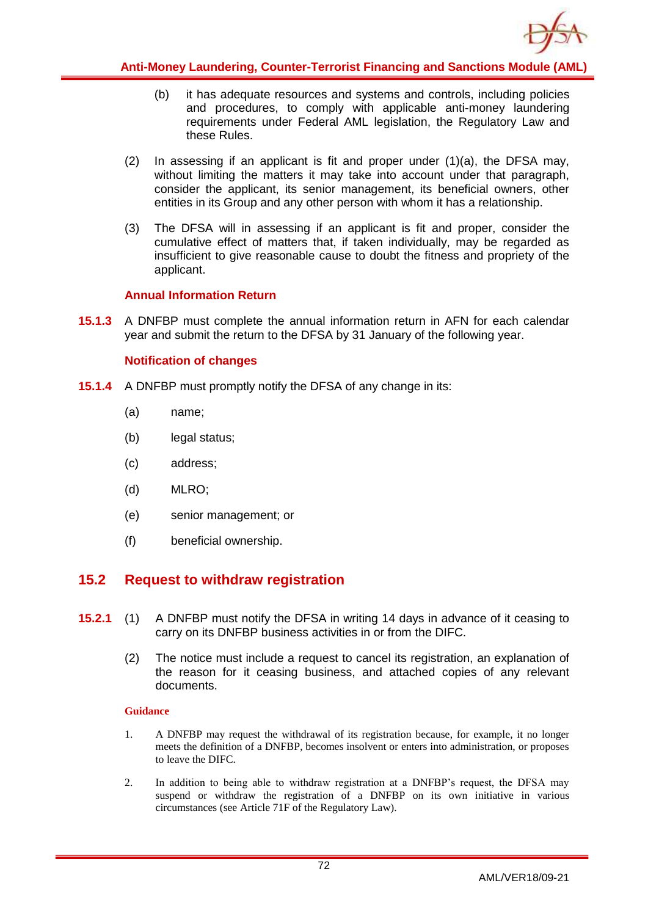(b) it has adequate resources and systems and controls, including policies and procedures, to comply with applicable anti-money laundering requirements under Federal AML legislation, the Regulatory Law and these Rules.

(2) In assessing if an applicant is fit and proper under (1)(a), the DFSA may, without limiting the matters it may take into account under that paragraph, consider the applicant, its senior management, its beneficial owners, other entities in its Group and any other person with whom it has a relationship.

(3) The DFSA will in assessing if an applicant is fit and proper, consider the cumulative effect of matters that, if taken individually, may be regarded as insufficient to give reasonable cause to doubt the fitness and propriety of the applicant.

#### Annual Information Return

**15.1.3** A DNFBP must complete the annual information return in AFN for each calendar year and submit the return to the DFSA by 31 January of the following year.

#### Notification of changes

**15.1.4** A DNFBP must promptly notify the DFSA of any change in its:

(a) name;

(b) legal status;

(c) address;

(d) MLRO;

(e) senior management; or

(f) beneficial ownership.

## 15.2 Request to withdraw registration

**15.2.1** (1) A DNFBP must notify the DFSA in writing 14 days in advance of it ceasing to carry on its DNFBP business activities in or from the DIFC.

(2) The notice must include a request to cancel its registration, an explanation of the reason for it ceasing business, and attached copies of any relevant documents.

**Guidance**

1. A DNFBP may request the withdrawal of its registration because, for example, it no longer meets the definition of a DNFBP, becomes insolvent or enters into administration, or proposes to leave the DIFC.

2. In addition to being able to withdraw registration at a DNFBP's request, the DFSA may suspend or withdraw the registration of a DNFBP on its own initiative in various circumstances (see Article 71F of the Regulatory Law).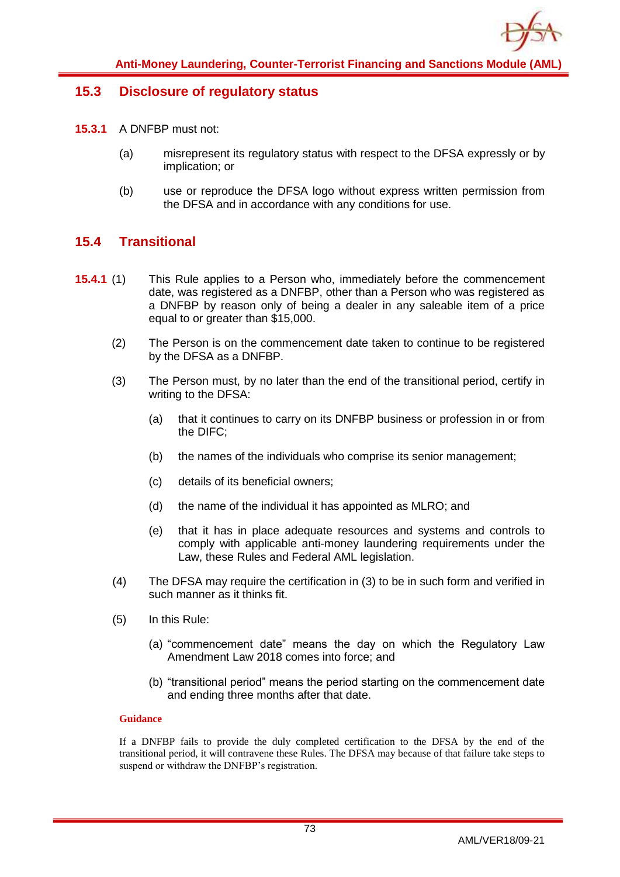## 15.3 Disclosure of regulatory status

**15.3.1** A DNFBP must not:

(a) misrepresent its regulatory status with respect to the DFSA expressly or by implication; or

(b) use or reproduce the DFSA logo without express written permission from the DFSA and in accordance with any conditions for use.

## 15.4 Transitional

**15.4.1** (1) This Rule applies to a Person who, immediately before the commencement date, was registered as a DNFBP, other than a Person who was registered as a DNFBP by reason only of being a dealer in any saleable item of a price equal to or greater than $15,000.

(2) The Person is on the commencement date taken to continue to be registered by the DFSA as a DNFBP.

(3) The Person must, by no later than the end of the transitional period, certify in writing to the DFSA:

(a) that it continues to carry on its DNFBP business or profession in or from the DIFC;

(b) the names of the individuals who comprise its senior management;

(c) details of its beneficial owners;

(d) the name of the individual it has appointed as MLRO; and

(e) that it has in place adequate resources and systems and controls to comply with applicable anti-money laundering requirements under the Law, these Rules and Federal AML legislation.

(4) The DFSA may require the certification in (3) to be in such form and verified in such manner as it thinks fit.

(5) In this Rule:

(a) "commencement date" means the day on which the Regulatory Law Amendment Law 2018 comes into force; and

(b) "transitional period" means the period starting on the commencement date and ending three months after that date.

**Guidance**

If a DNFBP fails to provide the duly completed certification to the DFSA by the end of the transitional period, it will contravene these Rules. The DFSA may because of that failure take steps to suspend or withdraw the DNFBP's registration.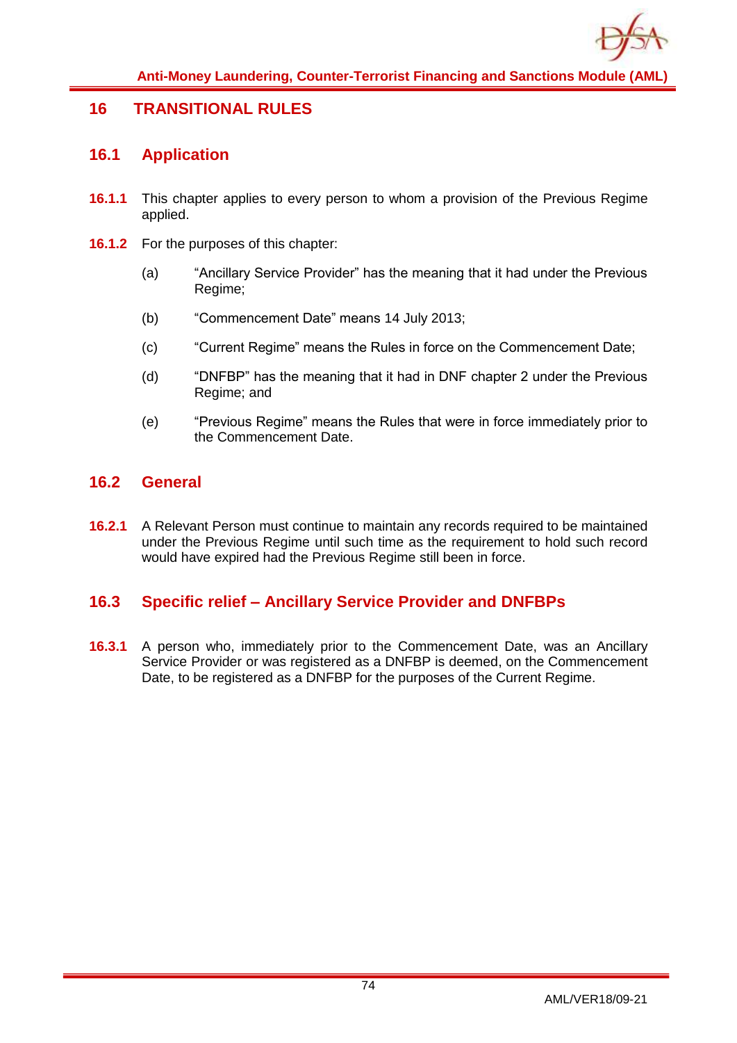# 16 TRANSITIONAL RULES

## 16.1 Application

**16.1.1** This chapter applies to every person to whom a provision of the Previous Regime applied.

**16.1.2** For the purposes of this chapter:

(a) "Ancillary Service Provider" has the meaning that it had under the Previous Regime;

(b) "Commencement Date" means 14 July 2013;

(c) "Current Regime" means the Rules in force on the Commencement Date;

(d) "DNFBP" has the meaning that it had in DNF chapter 2 under the Previous Regime; and

(e) "Previous Regime" means the Rules that were in force immediately prior to the Commencement Date.

## 16.2 General

**16.2.1** A Relevant Person must continue to maintain any records required to be maintained under the Previous Regime until such time as the requirement to hold such record would have expired had the Previous Regime still been in force.

## 16.3 Specific relief – Ancillary Service Provider and DNFBPs

**16.3.1** A person who, immediately prior to the Commencement Date, was an Ancillary Service Provider or was registered as a DNFBP is deemed, on the Commencement Date, to be registered as a DNFBP for the purposes of the Current Regime.